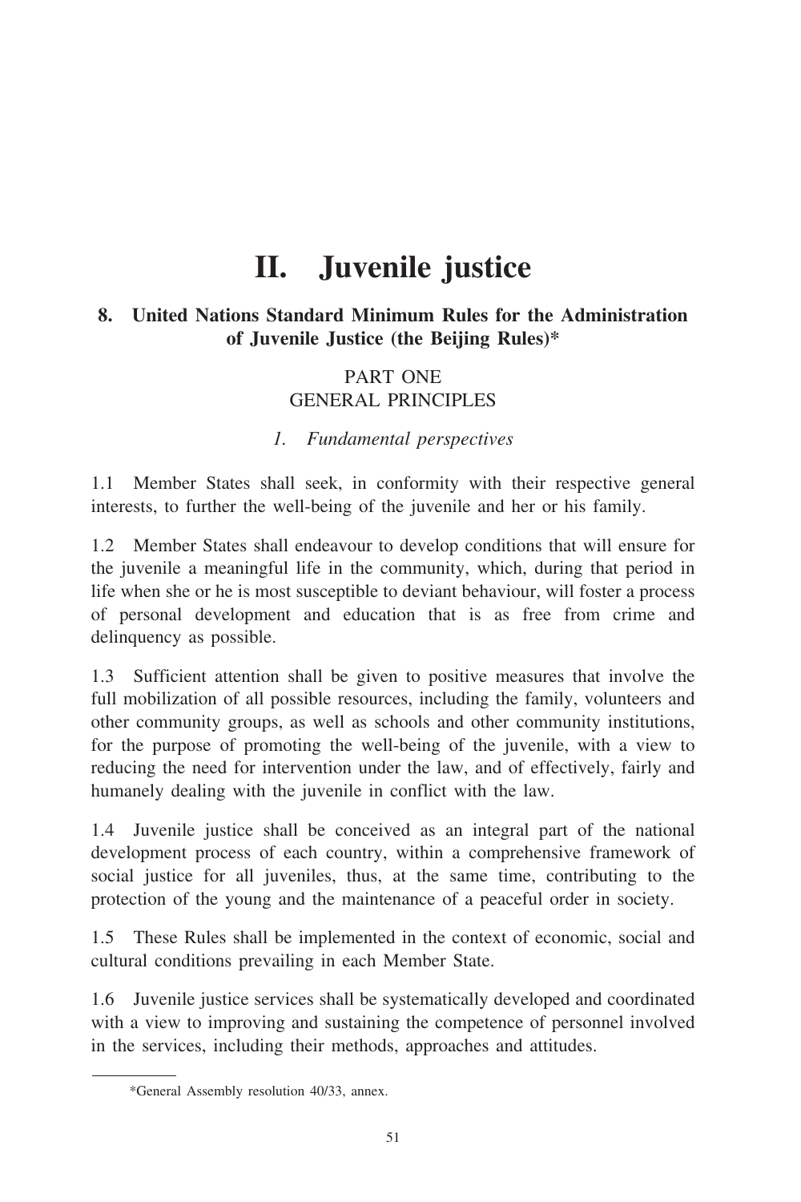# II. Juvenile justice

## 8. United Nations Standard Minimum Rules for the Administration of Juvenile Justice (the Beijing Rules)*

PART ONE
GENERAL PRINCIPLES

### *1. Fundamental perspectives*

1.1 Member States shall seek, in conformity with their respective general interests, to further the well-being of the juvenile and her or his family.

1.2 Member States shall endeavour to develop conditions that will ensure for the juvenile a meaningful life in the community, which, during that period in life when she or he is most susceptible to deviant behaviour, will foster a process of personal development and education that is as free from crime and delinquency as possible.

1.3 Sufficient attention shall be given to positive measures that involve the full mobilization of all possible resources, including the family, volunteers and other community groups, as well as schools and other community institutions, for the purpose of promoting the well-being of the juvenile, with a view to reducing the need for intervention under the law, and of effectively, fairly and humanely dealing with the juvenile in conflict with the law.

1.4 Juvenile justice shall be conceived as an integral part of the national development process of each country, within a comprehensive framework of social justice for all juveniles, thus, at the same time, contributing to the protection of the young and the maintenance of a peaceful order in society.

1.5 These Rules shall be implemented in the context of economic, social and cultural conditions prevailing in each Member State.

1.6 Juvenile justice services shall be systematically developed and coordinated with a view to improving and sustaining the competence of personnel involved in the services, including their methods, approaches and attitudes.

*General Assembly resolution 40/33, annex.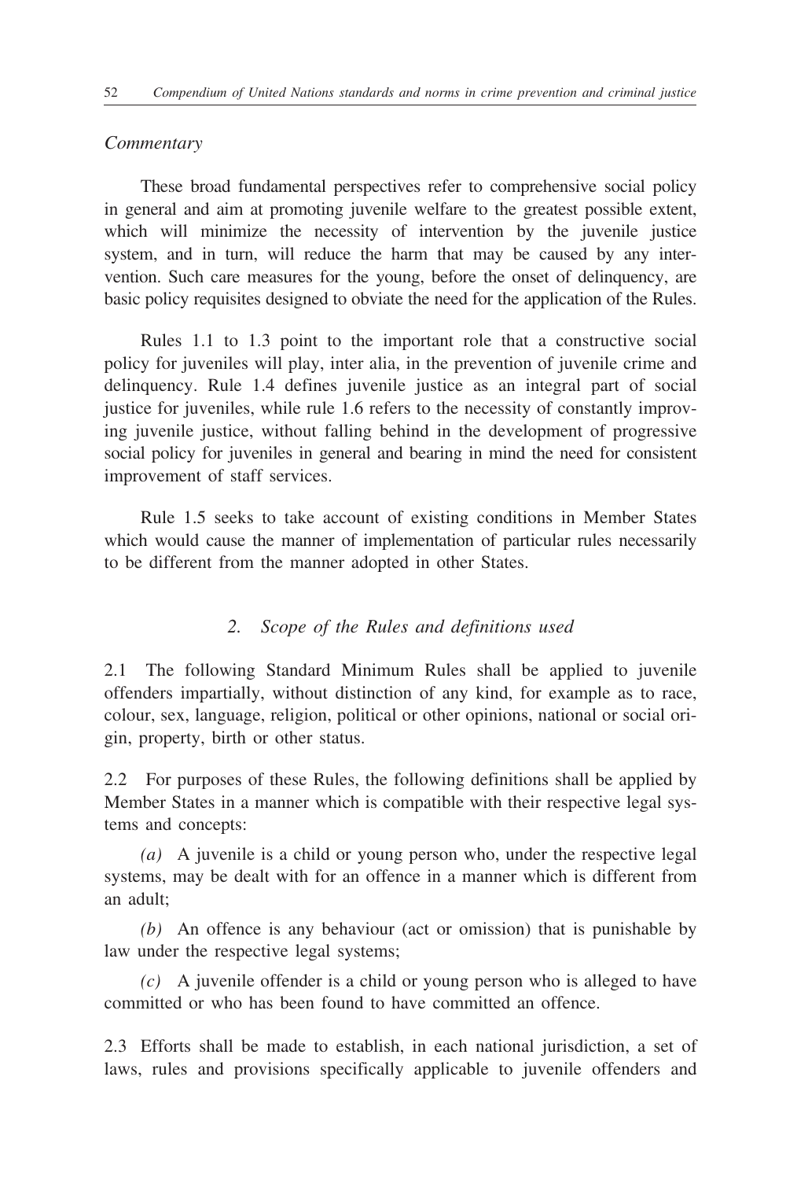*Commentary*

These broad fundamental perspectives refer to comprehensive social policy in general and aim at promoting juvenile welfare to the greatest possible extent, which will minimize the necessity of intervention by the juvenile justice system, and in turn, will reduce the harm that may be caused by any intervention. Such care measures for the young, before the onset of delinquency, are basic policy requisites designed to obviate the need for the application of the Rules.

Rules 1.1 to 1.3 point to the important role that a constructive social policy for juveniles will play, inter alia, in the prevention of juvenile crime and delinquency. Rule 1.4 defines juvenile justice as an integral part of social justice for juveniles, while rule 1.6 refers to the necessity of constantly improving juvenile justice, without falling behind in the development of progressive social policy for juveniles in general and bearing in mind the need for consistent improvement of staff services.

Rule 1.5 seeks to take account of existing conditions in Member States which would cause the manner of implementation of particular rules necessarily to be different from the manner adopted in other States.

### *2. Scope of the Rules and definitions used*

2.1 The following Standard Minimum Rules shall be applied to juvenile offenders impartially, without distinction of any kind, for example as to race, colour, sex, language, religion, political or other opinions, national or social origin, property, birth or other status.

2.2 For purposes of these Rules, the following definitions shall be applied by Member States in a manner which is compatible with their respective legal systems and concepts:

*(a)* A juvenile is a child or young person who, under the respective legal systems, may be dealt with for an offence in a manner which is different from an adult;

*(b)* An offence is any behaviour (act or omission) that is punishable by law under the respective legal systems;

*(c)* A juvenile offender is a child or young person who is alleged to have committed or who has been found to have committed an offence.

2.3 Efforts shall be made to establish, in each national jurisdiction, a set of laws, rules and provisions specifically applicable to juvenile offenders and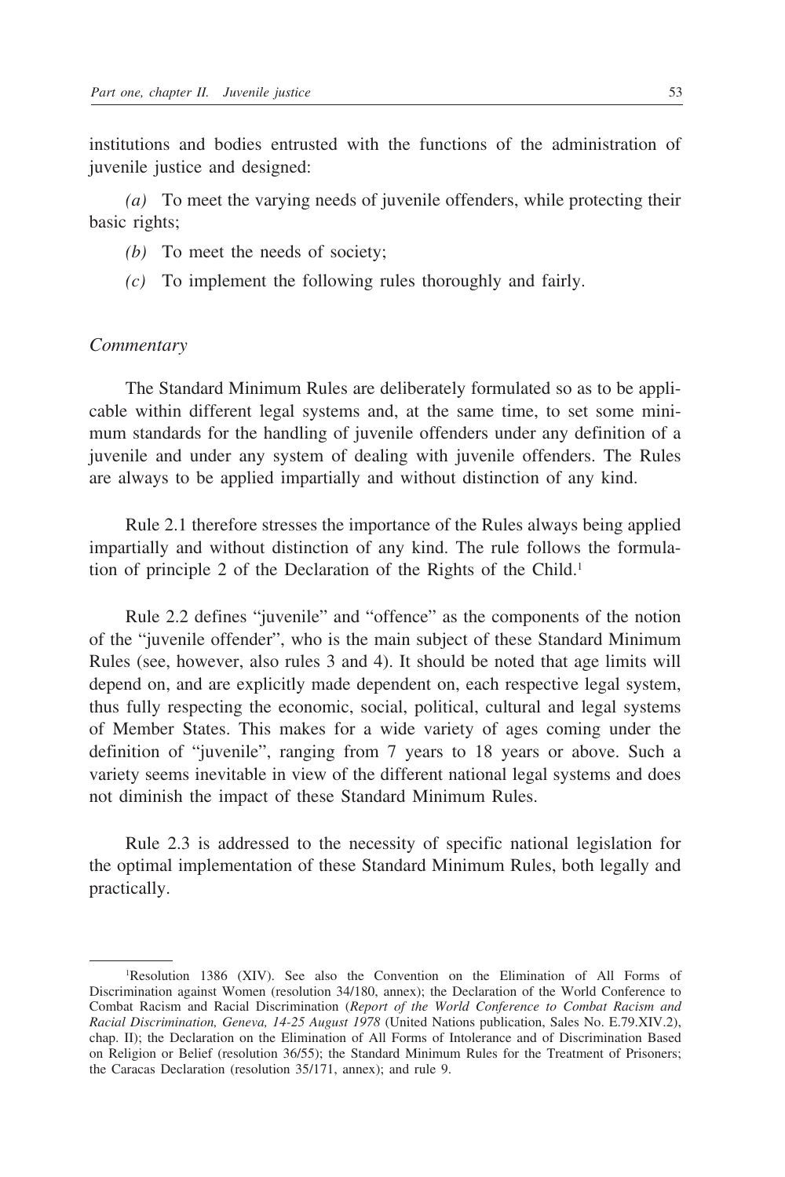institutions and bodies entrusted with the functions of the administration of juvenile justice and designed:

*(a)* To meet the varying needs of juvenile offenders, while protecting their basic rights;

*(b)* To meet the needs of society;

*(c)* To implement the following rules thoroughly and fairly.

*Commentary*

The Standard Minimum Rules are deliberately formulated so as to be applicable within different legal systems and, at the same time, to set some minimum standards for the handling of juvenile offenders under any definition of a juvenile and under any system of dealing with juvenile offenders. The Rules are always to be applied impartially and without distinction of any kind.

Rule 2.1 therefore stresses the importance of the Rules always being applied impartially and without distinction of any kind. The rule follows the formulation of principle 2 of the Declaration of the Rights of the Child.[1]

Rule 2.2 defines "juvenile" and "offence" as the components of the notion of the "juvenile offender", who is the main subject of these Standard Minimum Rules (see, however, also rules 3 and 4). It should be noted that age limits will depend on, and are explicitly made dependent on, each respective legal system, thus fully respecting the economic, social, political, cultural and legal systems of Member States. This makes for a wide variety of ages coming under the definition of "juvenile", ranging from 7 years to 18 years or above. Such a variety seems inevitable in view of the different national legal systems and does not diminish the impact of these Standard Minimum Rules.

Rule 2.3 is addressed to the necessity of specific national legislation for the optimal implementation of these Standard Minimum Rules, both legally and practically.

---

[1]Resolution 1386 (XIV). See also the Convention on the Elimination of All Forms of Discrimination against Women (resolution 34/180, annex); the Declaration of the World Conference to Combat Racism and Racial Discrimination (*Report of the World Conference to Combat Racism and Racial Discrimination, Geneva, 14-25 August 1978* (United Nations publication, Sales No. E.79.XIV.2), chap. II); the Declaration on the Elimination of All Forms of Intolerance and of Discrimination Based on Religion or Belief (resolution 36/55); the Standard Minimum Rules for the Treatment of Prisoners; the Caracas Declaration (resolution 35/171, annex); and rule 9.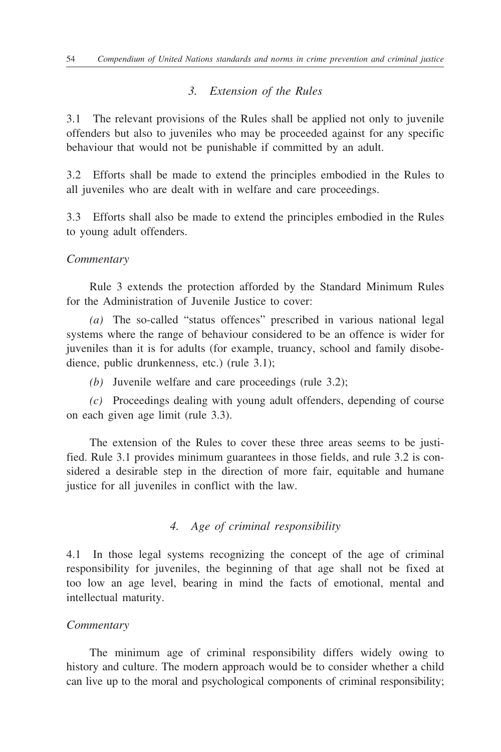### *3. Extension of the Rules*

3.1 The relevant provisions of the Rules shall be applied not only to juvenile offenders but also to juveniles who may be proceeded against for any specific behaviour that would not be punishable if committed by an adult.

3.2 Efforts shall be made to extend the principles embodied in the Rules to all juveniles who are dealt with in welfare and care proceedings.

3.3 Efforts shall also be made to extend the principles embodied in the Rules to young adult offenders.

*Commentary*

Rule 3 extends the protection afforded by the Standard Minimum Rules for the Administration of Juvenile Justice to cover:

*(a)* The so-called "status offences" prescribed in various national legal systems where the range of behaviour considered to be an offence is wider for juveniles than it is for adults (for example, truancy, school and family disobedience, public drunkenness, etc.) (rule 3.1);

*(b)* Juvenile welfare and care proceedings (rule 3.2);

*(c)* Proceedings dealing with young adult offenders, depending of course on each given age limit (rule 3.3).

The extension of the Rules to cover these three areas seems to be justified. Rule 3.1 provides minimum guarantees in those fields, and rule 3.2 is considered a desirable step in the direction of more fair, equitable and humane justice for all juveniles in conflict with the law.

### *4. Age of criminal responsibility*

4.1 In those legal systems recognizing the concept of the age of criminal responsibility for juveniles, the beginning of that age shall not be fixed at too low an age level, bearing in mind the facts of emotional, mental and intellectual maturity.

*Commentary*

The minimum age of criminal responsibility differs widely owing to history and culture. The modern approach would be to consider whether a child can live up to the moral and psychological components of criminal responsibility;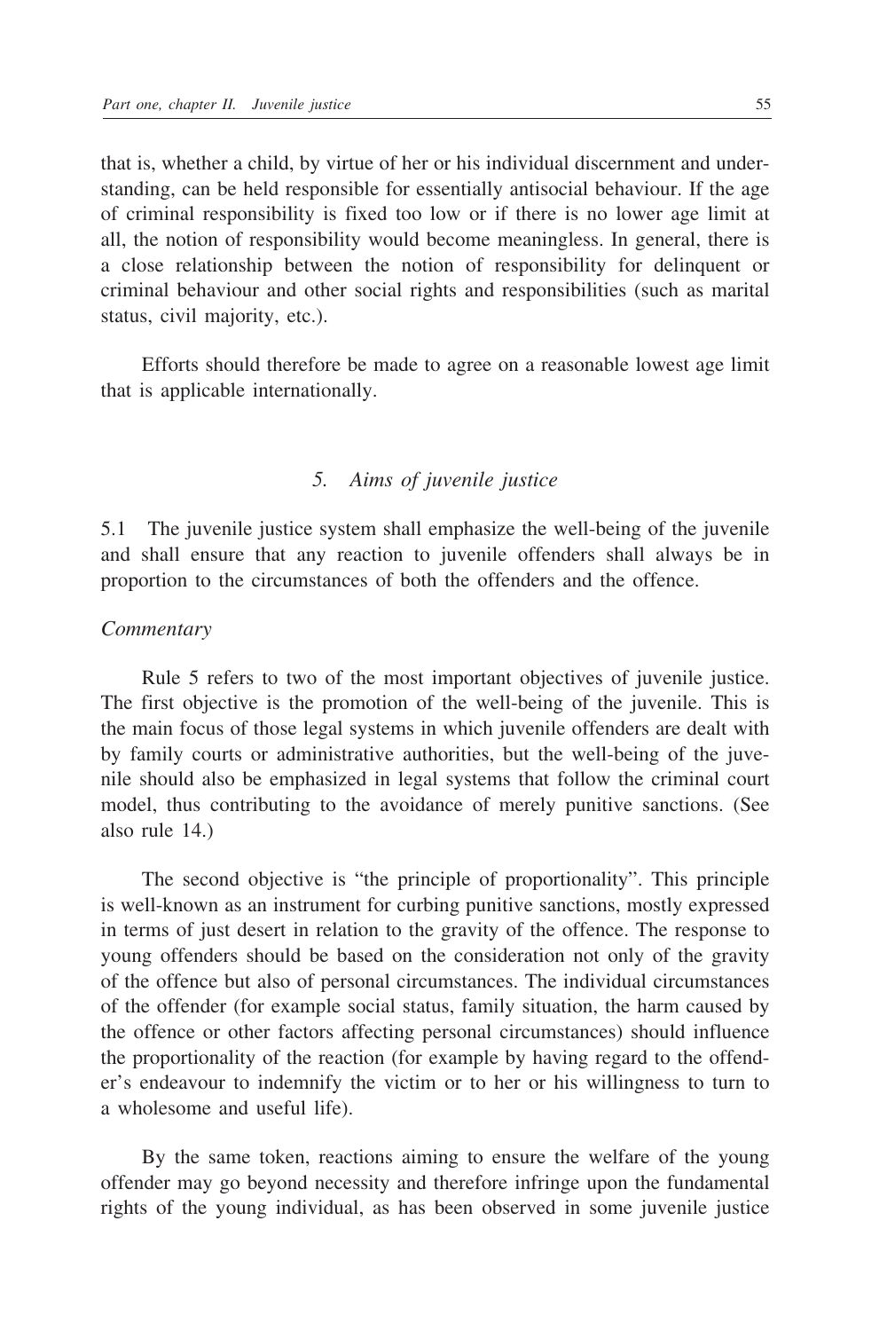that is, whether a child, by virtue of her or his individual discernment and understanding, can be held responsible for essentially antisocial behaviour. If the age of criminal responsibility is fixed too low or if there is no lower age limit at all, the notion of responsibility would become meaningless. In general, there is a close relationship between the notion of responsibility for delinquent or criminal behaviour and other social rights and responsibilities (such as marital status, civil majority, etc.).

Efforts should therefore be made to agree on a reasonable lowest age limit that is applicable internationally.

### *5. Aims of juvenile justice*

5.1 The juvenile justice system shall emphasize the well-being of the juvenile and shall ensure that any reaction to juvenile offenders shall always be in proportion to the circumstances of both the offenders and the offence.

*Commentary*

Rule 5 refers to two of the most important objectives of juvenile justice. The first objective is the promotion of the well-being of the juvenile. This is the main focus of those legal systems in which juvenile offenders are dealt with by family courts or administrative authorities, but the well-being of the juvenile should also be emphasized in legal systems that follow the criminal court model, thus contributing to the avoidance of merely punitive sanctions. (See also rule 14.)

The second objective is "the principle of proportionality". This principle is well-known as an instrument for curbing punitive sanctions, mostly expressed in terms of just desert in relation to the gravity of the offence. The response to young offenders should be based on the consideration not only of the gravity of the offence but also of personal circumstances. The individual circumstances of the offender (for example social status, family situation, the harm caused by the offence or other factors affecting personal circumstances) should influence the proportionality of the reaction (for example by having regard to the offender's endeavour to indemnify the victim or to her or his willingness to turn to a wholesome and useful life).

By the same token, reactions aiming to ensure the welfare of the young offender may go beyond necessity and therefore infringe upon the fundamental rights of the young individual, as has been observed in some juvenile justice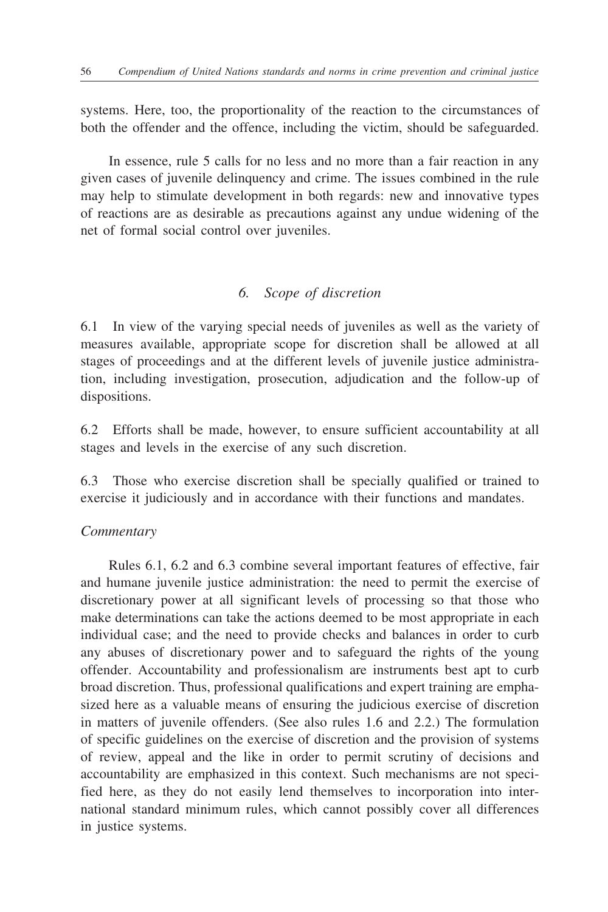systems. Here, too, the proportionality of the reaction to the circumstances of both the offender and the offence, including the victim, should be safeguarded.

In essence, rule 5 calls for no less and no more than a fair reaction in any given cases of juvenile delinquency and crime. The issues combined in the rule may help to stimulate development in both regards: new and innovative types of reactions are as desirable as precautions against any undue widening of the net of formal social control over juveniles.

### *6. Scope of discretion*

6.1 In view of the varying special needs of juveniles as well as the variety of measures available, appropriate scope for discretion shall be allowed at all stages of proceedings and at the different levels of juvenile justice administration, including investigation, prosecution, adjudication and the follow-up of dispositions.

6.2 Efforts shall be made, however, to ensure sufficient accountability at all stages and levels in the exercise of any such discretion.

6.3 Those who exercise discretion shall be specially qualified or trained to exercise it judiciously and in accordance with their functions and mandates.

*Commentary*

Rules 6.1, 6.2 and 6.3 combine several important features of effective, fair and humane juvenile justice administration: the need to permit the exercise of discretionary power at all significant levels of processing so that those who make determinations can take the actions deemed to be most appropriate in each individual case; and the need to provide checks and balances in order to curb any abuses of discretionary power and to safeguard the rights of the young offender. Accountability and professionalism are instruments best apt to curb broad discretion. Thus, professional qualifications and expert training are emphasized here as a valuable means of ensuring the judicious exercise of discretion in matters of juvenile offenders. (See also rules 1.6 and 2.2.) The formulation of specific guidelines on the exercise of discretion and the provision of systems of review, appeal and the like in order to permit scrutiny of decisions and accountability are emphasized in this context. Such mechanisms are not specified here, as they do not easily lend themselves to incorporation into international standard minimum rules, which cannot possibly cover all differences in justice systems.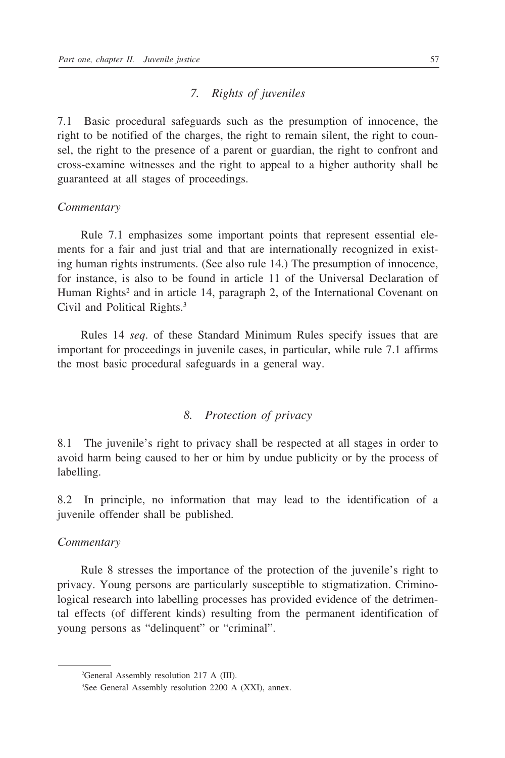### *7. Rights of juveniles*

7.1 Basic procedural safeguards such as the presumption of innocence, the right to be notified of the charges, the right to remain silent, the right to counsel, the right to the presence of a parent or guardian, the right to confront and cross-examine witnesses and the right to appeal to a higher authority shall be guaranteed at all stages of proceedings.

*Commentary*

Rule 7.1 emphasizes some important points that represent essential elements for a fair and just trial and that are internationally recognized in existing human rights instruments. (See also rule 14.) The presumption of innocence, for instance, is also to be found in article 11 of the Universal Declaration of Human Rights[2] and in article 14, paragraph 2, of the International Covenant on Civil and Political Rights.[3]

Rules 14 *seq*. of these Standard Minimum Rules specify issues that are important for proceedings in juvenile cases, in particular, while rule 7.1 affirms the most basic procedural safeguards in a general way.

### *8. Protection of privacy*

8.1 The juvenile's right to privacy shall be respected at all stages in order to avoid harm being caused to her or him by undue publicity or by the process of labelling.

8.2 In principle, no information that may lead to the identification of a juvenile offender shall be published.

*Commentary*

Rule 8 stresses the importance of the protection of the juvenile's right to privacy. Young persons are particularly susceptible to stigmatization. Criminological research into labelling processes has provided evidence of the detrimental effects (of different kinds) resulting from the permanent identification of young persons as "delinquent" or "criminal".

---

[2] General Assembly resolution 217 A (III).

[3] See General Assembly resolution 2200 A (XXI), annex.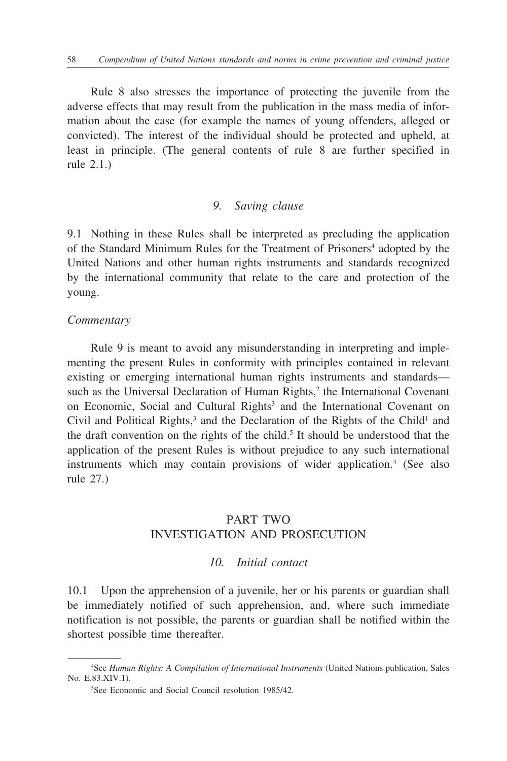Rule 8 also stresses the importance of protecting the juvenile from the adverse effects that may result from the publication in the mass media of information about the case (for example the names of young offenders, alleged or convicted). The interest of the individual should be protected and upheld, at least in principle. (The general contents of rule 8 are further specified in rule 2.1.)

### *9. Saving clause*

9.1 Nothing in these Rules shall be interpreted as precluding the application of the Standard Minimum Rules for the Treatment of Prisoners[4] adopted by the United Nations and other human rights instruments and standards recognized by the international community that relate to the care and protection of the young.

*Commentary*

Rule 9 is meant to avoid any misunderstanding in interpreting and implementing the present Rules in conformity with principles contained in relevant existing or emerging international human rights instruments and standards—such as the Universal Declaration of Human Rights,[2] the International Covenant on Economic, Social and Cultural Rights[3] and the International Covenant on Civil and Political Rights,[3] and the Declaration of the Rights of the Child[1] and the draft convention on the rights of the child.[5] It should be understood that the application of the present Rules is without prejudice to any such international instruments which may contain provisions of wider application.[4] (See also rule 27.)

## PART TWO
## INVESTIGATION AND PROSECUTION

### *10. Initial contact*

10.1 Upon the apprehension of a juvenile, her or his parents or guardian shall be immediately notified of such apprehension, and, where such immediate notification is not possible, the parents or guardian shall be notified within the shortest possible time thereafter.

---

[4] See *Human Rights: A Compilation of International Instruments* (United Nations publication, Sales No. E.83.XIV.1).

[5] See Economic and Social Council resolution 1985/42.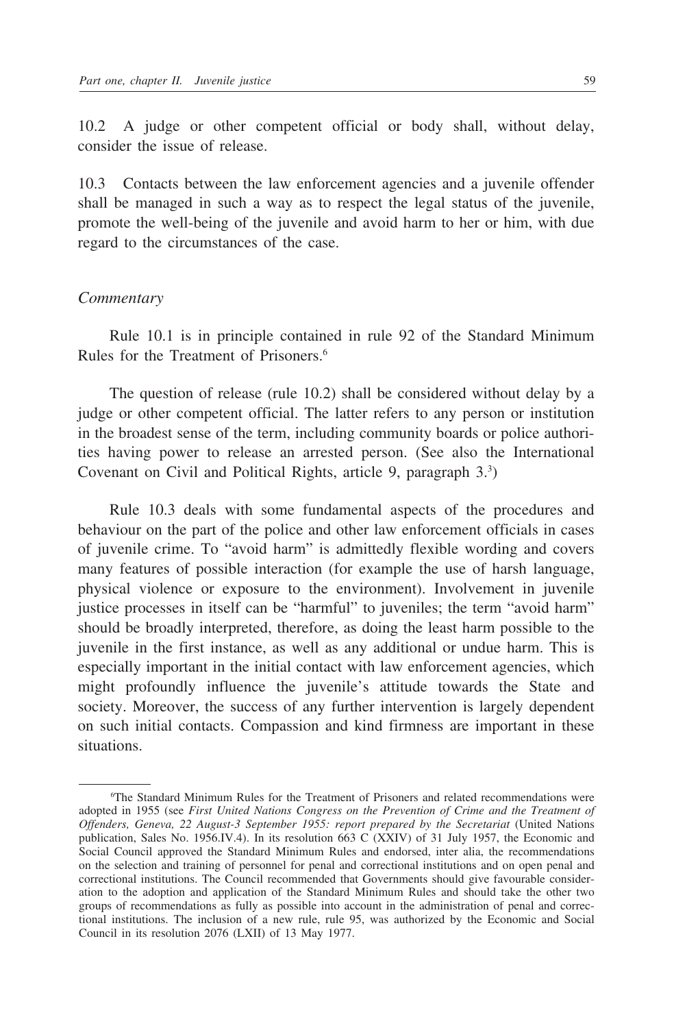10.2 A judge or other competent official or body shall, without delay, consider the issue of release.

10.3 Contacts between the law enforcement agencies and a juvenile offender shall be managed in such a way as to respect the legal status of the juvenile, promote the well-being of the juvenile and avoid harm to her or him, with due regard to the circumstances of the case.

*Commentary*

Rule 10.1 is in principle contained in rule 92 of the Standard Minimum Rules for the Treatment of Prisoners.[6]

The question of release (rule 10.2) shall be considered without delay by a judge or other competent official. The latter refers to any person or institution in the broadest sense of the term, including community boards or police authorities having power to release an arrested person. (See also the International Covenant on Civil and Political Rights, article 9, paragraph 3.[3])

Rule 10.3 deals with some fundamental aspects of the procedures and behaviour on the part of the police and other law enforcement officials in cases of juvenile crime. To "avoid harm" is admittedly flexible wording and covers many features of possible interaction (for example the use of harsh language, physical violence or exposure to the environment). Involvement in juvenile justice processes in itself can be "harmful" to juveniles; the term "avoid harm" should be broadly interpreted, therefore, as doing the least harm possible to the juvenile in the first instance, as well as any additional or undue harm. This is especially important in the initial contact with law enforcement agencies, which might profoundly influence the juvenile's attitude towards the State and society. Moreover, the success of any further intervention is largely dependent on such initial contacts. Compassion and kind firmness are important in these situations.

---

[6]The Standard Minimum Rules for the Treatment of Prisoners and related recommendations were adopted in 1955 (see *First United Nations Congress on the Prevention of Crime and the Treatment of Offenders, Geneva, 22 August-3 September 1955: report prepared by the Secretariat* (United Nations publication, Sales No. 1956.IV.4). In its resolution 663 C (XXIV) of 31 July 1957, the Economic and Social Council approved the Standard Minimum Rules and endorsed, inter alia, the recommendations on the selection and training of personnel for penal and correctional institutions and on open penal and correctional institutions. The Council recommended that Governments should give favourable consideration to the adoption and application of the Standard Minimum Rules and should take the other two groups of recommendations as fully as possible into account in the administration of penal and correctional institutions. The inclusion of a new rule, rule 95, was authorized by the Economic and Social Council in its resolution 2076 (LXII) of 13 May 1977.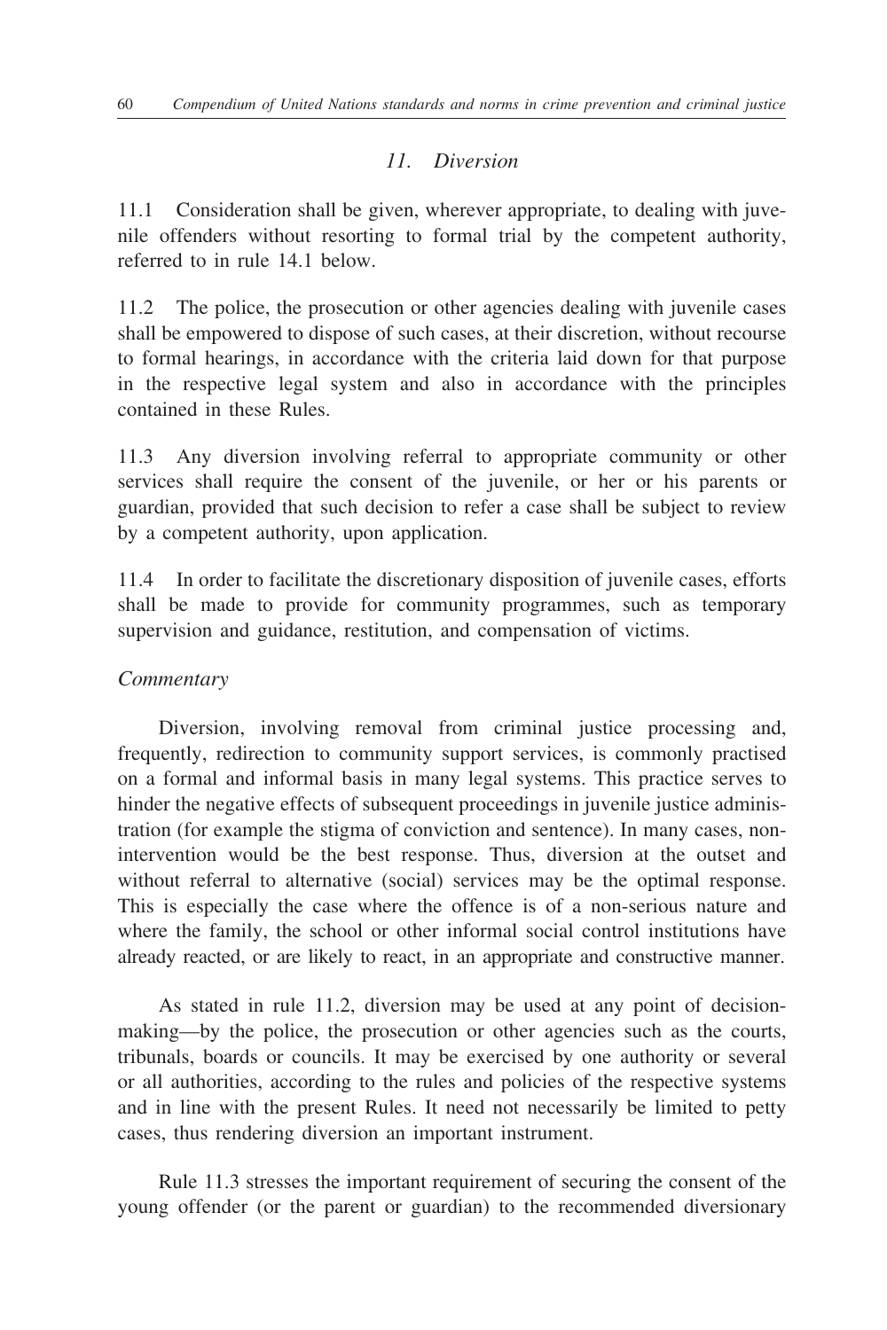### *11. Diversion*

11.1 Consideration shall be given, wherever appropriate, to dealing with juvenile offenders without resorting to formal trial by the competent authority, referred to in rule 14.1 below.

11.2 The police, the prosecution or other agencies dealing with juvenile cases shall be empowered to dispose of such cases, at their discretion, without recourse to formal hearings, in accordance with the criteria laid down for that purpose in the respective legal system and also in accordance with the principles contained in these Rules.

11.3 Any diversion involving referral to appropriate community or other services shall require the consent of the juvenile, or her or his parents or guardian, provided that such decision to refer a case shall be subject to review by a competent authority, upon application.

11.4 In order to facilitate the discretionary disposition of juvenile cases, efforts shall be made to provide for community programmes, such as temporary supervision and guidance, restitution, and compensation of victims.

*Commentary*

Diversion, involving removal from criminal justice processing and, frequently, redirection to community support services, is commonly practised on a formal and informal basis in many legal systems. This practice serves to hinder the negative effects of subsequent proceedings in juvenile justice administration (for example the stigma of conviction and sentence). In many cases, non-intervention would be the best response. Thus, diversion at the outset and without referral to alternative (social) services may be the optimal response. This is especially the case where the offence is of a non-serious nature and where the family, the school or other informal social control institutions have already reacted, or are likely to react, in an appropriate and constructive manner.

As stated in rule 11.2, diversion may be used at any point of decision-making—by the police, the prosecution or other agencies such as the courts, tribunals, boards or councils. It may be exercised by one authority or several or all authorities, according to the rules and policies of the respective systems and in line with the present Rules. It need not necessarily be limited to petty cases, thus rendering diversion an important instrument.

Rule 11.3 stresses the important requirement of securing the consent of the young offender (or the parent or guardian) to the recommended diversionary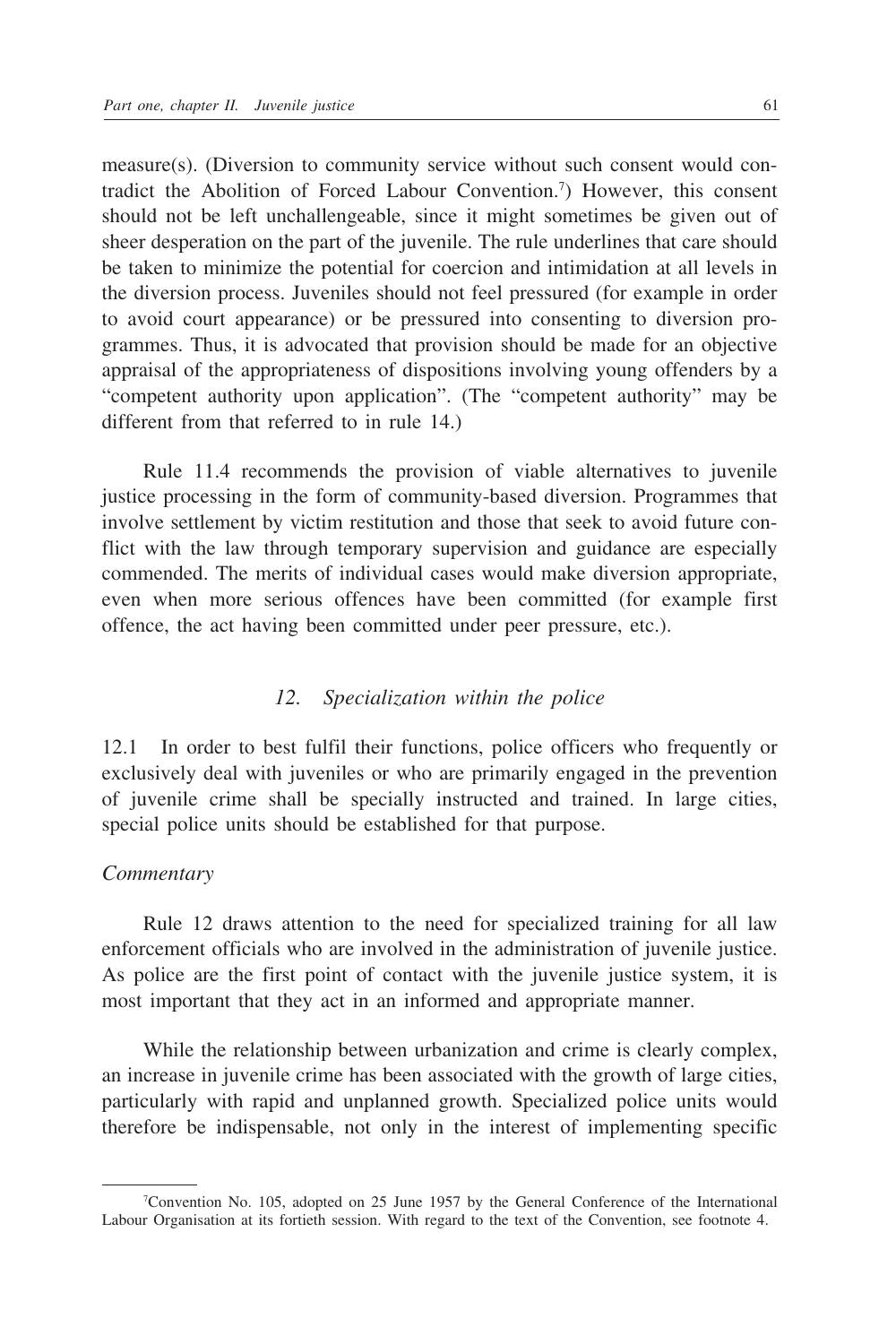measure(s). (Diversion to community service without such consent would contradict the Abolition of Forced Labour Convention.[7]) However, this consent should not be left unchallengeable, since it might sometimes be given out of sheer desperation on the part of the juvenile. The rule underlines that care should be taken to minimize the potential for coercion and intimidation at all levels in the diversion process. Juveniles should not feel pressured (for example in order to avoid court appearance) or be pressured into consenting to diversion programmes. Thus, it is advocated that provision should be made for an objective appraisal of the appropriateness of dispositions involving young offenders by a "competent authority upon application". (The "competent authority" may be different from that referred to in rule 14.)

Rule 11.4 recommends the provision of viable alternatives to juvenile justice processing in the form of community-based diversion. Programmes that involve settlement by victim restitution and those that seek to avoid future conflict with the law through temporary supervision and guidance are especially commended. The merits of individual cases would make diversion appropriate, even when more serious offences have been committed (for example first offence, the act having been committed under peer pressure, etc.).

### *12. Specialization within the police*

12.1 In order to best fulfil their functions, police officers who frequently or exclusively deal with juveniles or who are primarily engaged in the prevention of juvenile crime shall be specially instructed and trained. In large cities, special police units should be established for that purpose.

*Commentary*

Rule 12 draws attention to the need for specialized training for all law enforcement officials who are involved in the administration of juvenile justice. As police are the first point of contact with the juvenile justice system, it is most important that they act in an informed and appropriate manner.

While the relationship between urbanization and crime is clearly complex, an increase in juvenile crime has been associated with the growth of large cities, particularly with rapid and unplanned growth. Specialized police units would therefore be indispensable, not only in the interest of implementing specific

[7]Convention No. 105, adopted on 25 June 1957 by the General Conference of the International Labour Organisation at its fortieth session. With regard to the text of the Convention, see footnote 4.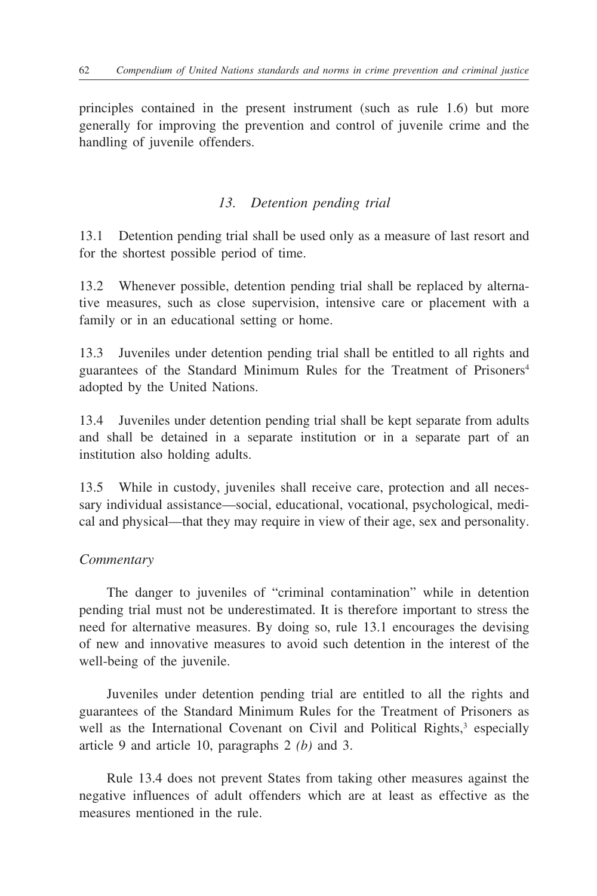principles contained in the present instrument (such as rule 1.6) but more generally for improving the prevention and control of juvenile crime and the handling of juvenile offenders.

### *13. Detention pending trial*

13.1 Detention pending trial shall be used only as a measure of last resort and for the shortest possible period of time.

13.2 Whenever possible, detention pending trial shall be replaced by alternative measures, such as close supervision, intensive care or placement with a family or in an educational setting or home.

13.3 Juveniles under detention pending trial shall be entitled to all rights and guarantees of the Standard Minimum Rules for the Treatment of Prisoners[4] adopted by the United Nations.

13.4 Juveniles under detention pending trial shall be kept separate from adults and shall be detained in a separate institution or in a separate part of an institution also holding adults.

13.5 While in custody, juveniles shall receive care, protection and all necessary individual assistance—social, educational, vocational, psychological, medical and physical—that they may require in view of their age, sex and personality.

*Commentary*

The danger to juveniles of "criminal contamination" while in detention pending trial must not be underestimated. It is therefore important to stress the need for alternative measures. By doing so, rule 13.1 encourages the devising of new and innovative measures to avoid such detention in the interest of the well-being of the juvenile.

Juveniles under detention pending trial are entitled to all the rights and guarantees of the Standard Minimum Rules for the Treatment of Prisoners as well as the International Covenant on Civil and Political Rights,[3] especially article 9 and article 10, paragraphs 2 *(b)* and 3.

Rule 13.4 does not prevent States from taking other measures against the negative influences of adult offenders which are at least as effective as the measures mentioned in the rule.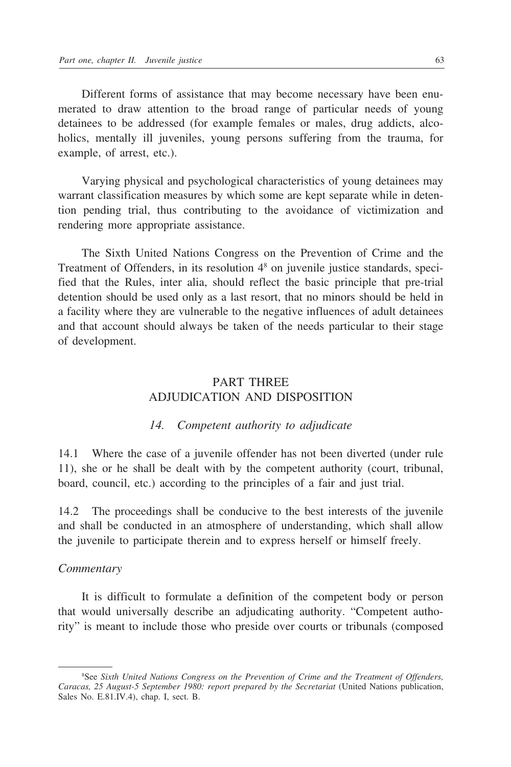Different forms of assistance that may become necessary have been enumerated to draw attention to the broad range of particular needs of young detainees to be addressed (for example females or males, drug addicts, alcoholics, mentally ill juveniles, young persons suffering from the trauma, for example, of arrest, etc.).

Varying physical and psychological characteristics of young detainees may warrant classification measures by which some are kept separate while in detention pending trial, thus contributing to the avoidance of victimization and rendering more appropriate assistance.

The Sixth United Nations Congress on the Prevention of Crime and the Treatment of Offenders, in its resolution 4[8] on juvenile justice standards, specified that the Rules, inter alia, should reflect the basic principle that pre-trial detention should be used only as a last resort, that no minors should be held in a facility where they are vulnerable to the negative influences of adult detainees and that account should always be taken of the needs particular to their stage of development.

## PART THREE
## ADJUDICATION AND DISPOSITION

### *14. Competent authority to adjudicate*

14.1 Where the case of a juvenile offender has not been diverted (under rule 11), she or he shall be dealt with by the competent authority (court, tribunal, board, council, etc.) according to the principles of a fair and just trial.

14.2 The proceedings shall be conducive to the best interests of the juvenile and shall be conducted in an atmosphere of understanding, which shall allow the juvenile to participate therein and to express herself or himself freely.

*Commentary*

It is difficult to formulate a definition of the competent body or person that would universally describe an adjudicating authority. "Competent authority" is meant to include those who preside over courts or tribunals (composed

[8] See *Sixth United Nations Congress on the Prevention of Crime and the Treatment of Offenders, Caracas, 25 August-5 September 1980: report prepared by the Secretariat* (United Nations publication, Sales No. E.81.IV.4), chap. I, sect. B.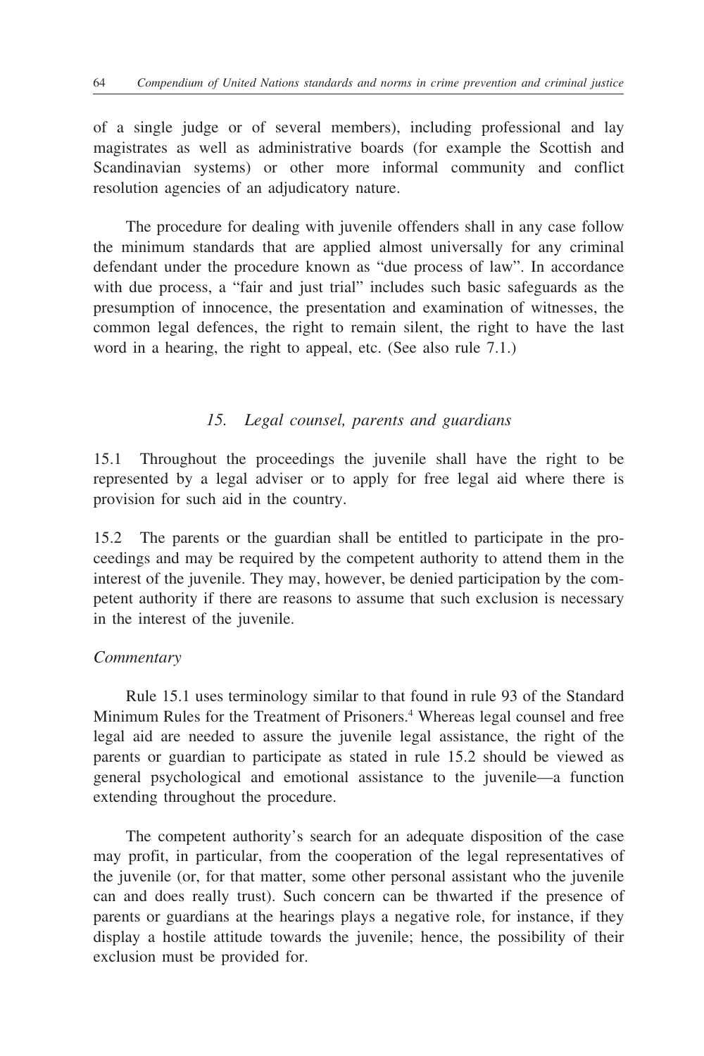of a single judge or of several members), including professional and lay magistrates as well as administrative boards (for example the Scottish and Scandinavian systems) or other more informal community and conflict resolution agencies of an adjudicatory nature.

The procedure for dealing with juvenile offenders shall in any case follow the minimum standards that are applied almost universally for any criminal defendant under the procedure known as "due process of law". In accordance with due process, a "fair and just trial" includes such basic safeguards as the presumption of innocence, the presentation and examination of witnesses, the common legal defences, the right to remain silent, the right to have the last word in a hearing, the right to appeal, etc. (See also rule 7.1.)

### *15. Legal counsel, parents and guardians*

15.1 Throughout the proceedings the juvenile shall have the right to be represented by a legal adviser or to apply for free legal aid where there is provision for such aid in the country.

15.2 The parents or the guardian shall be entitled to participate in the proceedings and may be required by the competent authority to attend them in the interest of the juvenile. They may, however, be denied participation by the competent authority if there are reasons to assume that such exclusion is necessary in the interest of the juvenile.

*Commentary*

Rule 15.1 uses terminology similar to that found in rule 93 of the Standard Minimum Rules for the Treatment of Prisoners.[4] Whereas legal counsel and free legal aid are needed to assure the juvenile legal assistance, the right of the parents or guardian to participate as stated in rule 15.2 should be viewed as general psychological and emotional assistance to the juvenile—a function extending throughout the procedure.

The competent authority's search for an adequate disposition of the case may profit, in particular, from the cooperation of the legal representatives of the juvenile (or, for that matter, some other personal assistant who the juvenile can and does really trust). Such concern can be thwarted if the presence of parents or guardians at the hearings plays a negative role, for instance, if they display a hostile attitude towards the juvenile; hence, the possibility of their exclusion must be provided for.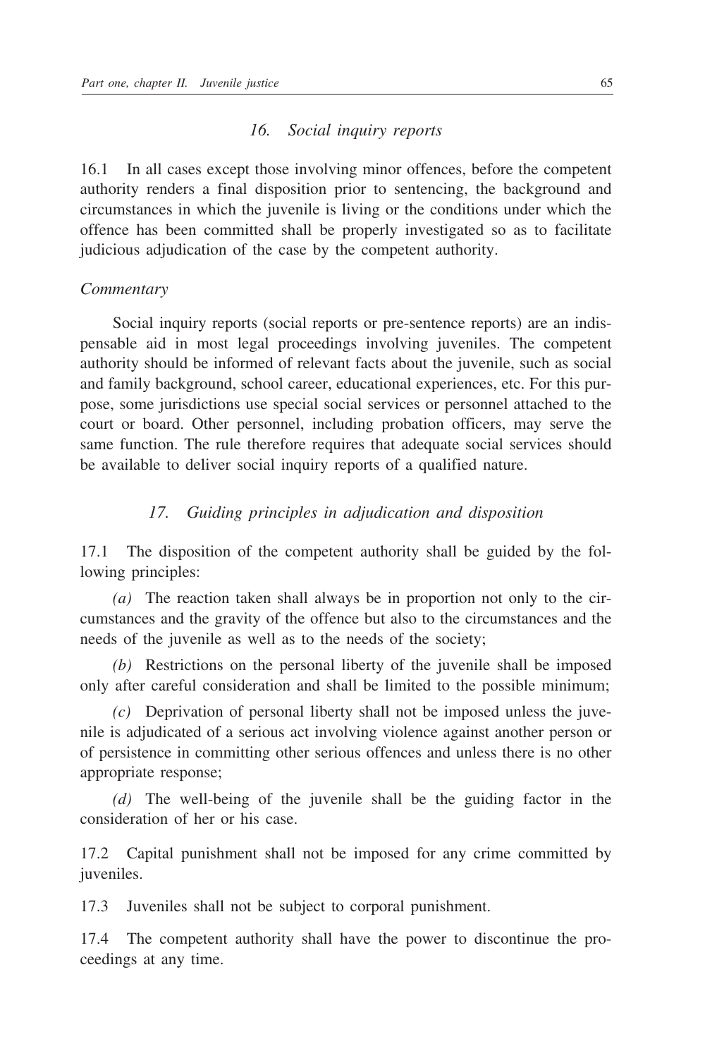### *16. Social inquiry reports*

16.1 In all cases except those involving minor offences, before the competent authority renders a final disposition prior to sentencing, the background and circumstances in which the juvenile is living or the conditions under which the offence has been committed shall be properly investigated so as to facilitate judicious adjudication of the case by the competent authority.

*Commentary*

Social inquiry reports (social reports or pre-sentence reports) are an indispensable aid in most legal proceedings involving juveniles. The competent authority should be informed of relevant facts about the juvenile, such as social and family background, school career, educational experiences, etc. For this purpose, some jurisdictions use special social services or personnel attached to the court or board. Other personnel, including probation officers, may serve the same function. The rule therefore requires that adequate social services should be available to deliver social inquiry reports of a qualified nature.

### *17. Guiding principles in adjudication and disposition*

17.1 The disposition of the competent authority shall be guided by the following principles:

*(a)* The reaction taken shall always be in proportion not only to the circumstances and the gravity of the offence but also to the circumstances and the needs of the juvenile as well as to the needs of the society;

*(b)* Restrictions on the personal liberty of the juvenile shall be imposed only after careful consideration and shall be limited to the possible minimum;

*(c)* Deprivation of personal liberty shall not be imposed unless the juvenile is adjudicated of a serious act involving violence against another person or of persistence in committing other serious offences and unless there is no other appropriate response;

*(d)* The well-being of the juvenile shall be the guiding factor in the consideration of her or his case.

17.2 Capital punishment shall not be imposed for any crime committed by juveniles.

17.3 Juveniles shall not be subject to corporal punishment.

17.4 The competent authority shall have the power to discontinue the proceedings at any time.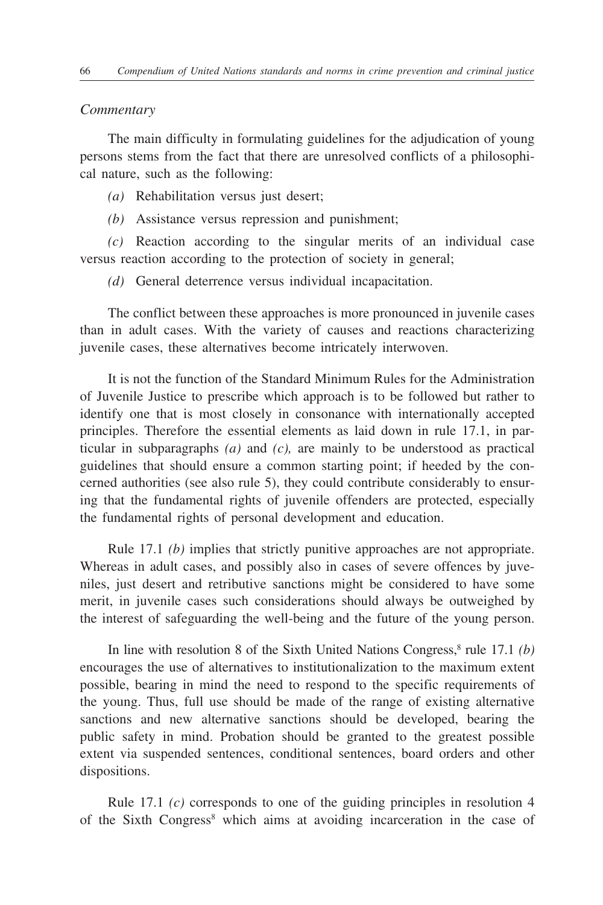*Commentary*

The main difficulty in formulating guidelines for the adjudication of young persons stems from the fact that there are unresolved conflicts of a philosophical nature, such as the following:

*(a)* Rehabilitation versus just desert;

*(b)* Assistance versus repression and punishment;

*(c)* Reaction according to the singular merits of an individual case versus reaction according to the protection of society in general;

*(d)* General deterrence versus individual incapacitation.

The conflict between these approaches is more pronounced in juvenile cases than in adult cases. With the variety of causes and reactions characterizing juvenile cases, these alternatives become intricately interwoven.

It is not the function of the Standard Minimum Rules for the Administration of Juvenile Justice to prescribe which approach is to be followed but rather to identify one that is most closely in consonance with internationally accepted principles. Therefore the essential elements as laid down in rule 17.1, in particular in subparagraphs *(a)* and *(c),* are mainly to be understood as practical guidelines that should ensure a common starting point; if heeded by the concerned authorities (see also rule 5), they could contribute considerably to ensuring that the fundamental rights of juvenile offenders are protected, especially the fundamental rights of personal development and education.

Rule 17.1 *(b)* implies that strictly punitive approaches are not appropriate. Whereas in adult cases, and possibly also in cases of severe offences by juveniles, just desert and retributive sanctions might be considered to have some merit, in juvenile cases such considerations should always be outweighed by the interest of safeguarding the well-being and the future of the young person.

In line with resolution 8 of the Sixth United Nations Congress,[8] rule 17.1 *(b)* encourages the use of alternatives to institutionalization to the maximum extent possible, bearing in mind the need to respond to the specific requirements of the young. Thus, full use should be made of the range of existing alternative sanctions and new alternative sanctions should be developed, bearing the public safety in mind. Probation should be granted to the greatest possible extent via suspended sentences, conditional sentences, board orders and other dispositions.

Rule 17.1 *(c)* corresponds to one of the guiding principles in resolution 4 of the Sixth Congress[8] which aims at avoiding incarceration in the case of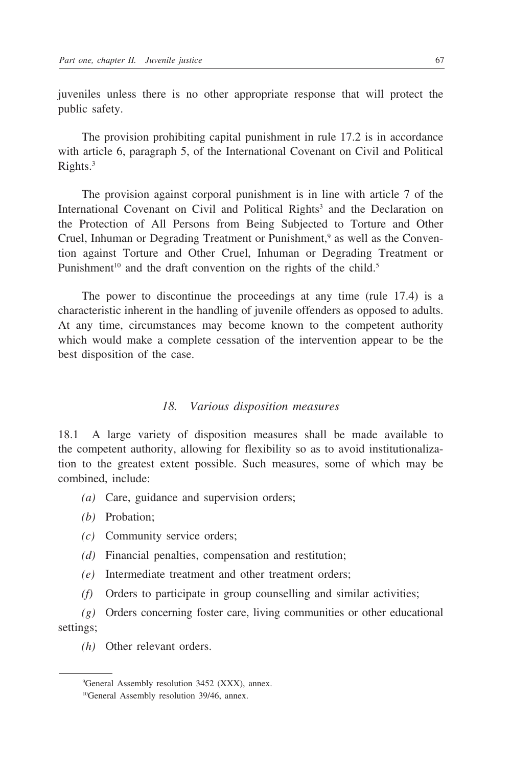juveniles unless there is no other appropriate response that will protect the public safety.

The provision prohibiting capital punishment in rule 17.2 is in accordance with article 6, paragraph 5, of the International Covenant on Civil and Political Rights.[3]

The provision against corporal punishment is in line with article 7 of the International Covenant on Civil and Political Rights[3] and the Declaration on the Protection of All Persons from Being Subjected to Torture and Other Cruel, Inhuman or Degrading Treatment or Punishment,[9] as well as the Convention against Torture and Other Cruel, Inhuman or Degrading Treatment or Punishment[10] and the draft convention on the rights of the child.[5]

The power to discontinue the proceedings at any time (rule 17.4) is a characteristic inherent in the handling of juvenile offenders as opposed to adults. At any time, circumstances may become known to the competent authority which would make a complete cessation of the intervention appear to be the best disposition of the case.

### *18. Various disposition measures*

18.1 A large variety of disposition measures shall be made available to the competent authority, allowing for flexibility so as to avoid institutionalization to the greatest extent possible. Such measures, some of which may be combined, include:

*(a)* Care, guidance and supervision orders;

*(b)* Probation;

*(c)* Community service orders;

*(d)* Financial penalties, compensation and restitution;

*(e)* Intermediate treatment and other treatment orders;

*(f)* Orders to participate in group counselling and similar activities;

*(g)* Orders concerning foster care, living communities or other educational settings;

*(h)* Other relevant orders.

---

[9]General Assembly resolution 3452 (XXX), annex.

[10]General Assembly resolution 39/46, annex.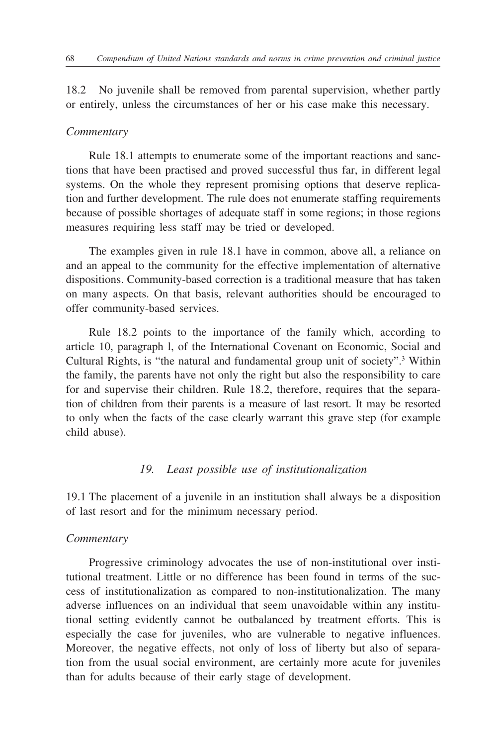18.2 No juvenile shall be removed from parental supervision, whether partly or entirely, unless the circumstances of her or his case make this necessary.

*Commentary*

Rule 18.1 attempts to enumerate some of the important reactions and sanctions that have been practised and proved successful thus far, in different legal systems. On the whole they represent promising options that deserve replication and further development. The rule does not enumerate staffing requirements because of possible shortages of adequate staff in some regions; in those regions measures requiring less staff may be tried or developed.

The examples given in rule 18.1 have in common, above all, a reliance on and an appeal to the community for the effective implementation of alternative dispositions. Community-based correction is a traditional measure that has taken on many aspects. On that basis, relevant authorities should be encouraged to offer community-based services.

Rule 18.2 points to the importance of the family which, according to article 10, paragraph l, of the International Covenant on Economic, Social and Cultural Rights, is "the natural and fundamental group unit of society".[3] Within the family, the parents have not only the right but also the responsibility to care for and supervise their children. Rule 18.2, therefore, requires that the separation of children from their parents is a measure of last resort. It may be resorted to only when the facts of the case clearly warrant this grave step (for example child abuse).

### *19. Least possible use of institutionalization*

19.1 The placement of a juvenile in an institution shall always be a disposition of last resort and for the minimum necessary period.

*Commentary*

Progressive criminology advocates the use of non-institutional over institutional treatment. Little or no difference has been found in terms of the success of institutionalization as compared to non-institutionalization. The many adverse influences on an individual that seem unavoidable within any institutional setting evidently cannot be outbalanced by treatment efforts. This is especially the case for juveniles, who are vulnerable to negative influences. Moreover, the negative effects, not only of loss of liberty but also of separation from the usual social environment, are certainly more acute for juveniles than for adults because of their early stage of development.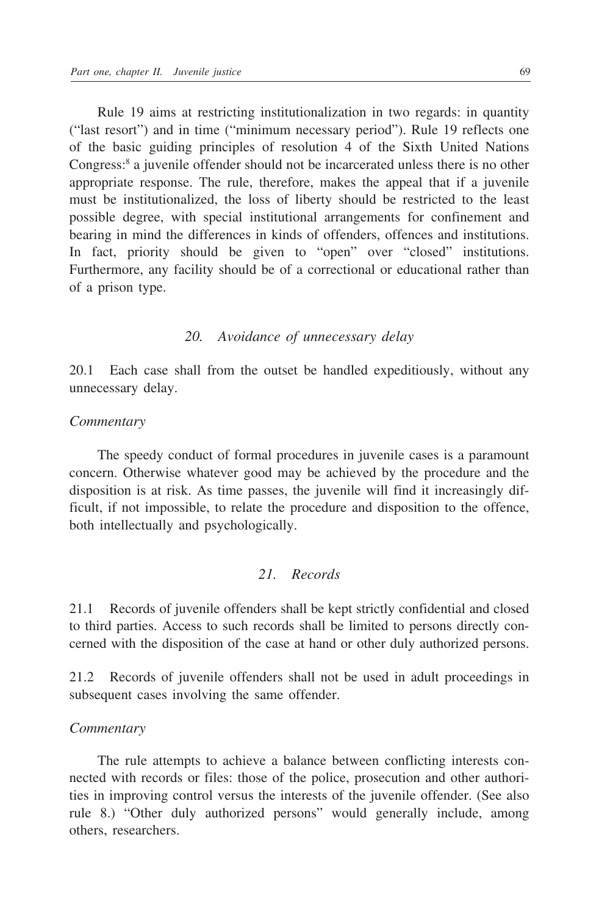Rule 19 aims at restricting institutionalization in two regards: in quantity ("last resort") and in time ("minimum necessary period"). Rule 19 reflects one of the basic guiding principles of resolution 4 of the Sixth United Nations Congress:[8] a juvenile offender should not be incarcerated unless there is no other appropriate response. The rule, therefore, makes the appeal that if a juvenile must be institutionalized, the loss of liberty should be restricted to the least possible degree, with special institutional arrangements for confinement and bearing in mind the differences in kinds of offenders, offences and institutions. In fact, priority should be given to "open" over "closed" institutions. Furthermore, any facility should be of a correctional or educational rather than of a prison type.

### *20. Avoidance of unnecessary delay*

20.1 Each case shall from the outset be handled expeditiously, without any unnecessary delay.

*Commentary*

The speedy conduct of formal procedures in juvenile cases is a paramount concern. Otherwise whatever good may be achieved by the procedure and the disposition is at risk. As time passes, the juvenile will find it increasingly difficult, if not impossible, to relate the procedure and disposition to the offence, both intellectually and psychologically.

### *21. Records*

21.1 Records of juvenile offenders shall be kept strictly confidential and closed to third parties. Access to such records shall be limited to persons directly concerned with the disposition of the case at hand or other duly authorized persons.

21.2 Records of juvenile offenders shall not be used in adult proceedings in subsequent cases involving the same offender.

*Commentary*

The rule attempts to achieve a balance between conflicting interests connected with records or files: those of the police, prosecution and other authorities in improving control versus the interests of the juvenile offender. (See also rule 8.) "Other duly authorized persons" would generally include, among others, researchers.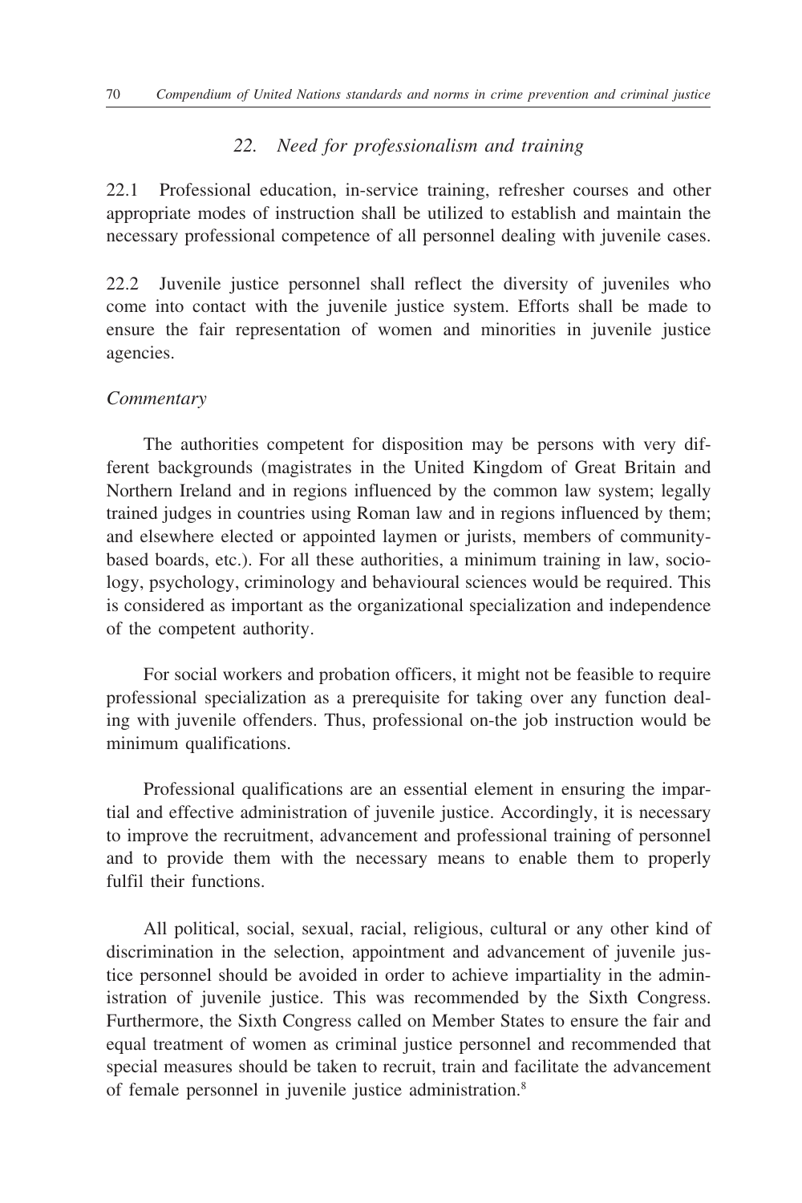### *22. Need for professionalism and training*

22.1 Professional education, in-service training, refresher courses and other appropriate modes of instruction shall be utilized to establish and maintain the necessary professional competence of all personnel dealing with juvenile cases.

22.2 Juvenile justice personnel shall reflect the diversity of juveniles who come into contact with the juvenile justice system. Efforts shall be made to ensure the fair representation of women and minorities in juvenile justice agencies.

*Commentary*

The authorities competent for disposition may be persons with very different backgrounds (magistrates in the United Kingdom of Great Britain and Northern Ireland and in regions influenced by the common law system; legally trained judges in countries using Roman law and in regions influenced by them; and elsewhere elected or appointed laymen or jurists, members of community-based boards, etc.). For all these authorities, a minimum training in law, sociology, psychology, criminology and behavioural sciences would be required. This is considered as important as the organizational specialization and independence of the competent authority.

For social workers and probation officers, it might not be feasible to require professional specialization as a prerequisite for taking over any function dealing with juvenile offenders. Thus, professional on-the job instruction would be minimum qualifications.

Professional qualifications are an essential element in ensuring the impartial and effective administration of juvenile justice. Accordingly, it is necessary to improve the recruitment, advancement and professional training of personnel and to provide them with the necessary means to enable them to properly fulfil their functions.

All political, social, sexual, racial, religious, cultural or any other kind of discrimination in the selection, appointment and advancement of juvenile justice personnel should be avoided in order to achieve impartiality in the administration of juvenile justice. This was recommended by the Sixth Congress. Furthermore, the Sixth Congress called on Member States to ensure the fair and equal treatment of women as criminal justice personnel and recommended that special measures should be taken to recruit, train and facilitate the advancement of female personnel in juvenile justice administration.[8]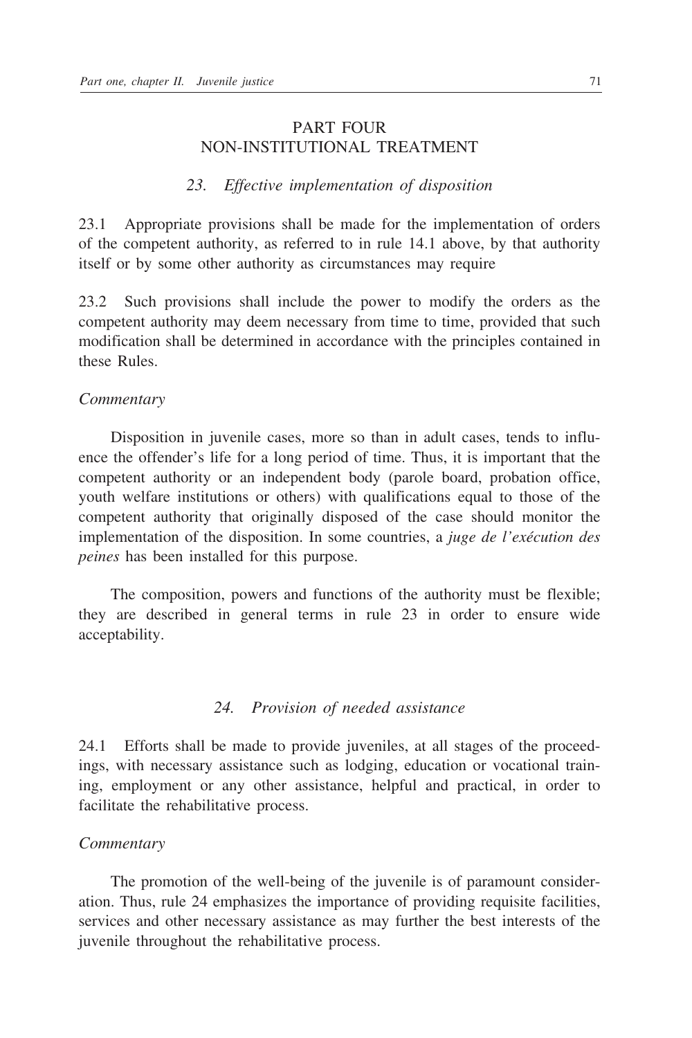# PART FOUR
# NON-INSTITUTIONAL TREATMENT

### *23. Effective implementation of disposition*

23.1 Appropriate provisions shall be made for the implementation of orders of the competent authority, as referred to in rule 14.1 above, by that authority itself or by some other authority as circumstances may require

23.2 Such provisions shall include the power to modify the orders as the competent authority may deem necessary from time to time, provided that such modification shall be determined in accordance with the principles contained in these Rules.

*Commentary*

Disposition in juvenile cases, more so than in adult cases, tends to influence the offender's life for a long period of time. Thus, it is important that the competent authority or an independent body (parole board, probation office, youth welfare institutions or others) with qualifications equal to those of the competent authority that originally disposed of the case should monitor the implementation of the disposition. In some countries, a *juge de l'exécution des peines* has been installed for this purpose.

The composition, powers and functions of the authority must be flexible; they are described in general terms in rule 23 in order to ensure wide acceptability.

### *24. Provision of needed assistance*

24.1 Efforts shall be made to provide juveniles, at all stages of the proceedings, with necessary assistance such as lodging, education or vocational training, employment or any other assistance, helpful and practical, in order to facilitate the rehabilitative process.

*Commentary*

The promotion of the well-being of the juvenile is of paramount consideration. Thus, rule 24 emphasizes the importance of providing requisite facilities, services and other necessary assistance as may further the best interests of the juvenile throughout the rehabilitative process.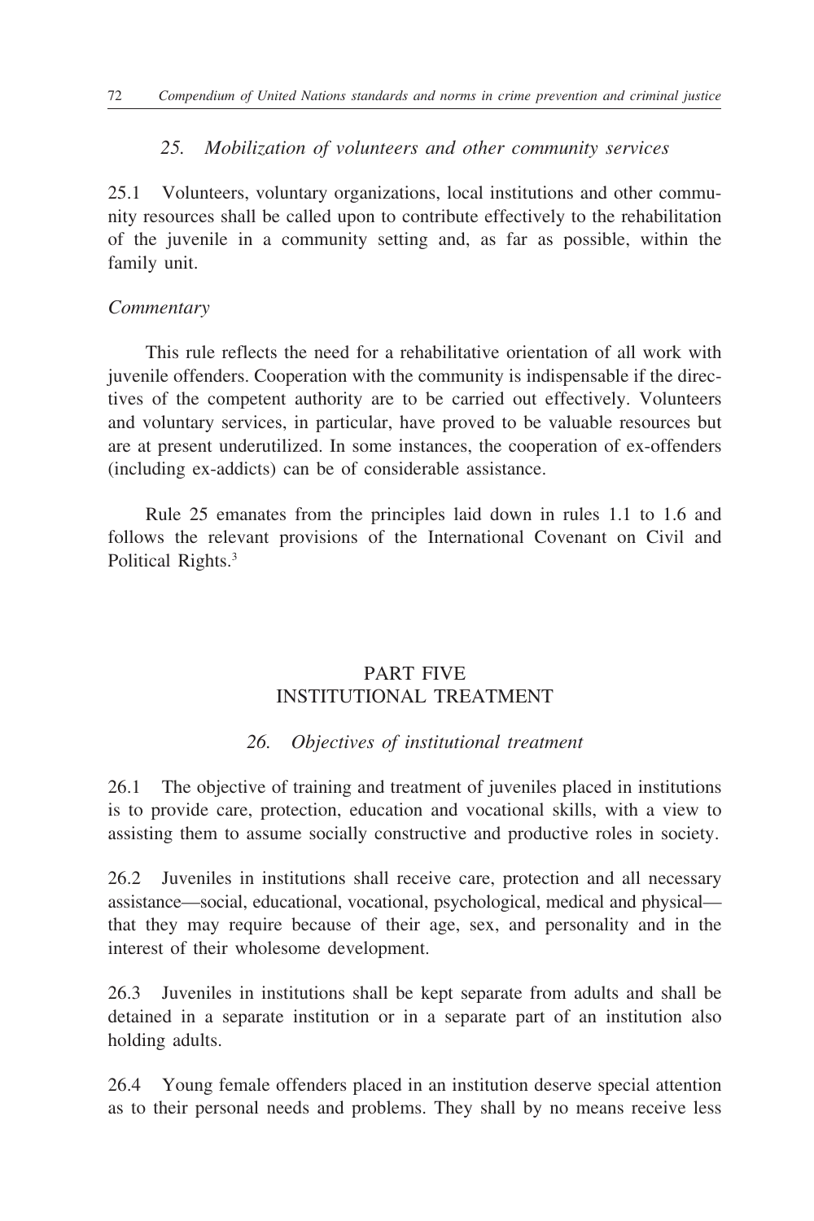### *25. Mobilization of volunteers and other community services*

25.1 Volunteers, voluntary organizations, local institutions and other community resources shall be called upon to contribute effectively to the rehabilitation of the juvenile in a community setting and, as far as possible, within the family unit.

*Commentary*

This rule reflects the need for a rehabilitative orientation of all work with juvenile offenders. Cooperation with the community is indispensable if the directives of the competent authority are to be carried out effectively. Volunteers and voluntary services, in particular, have proved to be valuable resources but are at present underutilized. In some instances, the cooperation of ex-offenders (including ex-addicts) can be of considerable assistance.

Rule 25 emanates from the principles laid down in rules 1.1 to 1.6 and follows the relevant provisions of the International Covenant on Civil and Political Rights.[3]

## PART FIVE
## INSTITUTIONAL TREATMENT

### *26. Objectives of institutional treatment*

26.1 The objective of training and treatment of juveniles placed in institutions is to provide care, protection, education and vocational skills, with a view to assisting them to assume socially constructive and productive roles in society.

26.2 Juveniles in institutions shall receive care, protection and all necessary assistance—social, educational, vocational, psychological, medical and physical—that they may require because of their age, sex, and personality and in the interest of their wholesome development.

26.3 Juveniles in institutions shall be kept separate from adults and shall be detained in a separate institution or in a separate part of an institution also holding adults.

26.4 Young female offenders placed in an institution deserve special attention as to their personal needs and problems. They shall by no means receive less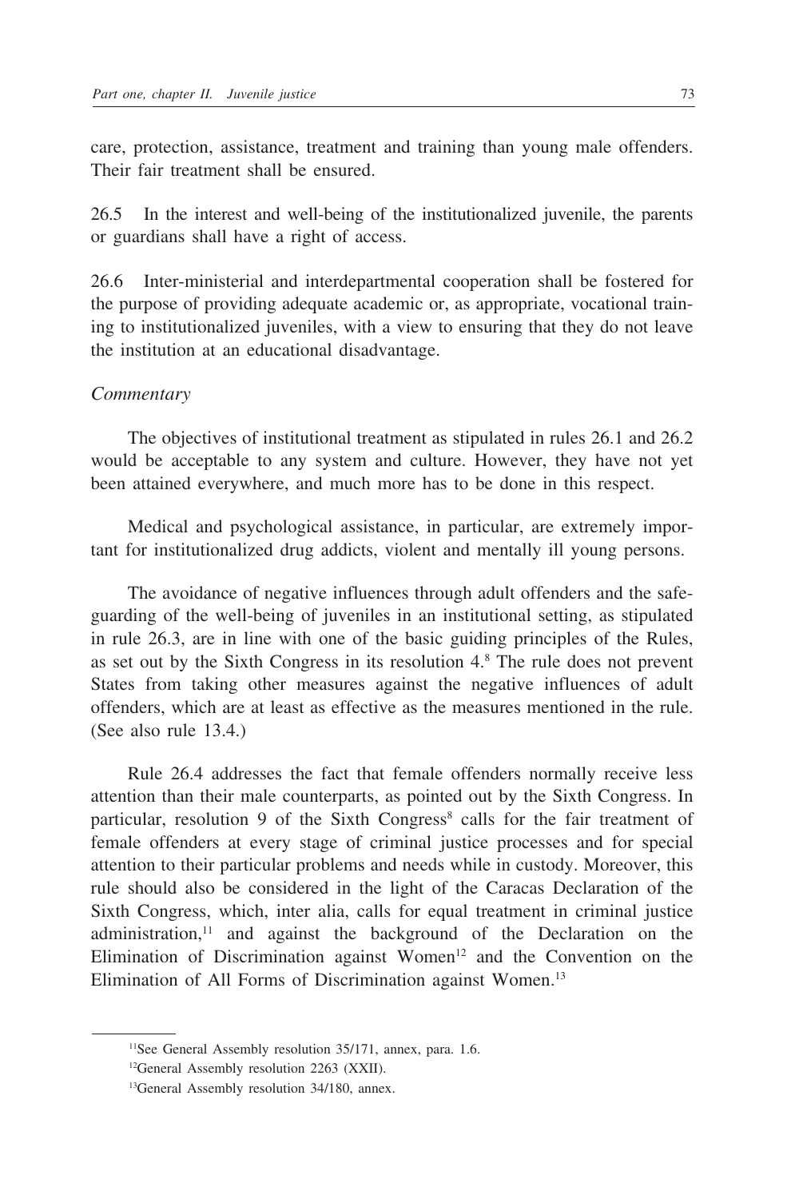care, protection, assistance, treatment and training than young male offenders. Their fair treatment shall be ensured.

26.5 In the interest and well-being of the institutionalized juvenile, the parents or guardians shall have a right of access.

26.6 Inter-ministerial and interdepartmental cooperation shall be fostered for the purpose of providing adequate academic or, as appropriate, vocational training to institutionalized juveniles, with a view to ensuring that they do not leave the institution at an educational disadvantage.

*Commentary*

The objectives of institutional treatment as stipulated in rules 26.1 and 26.2 would be acceptable to any system and culture. However, they have not yet been attained everywhere, and much more has to be done in this respect.

Medical and psychological assistance, in particular, are extremely important for institutionalized drug addicts, violent and mentally ill young persons.

The avoidance of negative influences through adult offenders and the safeguarding of the well-being of juveniles in an institutional setting, as stipulated in rule 26.3, are in line with one of the basic guiding principles of the Rules, as set out by the Sixth Congress in its resolution 4.[8] The rule does not prevent States from taking other measures against the negative influences of adult offenders, which are at least as effective as the measures mentioned in the rule. (See also rule 13.4.)

Rule 26.4 addresses the fact that female offenders normally receive less attention than their male counterparts, as pointed out by the Sixth Congress. In particular, resolution 9 of the Sixth Congress[8] calls for the fair treatment of female offenders at every stage of criminal justice processes and for special attention to their particular problems and needs while in custody. Moreover, this rule should also be considered in the light of the Caracas Declaration of the Sixth Congress, which, inter alia, calls for equal treatment in criminal justice administration,[11] and against the background of the Declaration on the Elimination of Discrimination against Women[12] and the Convention on the Elimination of All Forms of Discrimination against Women.[13]

---

[11] See General Assembly resolution 35/171, annex, para. 1.6.

[12] General Assembly resolution 2263 (XXII).

[13] General Assembly resolution 34/180, annex.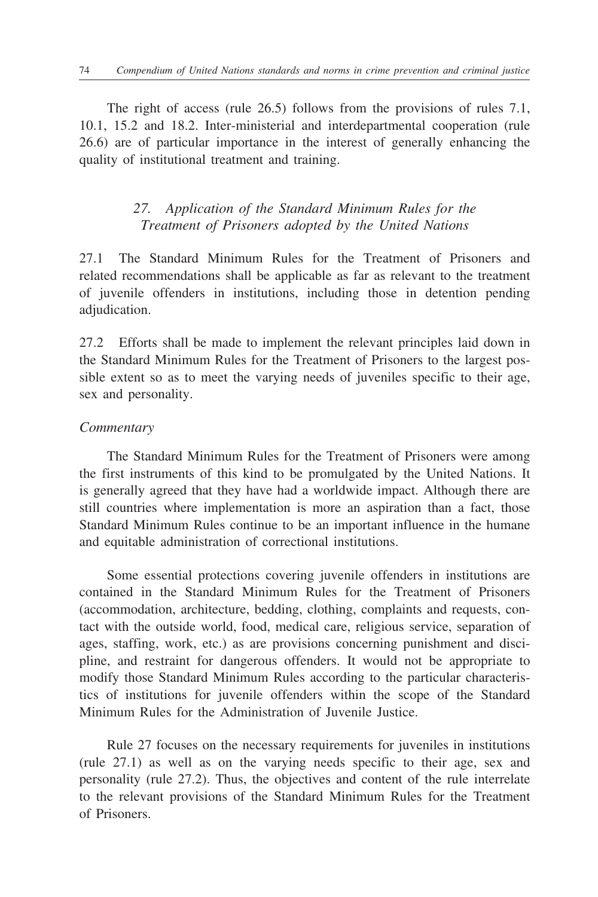The right of access (rule 26.5) follows from the provisions of rules 7.1, 10.1, 15.2 and 18.2. Inter-ministerial and interdepartmental cooperation (rule 26.6) are of particular importance in the interest of generally enhancing the quality of institutional treatment and training.

### *27. Application of the Standard Minimum Rules for the Treatment of Prisoners adopted by the United Nations*

27.1 The Standard Minimum Rules for the Treatment of Prisoners and related recommendations shall be applicable as far as relevant to the treatment of juvenile offenders in institutions, including those in detention pending adjudication.

27.2 Efforts shall be made to implement the relevant principles laid down in the Standard Minimum Rules for the Treatment of Prisoners to the largest possible extent so as to meet the varying needs of juveniles specific to their age, sex and personality.

*Commentary*

The Standard Minimum Rules for the Treatment of Prisoners were among the first instruments of this kind to be promulgated by the United Nations. It is generally agreed that they have had a worldwide impact. Although there are still countries where implementation is more an aspiration than a fact, those Standard Minimum Rules continue to be an important influence in the humane and equitable administration of correctional institutions.

Some essential protections covering juvenile offenders in institutions are contained in the Standard Minimum Rules for the Treatment of Prisoners (accommodation, architecture, bedding, clothing, complaints and requests, contact with the outside world, food, medical care, religious service, separation of ages, staffing, work, etc.) as are provisions concerning punishment and discipline, and restraint for dangerous offenders. It would not be appropriate to modify those Standard Minimum Rules according to the particular characteristics of institutions for juvenile offenders within the scope of the Standard Minimum Rules for the Administration of Juvenile Justice.

Rule 27 focuses on the necessary requirements for juveniles in institutions (rule 27.1) as well as on the varying needs specific to their age, sex and personality (rule 27.2). Thus, the objectives and content of the rule interrelate to the relevant provisions of the Standard Minimum Rules for the Treatment of Prisoners.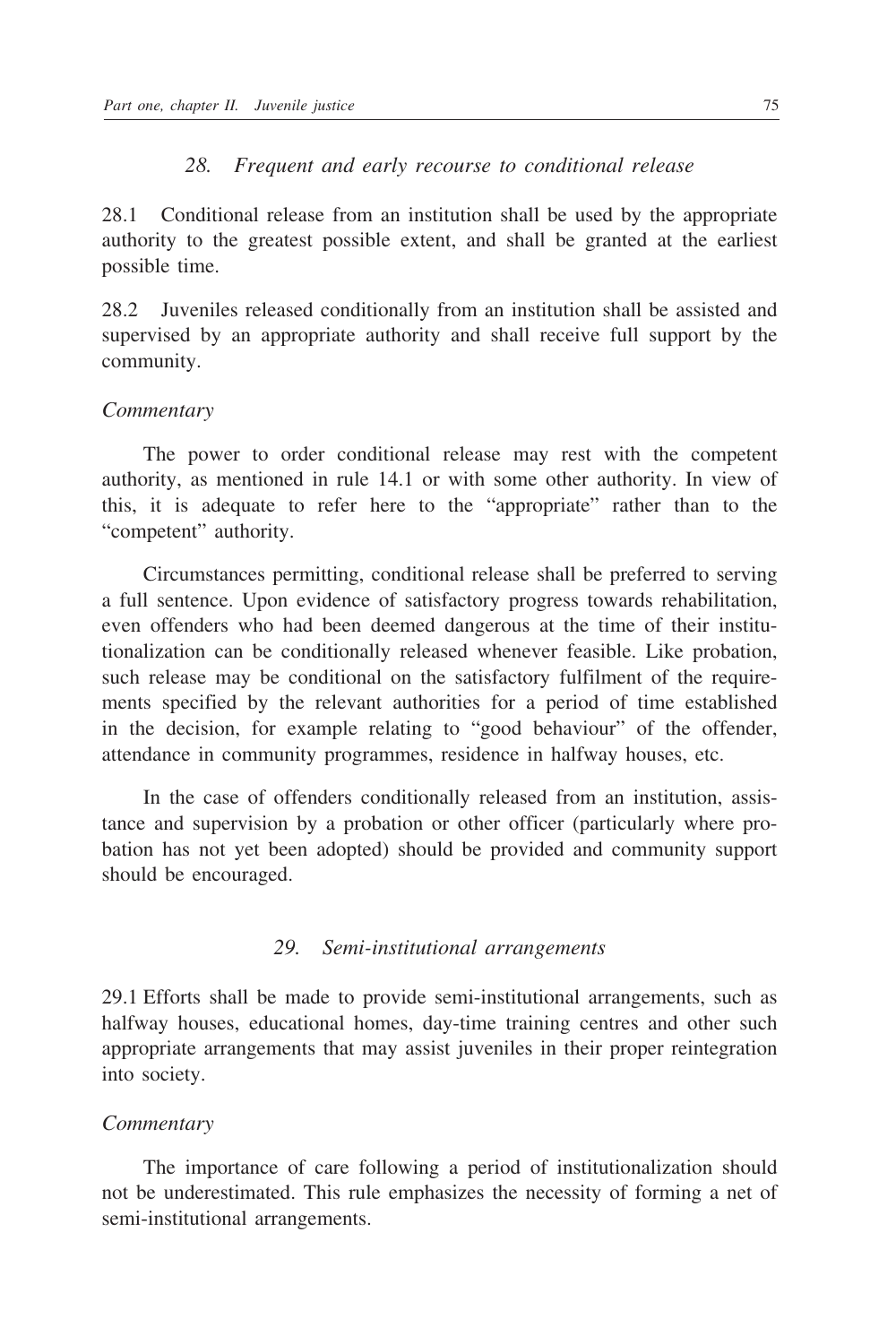### *28. Frequent and early recourse to conditional release*

28.1 Conditional release from an institution shall be used by the appropriate authority to the greatest possible extent, and shall be granted at the earliest possible time.

28.2 Juveniles released conditionally from an institution shall be assisted and supervised by an appropriate authority and shall receive full support by the community.

*Commentary*

The power to order conditional release may rest with the competent authority, as mentioned in rule 14.1 or with some other authority. In view of this, it is adequate to refer here to the "appropriate" rather than to the "competent" authority.

Circumstances permitting, conditional release shall be preferred to serving a full sentence. Upon evidence of satisfactory progress towards rehabilitation, even offenders who had been deemed dangerous at the time of their institutionalization can be conditionally released whenever feasible. Like probation, such release may be conditional on the satisfactory fulfilment of the requirements specified by the relevant authorities for a period of time established in the decision, for example relating to "good behaviour" of the offender, attendance in community programmes, residence in halfway houses, etc.

In the case of offenders conditionally released from an institution, assistance and supervision by a probation or other officer (particularly where probation has not yet been adopted) should be provided and community support should be encouraged.

### *29. Semi-institutional arrangements*

29.1 Efforts shall be made to provide semi-institutional arrangements, such as halfway houses, educational homes, day-time training centres and other such appropriate arrangements that may assist juveniles in their proper reintegration into society.

*Commentary*

The importance of care following a period of institutionalization should not be underestimated. This rule emphasizes the necessity of forming a net of semi-institutional arrangements.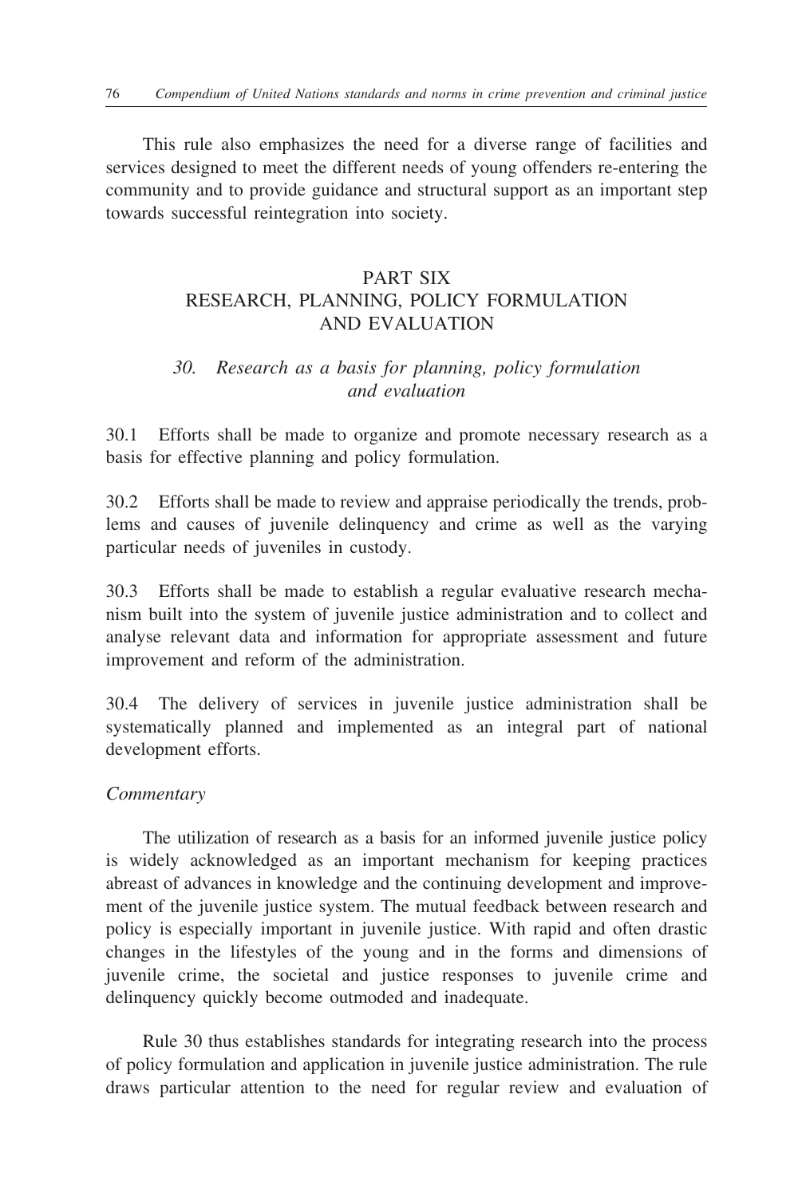This rule also emphasizes the need for a diverse range of facilities and services designed to meet the different needs of young offenders re-entering the community and to provide guidance and structural support as an important step towards successful reintegration into society.

## PART SIX
## RESEARCH, PLANNING, POLICY FORMULATION AND EVALUATION

### *30. Research as a basis for planning, policy formulation and evaluation*

30.1 Efforts shall be made to organize and promote necessary research as a basis for effective planning and policy formulation.

30.2 Efforts shall be made to review and appraise periodically the trends, problems and causes of juvenile delinquency and crime as well as the varying particular needs of juveniles in custody.

30.3 Efforts shall be made to establish a regular evaluative research mechanism built into the system of juvenile justice administration and to collect and analyse relevant data and information for appropriate assessment and future improvement and reform of the administration.

30.4 The delivery of services in juvenile justice administration shall be systematically planned and implemented as an integral part of national development efforts.

*Commentary*

The utilization of research as a basis for an informed juvenile justice policy is widely acknowledged as an important mechanism for keeping practices abreast of advances in knowledge and the continuing development and improvement of the juvenile justice system. The mutual feedback between research and policy is especially important in juvenile justice. With rapid and often drastic changes in the lifestyles of the young and in the forms and dimensions of juvenile crime, the societal and justice responses to juvenile crime and delinquency quickly become outmoded and inadequate.

Rule 30 thus establishes standards for integrating research into the process of policy formulation and application in juvenile justice administration. The rule draws particular attention to the need for regular review and evaluation of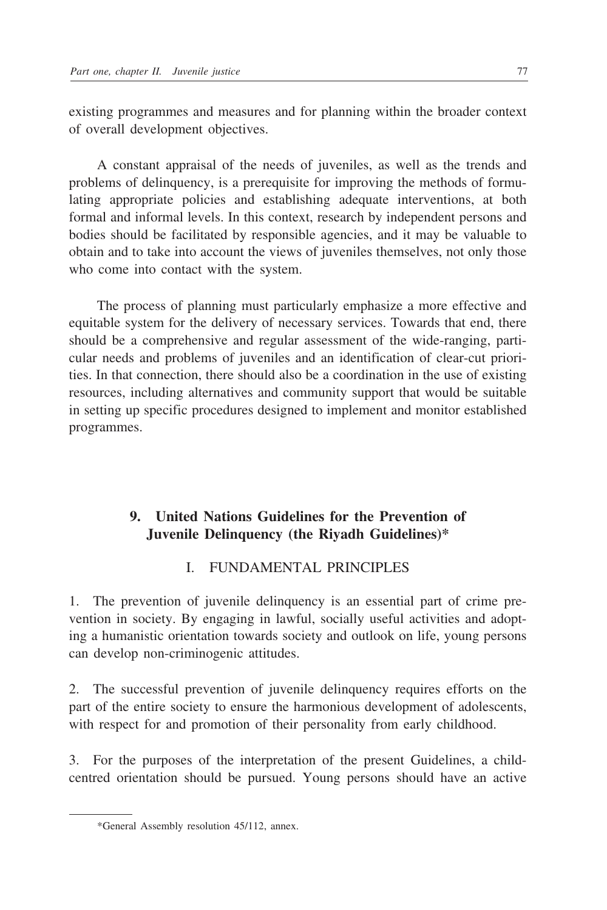existing programmes and measures and for planning within the broader context of overall development objectives.

A constant appraisal of the needs of juveniles, as well as the trends and problems of delinquency, is a prerequisite for improving the methods of formulating appropriate policies and establishing adequate interventions, at both formal and informal levels. In this context, research by independent persons and bodies should be facilitated by responsible agencies, and it may be valuable to obtain and to take into account the views of juveniles themselves, not only those who come into contact with the system.

The process of planning must particularly emphasize a more effective and equitable system for the delivery of necessary services. Towards that end, there should be a comprehensive and regular assessment of the wide-ranging, particular needs and problems of juveniles and an identification of clear-cut priorities. In that connection, there should also be a coordination in the use of existing resources, including alternatives and community support that would be suitable in setting up specific procedures designed to implement and monitor established programmes.

## 9. United Nations Guidelines for the Prevention of Juvenile Delinquency (the Riyadh Guidelines)*

### I. FUNDAMENTAL PRINCIPLES

1. The prevention of juvenile delinquency is an essential part of crime prevention in society. By engaging in lawful, socially useful activities and adopting a humanistic orientation towards society and outlook on life, young persons can develop non-criminogenic attitudes.

2. The successful prevention of juvenile delinquency requires efforts on the part of the entire society to ensure the harmonious development of adolescents, with respect for and promotion of their personality from early childhood.

3. For the purposes of the interpretation of the present Guidelines, a child-centred orientation should be pursued. Young persons should have an active

*General Assembly resolution 45/112, annex.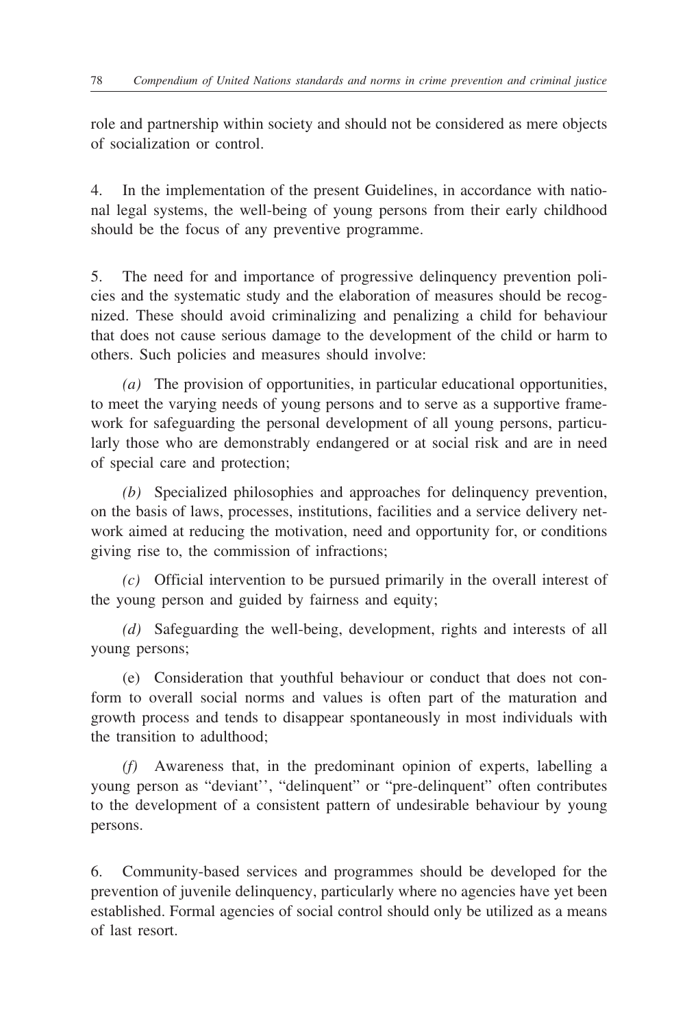role and partnership within society and should not be considered as mere objects of socialization or control.

4. In the implementation of the present Guidelines, in accordance with national legal systems, the well-being of young persons from their early childhood should be the focus of any preventive programme.

5. The need for and importance of progressive delinquency prevention policies and the systematic study and the elaboration of measures should be recognized. These should avoid criminalizing and penalizing a child for behaviour that does not cause serious damage to the development of the child or harm to others. Such policies and measures should involve:

*(a)* The provision of opportunities, in particular educational opportunities, to meet the varying needs of young persons and to serve as a supportive framework for safeguarding the personal development of all young persons, particularly those who are demonstrably endangered or at social risk and are in need of special care and protection;

*(b)* Specialized philosophies and approaches for delinquency prevention, on the basis of laws, processes, institutions, facilities and a service delivery network aimed at reducing the motivation, need and opportunity for, or conditions giving rise to, the commission of infractions;

*(c)* Official intervention to be pursued primarily in the overall interest of the young person and guided by fairness and equity;

*(d)* Safeguarding the well-being, development, rights and interests of all young persons;

(e) Consideration that youthful behaviour or conduct that does not conform to overall social norms and values is often part of the maturation and growth process and tends to disappear spontaneously in most individuals with the transition to adulthood;

*(f)* Awareness that, in the predominant opinion of experts, labelling a young person as "deviant'', "delinquent" or "pre-delinquent" often contributes to the development of a consistent pattern of undesirable behaviour by young persons.

6. Community-based services and programmes should be developed for the prevention of juvenile delinquency, particularly where no agencies have yet been established. Formal agencies of social control should only be utilized as a means of last resort.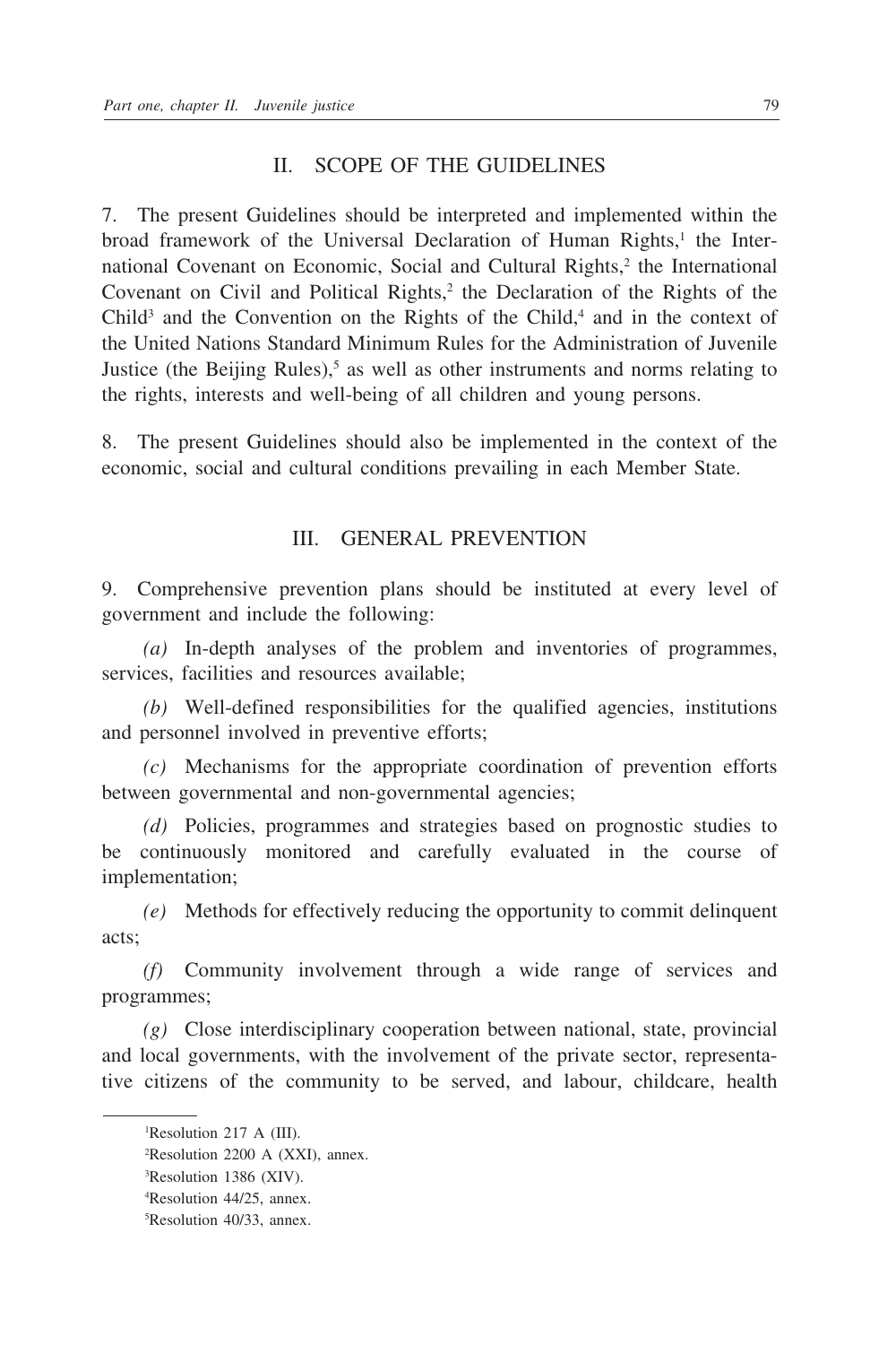## II. SCOPE OF THE GUIDELINES

7. The present Guidelines should be interpreted and implemented within the broad framework of the Universal Declaration of Human Rights,[1] the International Covenant on Economic, Social and Cultural Rights,[2] the International Covenant on Civil and Political Rights,[2] the Declaration of the Rights of the Child[3] and the Convention on the Rights of the Child,[4] and in the context of the United Nations Standard Minimum Rules for the Administration of Juvenile Justice (the Beijing Rules),[5] as well as other instruments and norms relating to the rights, interests and well-being of all children and young persons.

8. The present Guidelines should also be implemented in the context of the economic, social and cultural conditions prevailing in each Member State.

## III. GENERAL PREVENTION

9. Comprehensive prevention plans should be instituted at every level of government and include the following:

*(a)* In-depth analyses of the problem and inventories of programmes, services, facilities and resources available;

*(b)* Well-defined responsibilities for the qualified agencies, institutions and personnel involved in preventive efforts;

*(c)* Mechanisms for the appropriate coordination of prevention efforts between governmental and non-governmental agencies;

*(d)* Policies, programmes and strategies based on prognostic studies to be continuously monitored and carefully evaluated in the course of implementation;

*(e)* Methods for effectively reducing the opportunity to commit delinquent acts;

*(f)* Community involvement through a wide range of services and programmes;

*(g)* Close interdisciplinary cooperation between national, state, provincial and local governments, with the involvement of the private sector, representative citizens of the community to be served, and labour, childcare, health

---

[1] Resolution 217 A (III).

[2] Resolution 2200 A (XXI), annex.

[3] Resolution 1386 (XIV).

[4] Resolution 44/25, annex.

[5] Resolution 40/33, annex.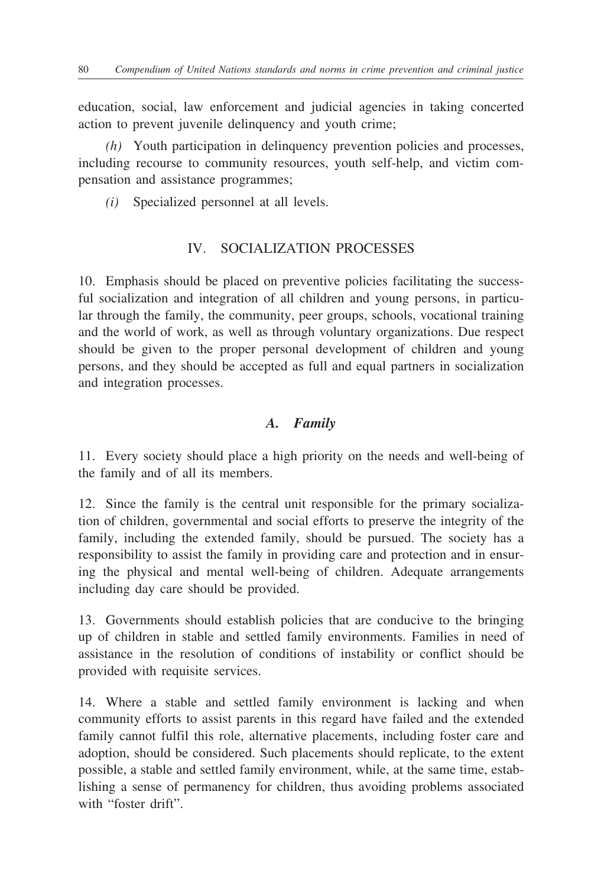education, social, law enforcement and judicial agencies in taking concerted action to prevent juvenile delinquency and youth crime;

*(h)* Youth participation in delinquency prevention policies and processes, including recourse to community resources, youth self-help, and victim compensation and assistance programmes;

*(i)* Specialized personnel at all levels.

## IV. SOCIALIZATION PROCESSES

10. Emphasis should be placed on preventive policies facilitating the successful socialization and integration of all children and young persons, in particular through the family, the community, peer groups, schools, vocational training and the world of work, as well as through voluntary organizations. Due respect should be given to the proper personal development of children and young persons, and they should be accepted as full and equal partners in socialization and integration processes.

### *A. Family*

11. Every society should place a high priority on the needs and well-being of the family and of all its members.

12. Since the family is the central unit responsible for the primary socialization of children, governmental and social efforts to preserve the integrity of the family, including the extended family, should be pursued. The society has a responsibility to assist the family in providing care and protection and in ensuring the physical and mental well-being of children. Adequate arrangements including day care should be provided.

13. Governments should establish policies that are conducive to the bringing up of children in stable and settled family environments. Families in need of assistance in the resolution of conditions of instability or conflict should be provided with requisite services.

14. Where a stable and settled family environment is lacking and when community efforts to assist parents in this regard have failed and the extended family cannot fulfil this role, alternative placements, including foster care and adoption, should be considered. Such placements should replicate, to the extent possible, a stable and settled family environment, while, at the same time, establishing a sense of permanency for children, thus avoiding problems associated with "foster drift".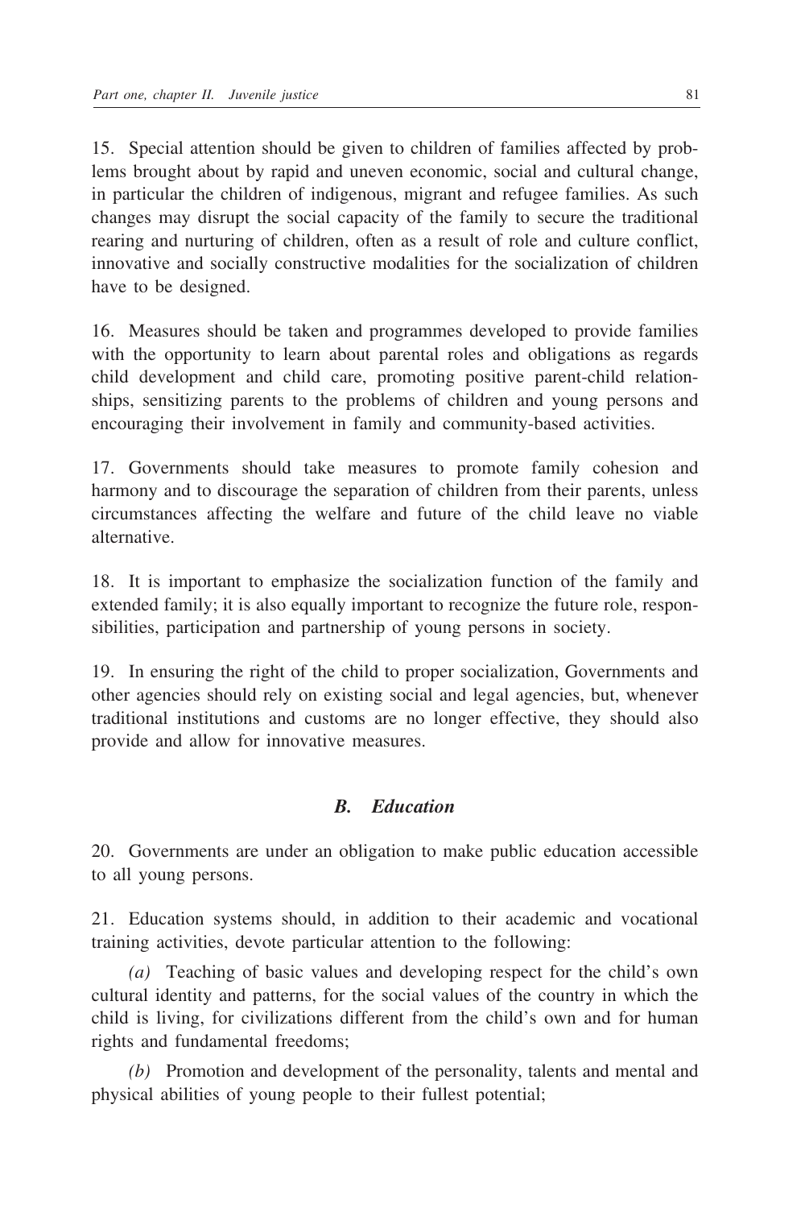15. Special attention should be given to children of families affected by problems brought about by rapid and uneven economic, social and cultural change, in particular the children of indigenous, migrant and refugee families. As such changes may disrupt the social capacity of the family to secure the traditional rearing and nurturing of children, often as a result of role and culture conflict, innovative and socially constructive modalities for the socialization of children have to be designed.

16. Measures should be taken and programmes developed to provide families with the opportunity to learn about parental roles and obligations as regards child development and child care, promoting positive parent-child relationships, sensitizing parents to the problems of children and young persons and encouraging their involvement in family and community-based activities.

17. Governments should take measures to promote family cohesion and harmony and to discourage the separation of children from their parents, unless circumstances affecting the welfare and future of the child leave no viable alternative.

18. It is important to emphasize the socialization function of the family and extended family; it is also equally important to recognize the future role, responsibilities, participation and partnership of young persons in society.

19. In ensuring the right of the child to proper socialization, Governments and other agencies should rely on existing social and legal agencies, but, whenever traditional institutions and customs are no longer effective, they should also provide and allow for innovative measures.

### *B. Education*

20. Governments are under an obligation to make public education accessible to all young persons.

21. Education systems should, in addition to their academic and vocational training activities, devote particular attention to the following:

*(a)* Teaching of basic values and developing respect for the child's own cultural identity and patterns, for the social values of the country in which the child is living, for civilizations different from the child's own and for human rights and fundamental freedoms;

*(b)* Promotion and development of the personality, talents and mental and physical abilities of young people to their fullest potential;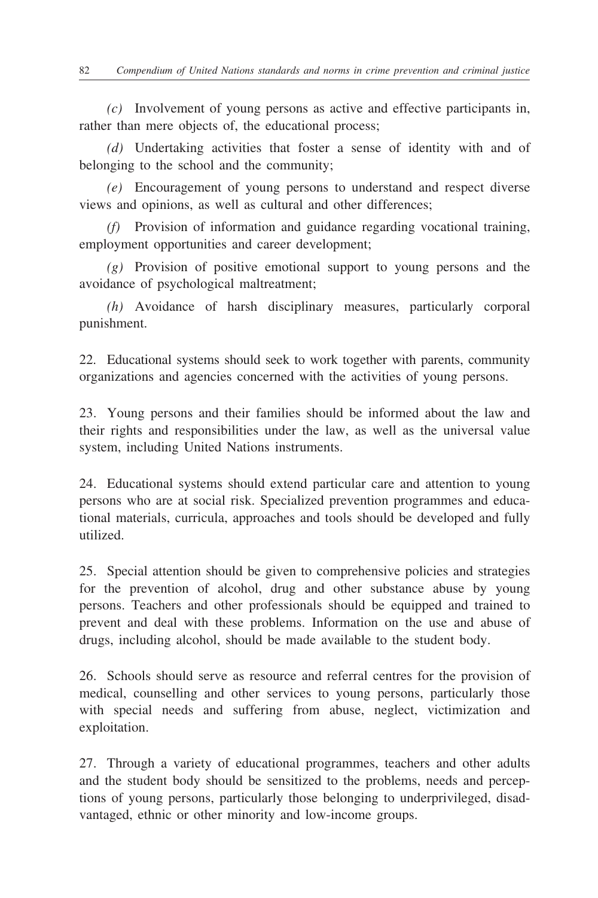*(c)* Involvement of young persons as active and effective participants in, rather than mere objects of, the educational process;

*(d)* Undertaking activities that foster a sense of identity with and of belonging to the school and the community;

*(e)* Encouragement of young persons to understand and respect diverse views and opinions, as well as cultural and other differences;

*(f)* Provision of information and guidance regarding vocational training, employment opportunities and career development;

*(g)* Provision of positive emotional support to young persons and the avoidance of psychological maltreatment;

*(h)* Avoidance of harsh disciplinary measures, particularly corporal punishment.

22. Educational systems should seek to work together with parents, community organizations and agencies concerned with the activities of young persons.

23. Young persons and their families should be informed about the law and their rights and responsibilities under the law, as well as the universal value system, including United Nations instruments.

24. Educational systems should extend particular care and attention to young persons who are at social risk. Specialized prevention programmes and educational materials, curricula, approaches and tools should be developed and fully utilized.

25. Special attention should be given to comprehensive policies and strategies for the prevention of alcohol, drug and other substance abuse by young persons. Teachers and other professionals should be equipped and trained to prevent and deal with these problems. Information on the use and abuse of drugs, including alcohol, should be made available to the student body.

26. Schools should serve as resource and referral centres for the provision of medical, counselling and other services to young persons, particularly those with special needs and suffering from abuse, neglect, victimization and exploitation.

27. Through a variety of educational programmes, teachers and other adults and the student body should be sensitized to the problems, needs and perceptions of young persons, particularly those belonging to underprivileged, disadvantaged, ethnic or other minority and low-income groups.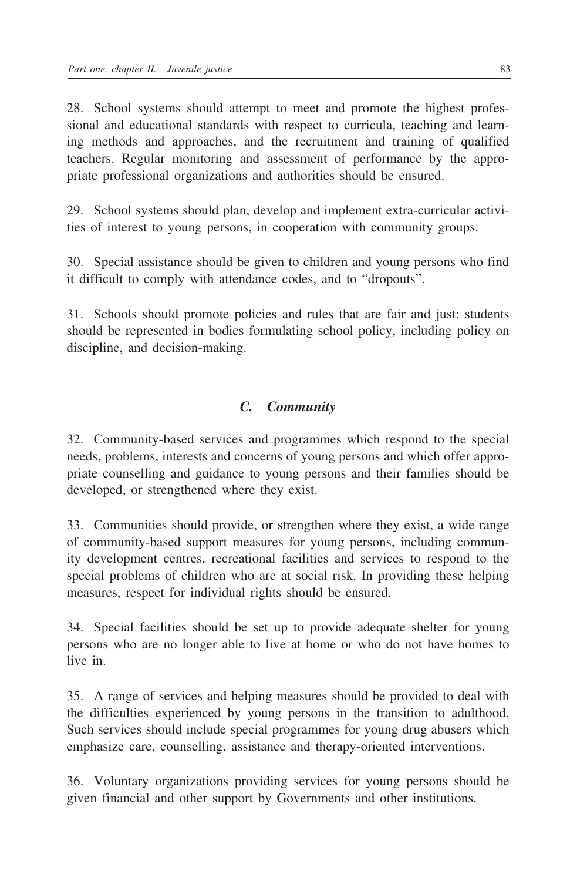28. School systems should attempt to meet and promote the highest professional and educational standards with respect to curricula, teaching and learning methods and approaches, and the recruitment and training of qualified teachers. Regular monitoring and assessment of performance by the appropriate professional organizations and authorities should be ensured.

29. School systems should plan, develop and implement extra-curricular activities of interest to young persons, in cooperation with community groups.

30. Special assistance should be given to children and young persons who find it difficult to comply with attendance codes, and to "dropouts".

31. Schools should promote policies and rules that are fair and just; students should be represented in bodies formulating school policy, including policy on discipline, and decision-making.

### *C. Community*

32. Community-based services and programmes which respond to the special needs, problems, interests and concerns of young persons and which offer appropriate counselling and guidance to young persons and their families should be developed, or strengthened where they exist.

33. Communities should provide, or strengthen where they exist, a wide range of community-based support measures for young persons, including community development centres, recreational facilities and services to respond to the special problems of children who are at social risk. In providing these helping measures, respect for individual rights should be ensured.

34. Special facilities should be set up to provide adequate shelter for young persons who are no longer able to live at home or who do not have homes to live in.

35. A range of services and helping measures should be provided to deal with the difficulties experienced by young persons in the transition to adulthood. Such services should include special programmes for young drug abusers which emphasize care, counselling, assistance and therapy-oriented interventions.

36. Voluntary organizations providing services for young persons should be given financial and other support by Governments and other institutions.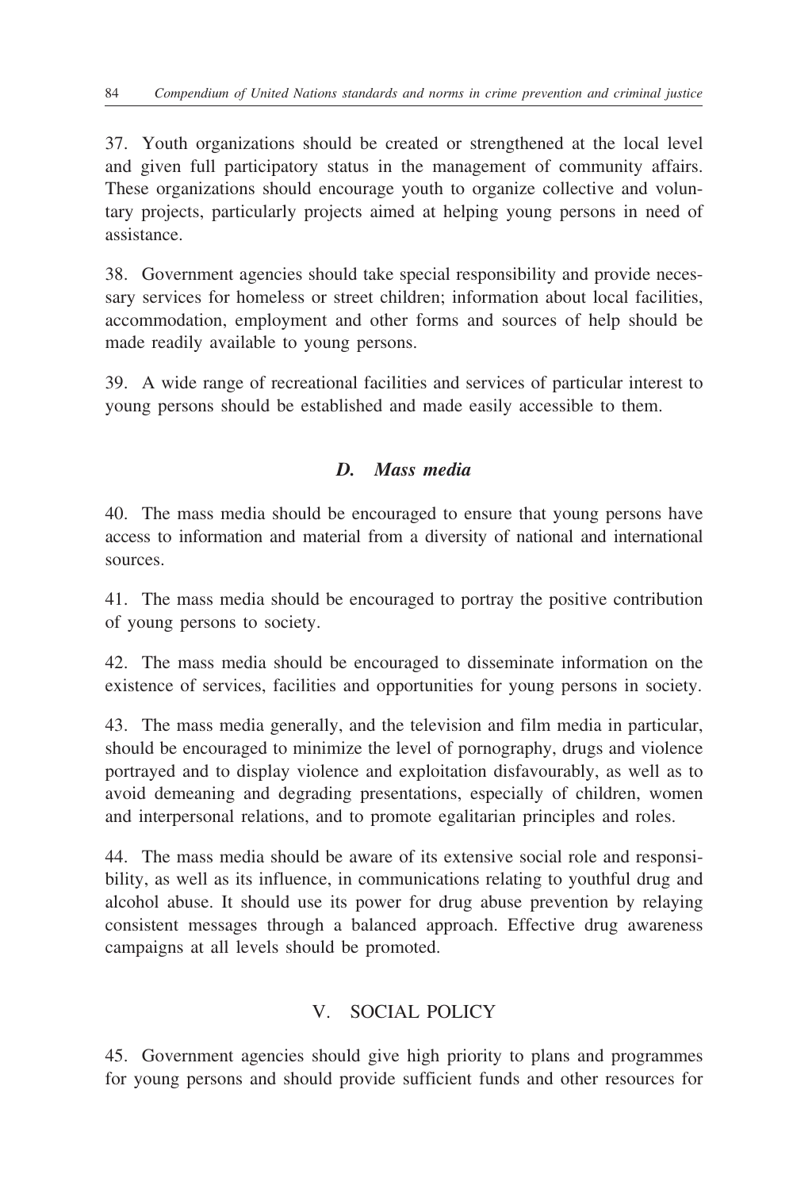37. Youth organizations should be created or strengthened at the local level and given full participatory status in the management of community affairs. These organizations should encourage youth to organize collective and voluntary projects, particularly projects aimed at helping young persons in need of assistance.

38. Government agencies should take special responsibility and provide necessary services for homeless or street children; information about local facilities, accommodation, employment and other forms and sources of help should be made readily available to young persons.

39. A wide range of recreational facilities and services of particular interest to young persons should be established and made easily accessible to them.

### *D. Mass media*

40. The mass media should be encouraged to ensure that young persons have access to information and material from a diversity of national and international sources.

41. The mass media should be encouraged to portray the positive contribution of young persons to society.

42. The mass media should be encouraged to disseminate information on the existence of services, facilities and opportunities for young persons in society.

43. The mass media generally, and the television and film media in particular, should be encouraged to minimize the level of pornography, drugs and violence portrayed and to display violence and exploitation disfavourably, as well as to avoid demeaning and degrading presentations, especially of children, women and interpersonal relations, and to promote egalitarian principles and roles.

44. The mass media should be aware of its extensive social role and responsibility, as well as its influence, in communications relating to youthful drug and alcohol abuse. It should use its power for drug abuse prevention by relaying consistent messages through a balanced approach. Effective drug awareness campaigns at all levels should be promoted.

## V. SOCIAL POLICY

45. Government agencies should give high priority to plans and programmes for young persons and should provide sufficient funds and other resources for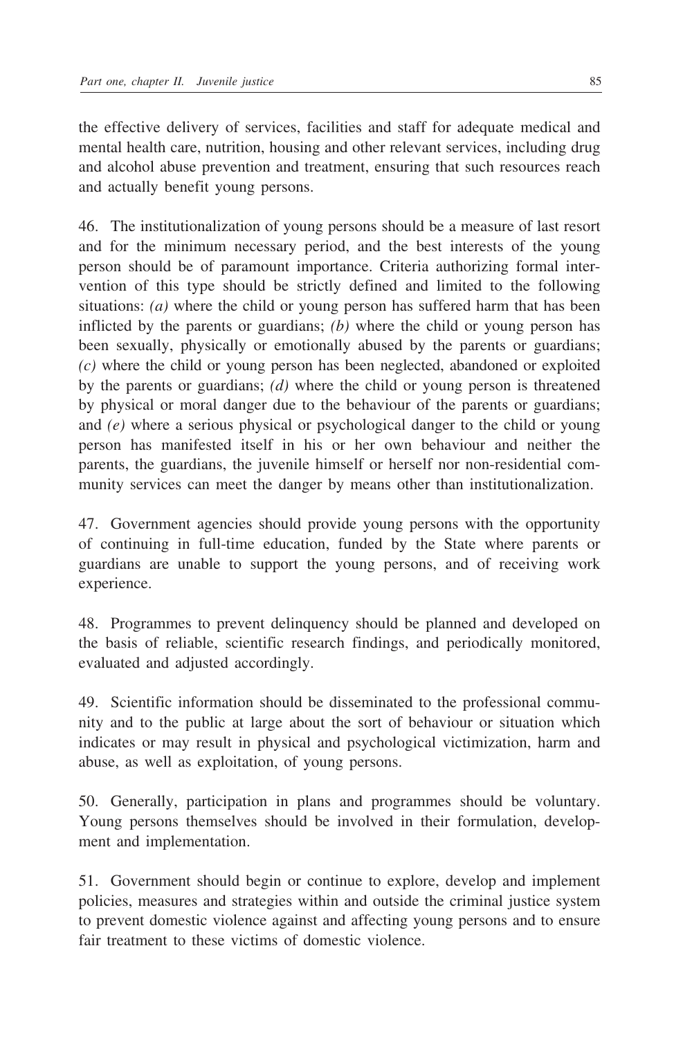the effective delivery of services, facilities and staff for adequate medical and mental health care, nutrition, housing and other relevant services, including drug and alcohol abuse prevention and treatment, ensuring that such resources reach and actually benefit young persons.

46. The institutionalization of young persons should be a measure of last resort and for the minimum necessary period, and the best interests of the young person should be of paramount importance. Criteria authorizing formal intervention of this type should be strictly defined and limited to the following situations: *(a)* where the child or young person has suffered harm that has been inflicted by the parents or guardians; *(b)* where the child or young person has been sexually, physically or emotionally abused by the parents or guardians; *(c)* where the child or young person has been neglected, abandoned or exploited by the parents or guardians; *(d)* where the child or young person is threatened by physical or moral danger due to the behaviour of the parents or guardians; and *(e)* where a serious physical or psychological danger to the child or young person has manifested itself in his or her own behaviour and neither the parents, the guardians, the juvenile himself or herself nor non-residential community services can meet the danger by means other than institutionalization.

47. Government agencies should provide young persons with the opportunity of continuing in full-time education, funded by the State where parents or guardians are unable to support the young persons, and of receiving work experience.

48. Programmes to prevent delinquency should be planned and developed on the basis of reliable, scientific research findings, and periodically monitored, evaluated and adjusted accordingly.

49. Scientific information should be disseminated to the professional community and to the public at large about the sort of behaviour or situation which indicates or may result in physical and psychological victimization, harm and abuse, as well as exploitation, of young persons.

50. Generally, participation in plans and programmes should be voluntary. Young persons themselves should be involved in their formulation, development and implementation.

51. Government should begin or continue to explore, develop and implement policies, measures and strategies within and outside the criminal justice system to prevent domestic violence against and affecting young persons and to ensure fair treatment to these victims of domestic violence.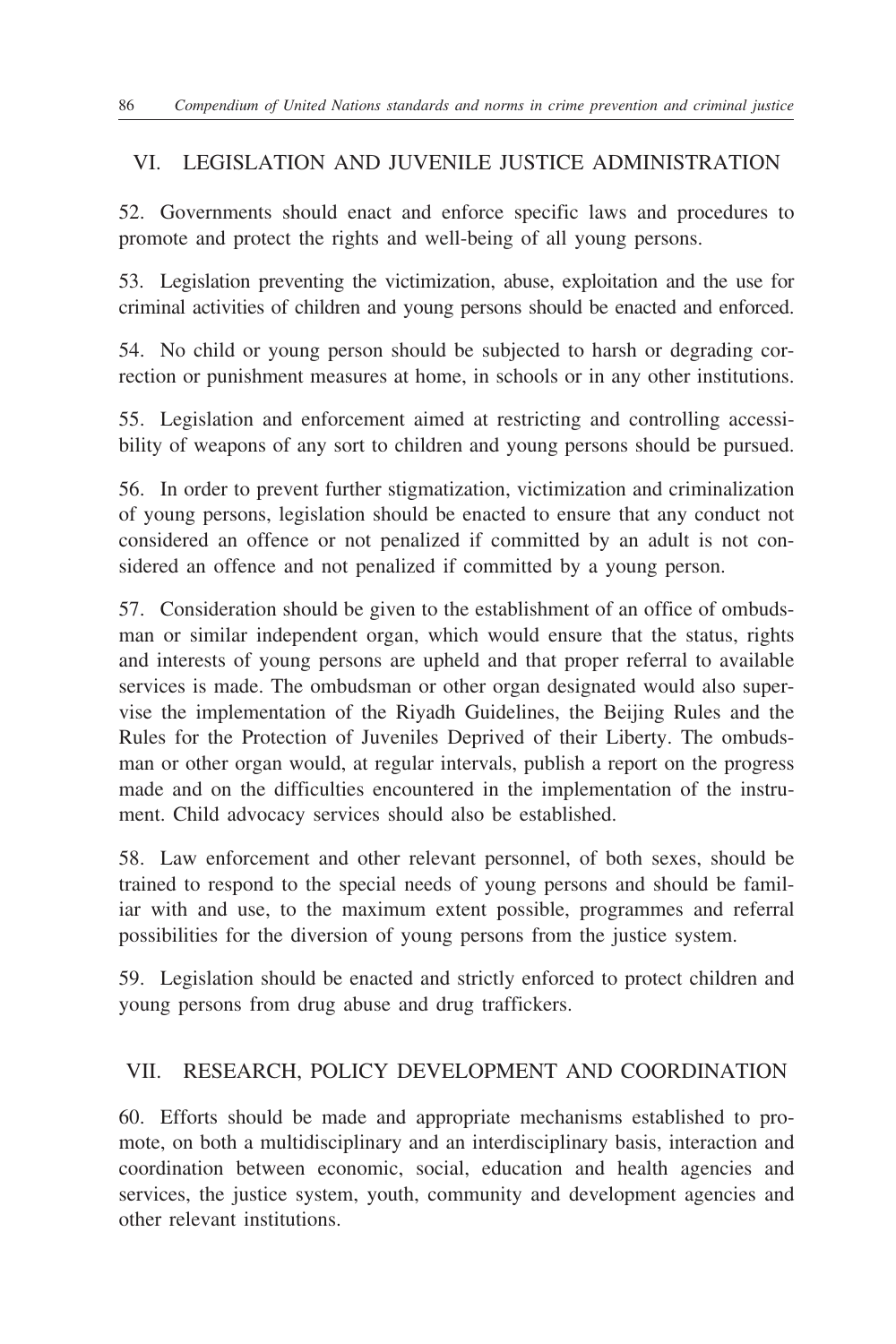## VI. LEGISLATION AND JUVENILE JUSTICE ADMINISTRATION

52. Governments should enact and enforce specific laws and procedures to promote and protect the rights and well-being of all young persons.

53. Legislation preventing the victimization, abuse, exploitation and the use for criminal activities of children and young persons should be enacted and enforced.

54. No child or young person should be subjected to harsh or degrading correction or punishment measures at home, in schools or in any other institutions.

55. Legislation and enforcement aimed at restricting and controlling accessibility of weapons of any sort to children and young persons should be pursued.

56. In order to prevent further stigmatization, victimization and criminalization of young persons, legislation should be enacted to ensure that any conduct not considered an offence or not penalized if committed by an adult is not considered an offence and not penalized if committed by a young person.

57. Consideration should be given to the establishment of an office of ombudsman or similar independent organ, which would ensure that the status, rights and interests of young persons are upheld and that proper referral to available services is made. The ombudsman or other organ designated would also supervise the implementation of the Riyadh Guidelines, the Beijing Rules and the Rules for the Protection of Juveniles Deprived of their Liberty. The ombudsman or other organ would, at regular intervals, publish a report on the progress made and on the difficulties encountered in the implementation of the instrument. Child advocacy services should also be established.

58. Law enforcement and other relevant personnel, of both sexes, should be trained to respond to the special needs of young persons and should be familiar with and use, to the maximum extent possible, programmes and referral possibilities for the diversion of young persons from the justice system.

59. Legislation should be enacted and strictly enforced to protect children and young persons from drug abuse and drug traffickers.

## VII. RESEARCH, POLICY DEVELOPMENT AND COORDINATION

60. Efforts should be made and appropriate mechanisms established to promote, on both a multidisciplinary and an interdisciplinary basis, interaction and coordination between economic, social, education and health agencies and services, the justice system, youth, community and development agencies and other relevant institutions.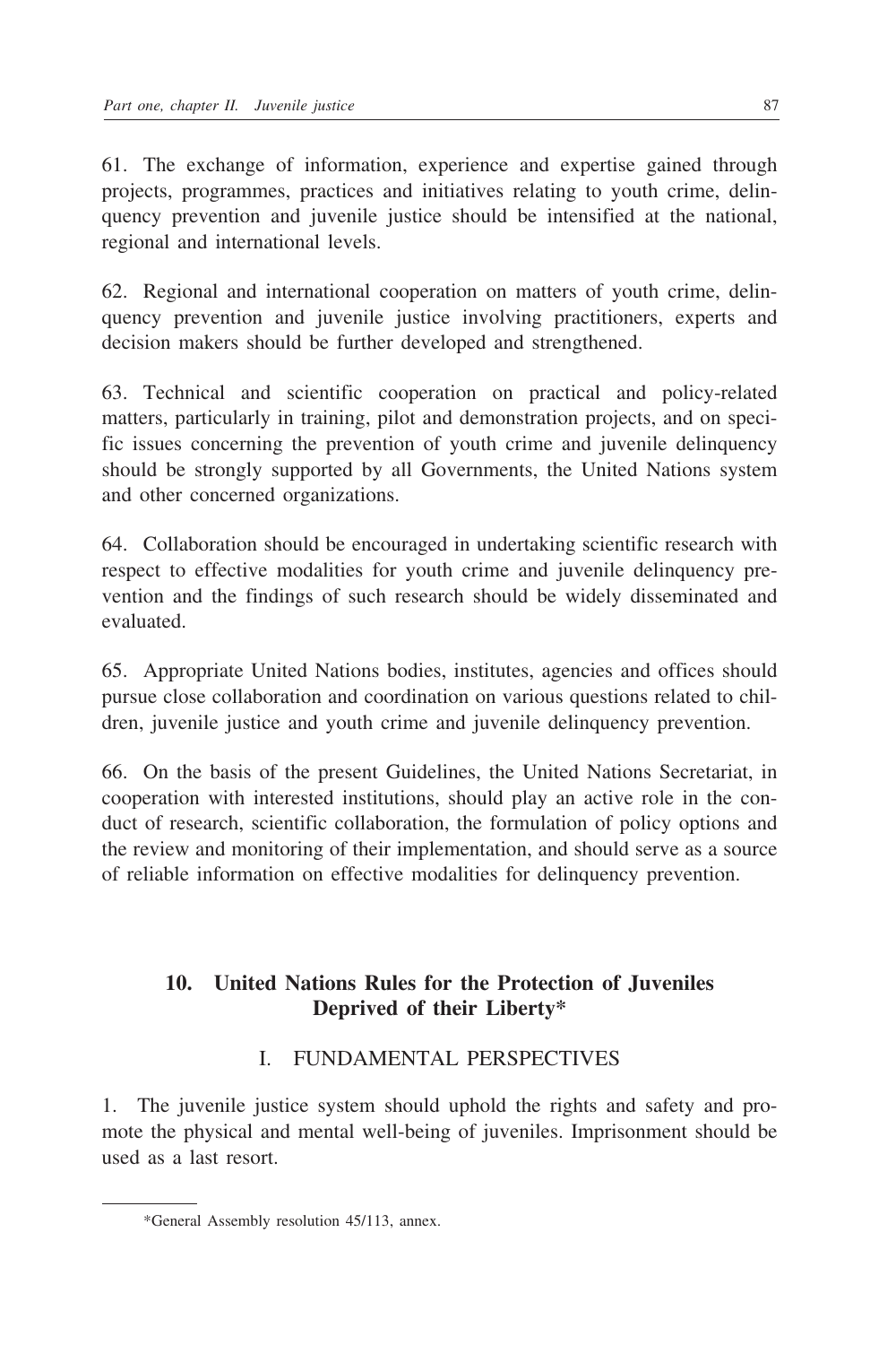61. The exchange of information, experience and expertise gained through projects, programmes, practices and initiatives relating to youth crime, delinquency prevention and juvenile justice should be intensified at the national, regional and international levels.

62. Regional and international cooperation on matters of youth crime, delinquency prevention and juvenile justice involving practitioners, experts and decision makers should be further developed and strengthened.

63. Technical and scientific cooperation on practical and policy-related matters, particularly in training, pilot and demonstration projects, and on specific issues concerning the prevention of youth crime and juvenile delinquency should be strongly supported by all Governments, the United Nations system and other concerned organizations.

64. Collaboration should be encouraged in undertaking scientific research with respect to effective modalities for youth crime and juvenile delinquency prevention and the findings of such research should be widely disseminated and evaluated.

65. Appropriate United Nations bodies, institutes, agencies and offices should pursue close collaboration and coordination on various questions related to children, juvenile justice and youth crime and juvenile delinquency prevention.

66. On the basis of the present Guidelines, the United Nations Secretariat, in cooperation with interested institutions, should play an active role in the conduct of research, scientific collaboration, the formulation of policy options and the review and monitoring of their implementation, and should serve as a source of reliable information on effective modalities for delinquency prevention.

## 10. United Nations Rules for the Protection of Juveniles Deprived of their Liberty*

### I. FUNDAMENTAL PERSPECTIVES

1. The juvenile justice system should uphold the rights and safety and promote the physical and mental well-being of juveniles. Imprisonment should be used as a last resort.

*General Assembly resolution 45/113, annex.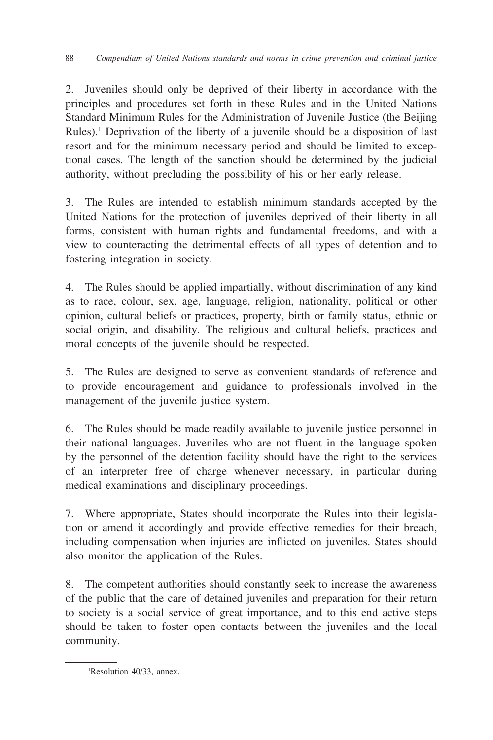2. Juveniles should only be deprived of their liberty in accordance with the principles and procedures set forth in these Rules and in the United Nations Standard Minimum Rules for the Administration of Juvenile Justice (the Beijing Rules).[1] Deprivation of the liberty of a juvenile should be a disposition of last resort and for the minimum necessary period and should be limited to exceptional cases. The length of the sanction should be determined by the judicial authority, without precluding the possibility of his or her early release.

3. The Rules are intended to establish minimum standards accepted by the United Nations for the protection of juveniles deprived of their liberty in all forms, consistent with human rights and fundamental freedoms, and with a view to counteracting the detrimental effects of all types of detention and to fostering integration in society.

4. The Rules should be applied impartially, without discrimination of any kind as to race, colour, sex, age, language, religion, nationality, political or other opinion, cultural beliefs or practices, property, birth or family status, ethnic or social origin, and disability. The religious and cultural beliefs, practices and moral concepts of the juvenile should be respected.

5. The Rules are designed to serve as convenient standards of reference and to provide encouragement and guidance to professionals involved in the management of the juvenile justice system.

6. The Rules should be made readily available to juvenile justice personnel in their national languages. Juveniles who are not fluent in the language spoken by the personnel of the detention facility should have the right to the services of an interpreter free of charge whenever necessary, in particular during medical examinations and disciplinary proceedings.

7. Where appropriate, States should incorporate the Rules into their legislation or amend it accordingly and provide effective remedies for their breach, including compensation when injuries are inflicted on juveniles. States should also monitor the application of the Rules.

8. The competent authorities should constantly seek to increase the awareness of the public that the care of detained juveniles and preparation for their return to society is a social service of great importance, and to this end active steps should be taken to foster open contacts between the juveniles and the local community.

[1] Resolution 40/33, annex.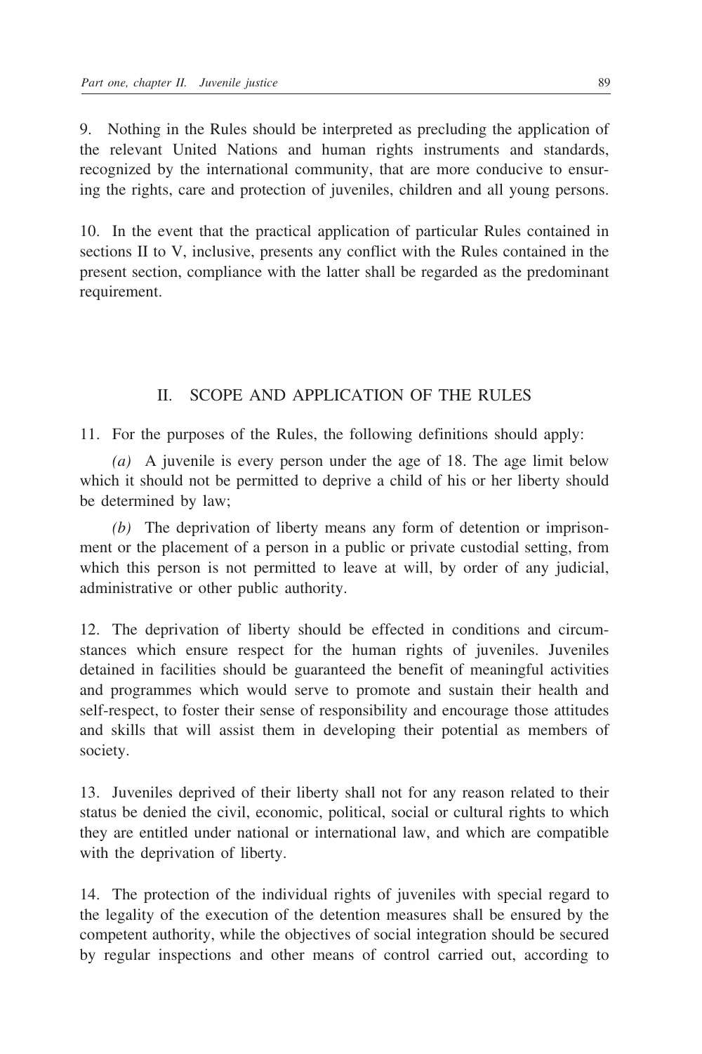9. Nothing in the Rules should be interpreted as precluding the application of the relevant United Nations and human rights instruments and standards, recognized by the international community, that are more conducive to ensuring the rights, care and protection of juveniles, children and all young persons.

10. In the event that the practical application of particular Rules contained in sections II to V, inclusive, presents any conflict with the Rules contained in the present section, compliance with the latter shall be regarded as the predominant requirement.

## II. SCOPE AND APPLICATION OF THE RULES

11. For the purposes of the Rules, the following definitions should apply:

*(a)* A juvenile is every person under the age of 18. The age limit below which it should not be permitted to deprive a child of his or her liberty should be determined by law;

*(b)* The deprivation of liberty means any form of detention or imprisonment or the placement of a person in a public or private custodial setting, from which this person is not permitted to leave at will, by order of any judicial, administrative or other public authority.

12. The deprivation of liberty should be effected in conditions and circumstances which ensure respect for the human rights of juveniles. Juveniles detained in facilities should be guaranteed the benefit of meaningful activities and programmes which would serve to promote and sustain their health and self-respect, to foster their sense of responsibility and encourage those attitudes and skills that will assist them in developing their potential as members of society.

13. Juveniles deprived of their liberty shall not for any reason related to their status be denied the civil, economic, political, social or cultural rights to which they are entitled under national or international law, and which are compatible with the deprivation of liberty.

14. The protection of the individual rights of juveniles with special regard to the legality of the execution of the detention measures shall be ensured by the competent authority, while the objectives of social integration should be secured by regular inspections and other means of control carried out, according to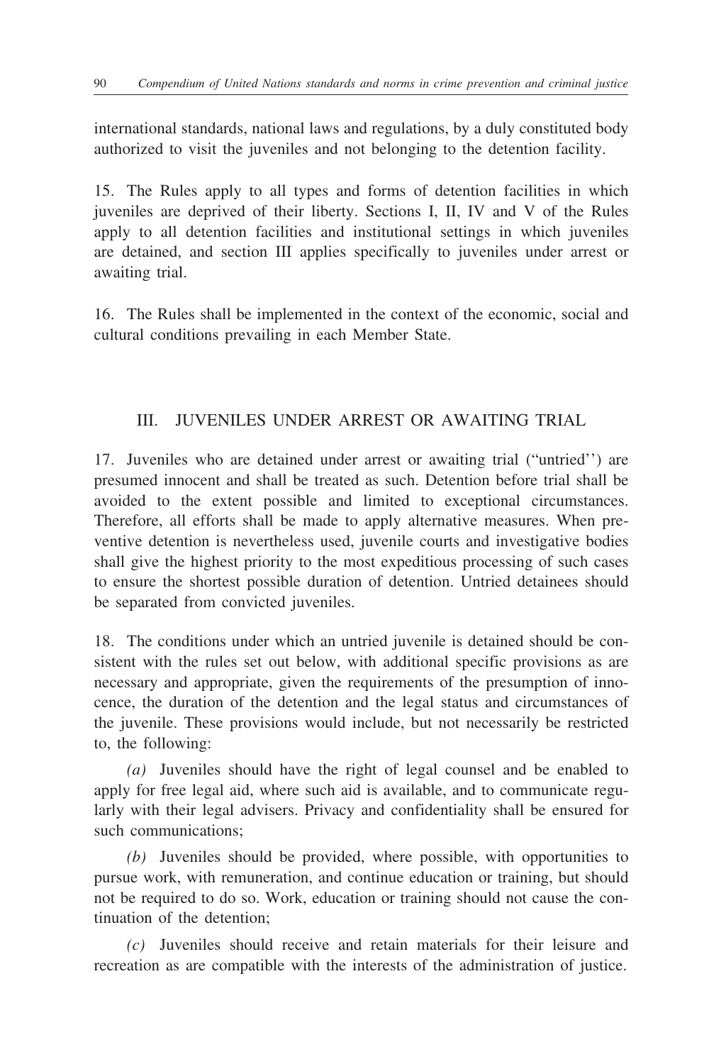international standards, national laws and regulations, by a duly constituted body authorized to visit the juveniles and not belonging to the detention facility.

15. The Rules apply to all types and forms of detention facilities in which juveniles are deprived of their liberty. Sections I, II, IV and V of the Rules apply to all detention facilities and institutional settings in which juveniles are detained, and section III applies specifically to juveniles under arrest or awaiting trial.

16. The Rules shall be implemented in the context of the economic, social and cultural conditions prevailing in each Member State.

## III. JUVENILES UNDER ARREST OR AWAITING TRIAL

17. Juveniles who are detained under arrest or awaiting trial ("untried") are presumed innocent and shall be treated as such. Detention before trial shall be avoided to the extent possible and limited to exceptional circumstances. Therefore, all efforts shall be made to apply alternative measures. When preventive detention is nevertheless used, juvenile courts and investigative bodies shall give the highest priority to the most expeditious processing of such cases to ensure the shortest possible duration of detention. Untried detainees should be separated from convicted juveniles.

18. The conditions under which an untried juvenile is detained should be consistent with the rules set out below, with additional specific provisions as are necessary and appropriate, given the requirements of the presumption of innocence, the duration of the detention and the legal status and circumstances of the juvenile. These provisions would include, but not necessarily be restricted to, the following:

*(a)* Juveniles should have the right of legal counsel and be enabled to apply for free legal aid, where such aid is available, and to communicate regularly with their legal advisers. Privacy and confidentiality shall be ensured for such communications;

*(b)* Juveniles should be provided, where possible, with opportunities to pursue work, with remuneration, and continue education or training, but should not be required to do so. Work, education or training should not cause the continuation of the detention;

*(c)* Juveniles should receive and retain materials for their leisure and recreation as are compatible with the interests of the administration of justice.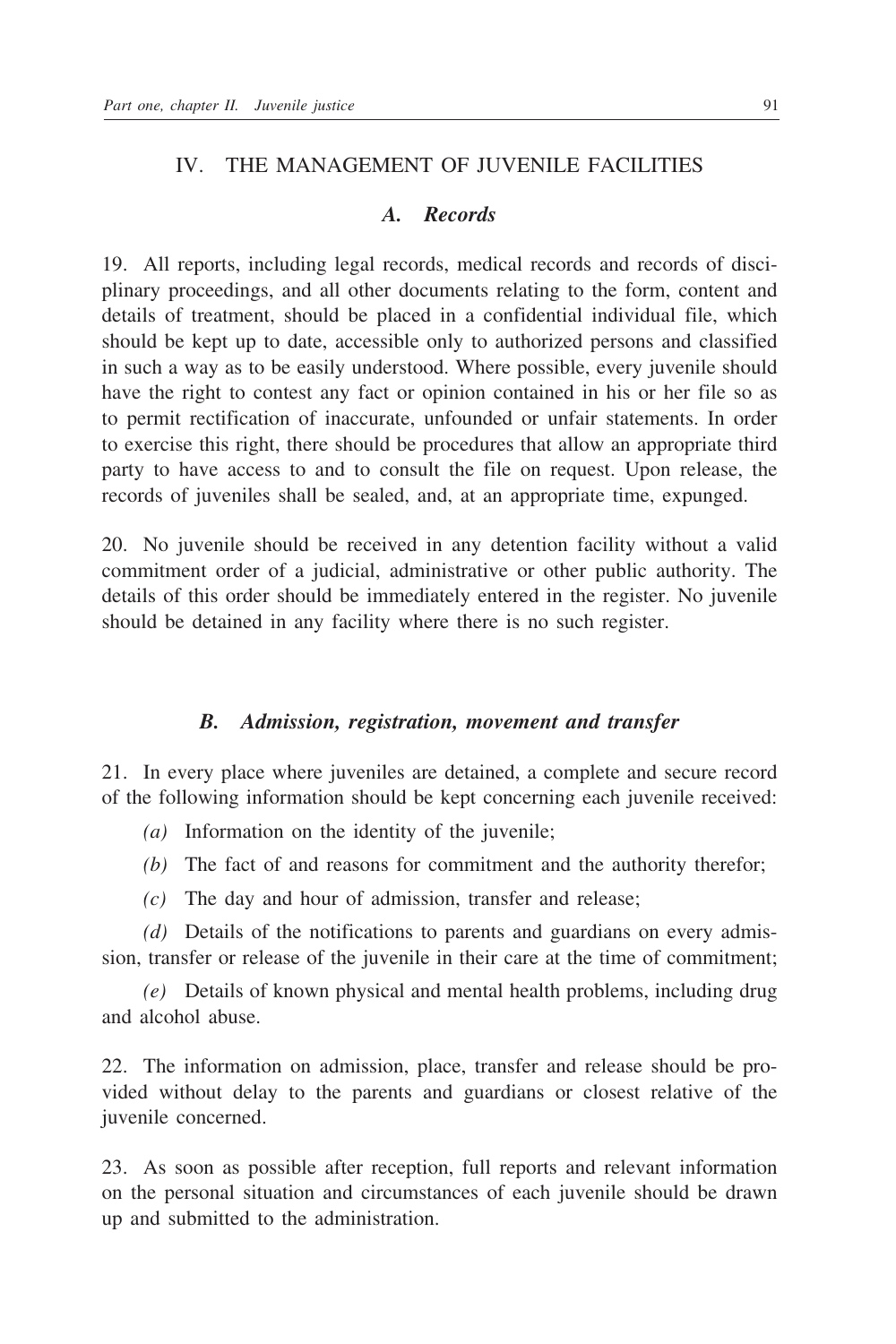## IV. THE MANAGEMENT OF JUVENILE FACILITIES

### *A. Records*

19. All reports, including legal records, medical records and records of disciplinary proceedings, and all other documents relating to the form, content and details of treatment, should be placed in a confidential individual file, which should be kept up to date, accessible only to authorized persons and classified in such a way as to be easily understood. Where possible, every juvenile should have the right to contest any fact or opinion contained in his or her file so as to permit rectification of inaccurate, unfounded or unfair statements. In order to exercise this right, there should be procedures that allow an appropriate third party to have access to and to consult the file on request. Upon release, the records of juveniles shall be sealed, and, at an appropriate time, expunged.

20. No juvenile should be received in any detention facility without a valid commitment order of a judicial, administrative or other public authority. The details of this order should be immediately entered in the register. No juvenile should be detained in any facility where there is no such register.

### *B. Admission, registration, movement and transfer*

21. In every place where juveniles are detained, a complete and secure record of the following information should be kept concerning each juvenile received:

*(a)* Information on the identity of the juvenile;

*(b)* The fact of and reasons for commitment and the authority therefor;

*(c)* The day and hour of admission, transfer and release;

*(d)* Details of the notifications to parents and guardians on every admission, transfer or release of the juvenile in their care at the time of commitment;

*(e)* Details of known physical and mental health problems, including drug and alcohol abuse.

22. The information on admission, place, transfer and release should be provided without delay to the parents and guardians or closest relative of the juvenile concerned.

23. As soon as possible after reception, full reports and relevant information on the personal situation and circumstances of each juvenile should be drawn up and submitted to the administration.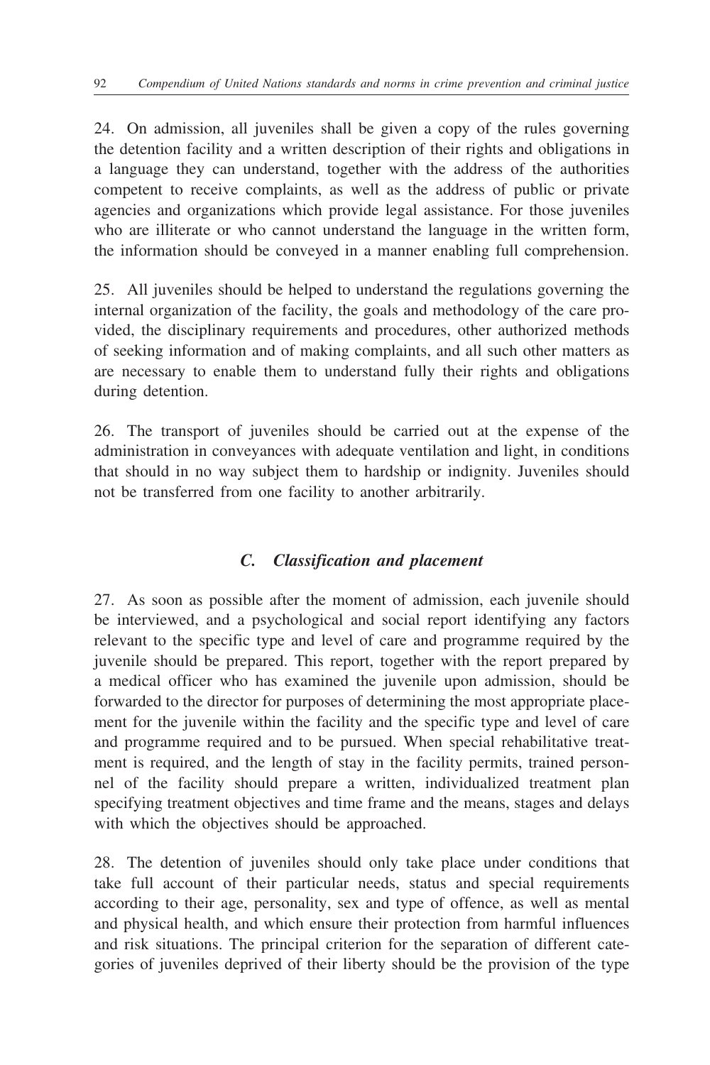24. On admission, all juveniles shall be given a copy of the rules governing the detention facility and a written description of their rights and obligations in a language they can understand, together with the address of the authorities competent to receive complaints, as well as the address of public or private agencies and organizations which provide legal assistance. For those juveniles who are illiterate or who cannot understand the language in the written form, the information should be conveyed in a manner enabling full comprehension.

25. All juveniles should be helped to understand the regulations governing the internal organization of the facility, the goals and methodology of the care provided, the disciplinary requirements and procedures, other authorized methods of seeking information and of making complaints, and all such other matters as are necessary to enable them to understand fully their rights and obligations during detention.

26. The transport of juveniles should be carried out at the expense of the administration in conveyances with adequate ventilation and light, in conditions that should in no way subject them to hardship or indignity. Juveniles should not be transferred from one facility to another arbitrarily.

### *C. Classification and placement*

27. As soon as possible after the moment of admission, each juvenile should be interviewed, and a psychological and social report identifying any factors relevant to the specific type and level of care and programme required by the juvenile should be prepared. This report, together with the report prepared by a medical officer who has examined the juvenile upon admission, should be forwarded to the director for purposes of determining the most appropriate placement for the juvenile within the facility and the specific type and level of care and programme required and to be pursued. When special rehabilitative treatment is required, and the length of stay in the facility permits, trained personnel of the facility should prepare a written, individualized treatment plan specifying treatment objectives and time frame and the means, stages and delays with which the objectives should be approached.

28. The detention of juveniles should only take place under conditions that take full account of their particular needs, status and special requirements according to their age, personality, sex and type of offence, as well as mental and physical health, and which ensure their protection from harmful influences and risk situations. The principal criterion for the separation of different categories of juveniles deprived of their liberty should be the provision of the type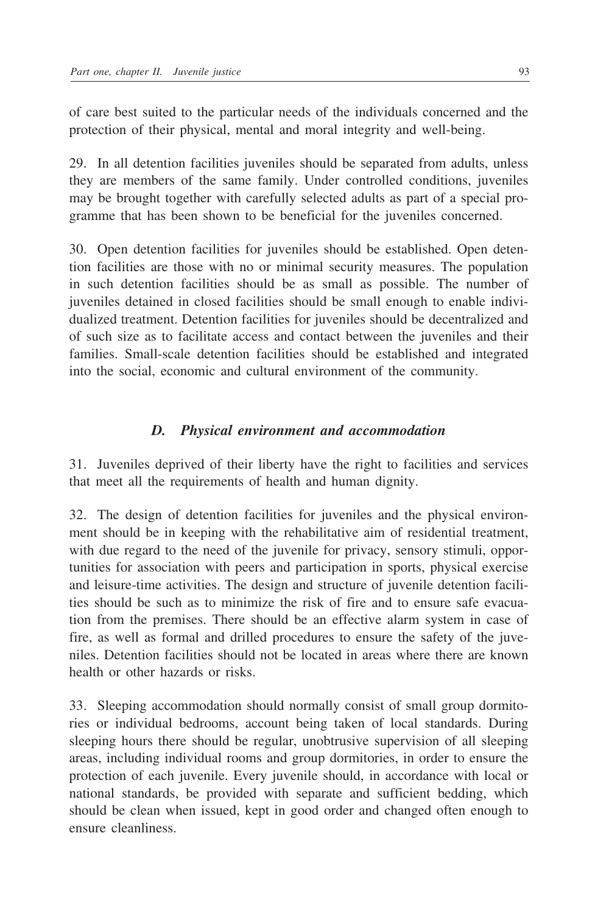of care best suited to the particular needs of the individuals concerned and the protection of their physical, mental and moral integrity and well-being.

29. In all detention facilities juveniles should be separated from adults, unless they are members of the same family. Under controlled conditions, juveniles may be brought together with carefully selected adults as part of a special programme that has been shown to be beneficial for the juveniles concerned.

30. Open detention facilities for juveniles should be established. Open detention facilities are those with no or minimal security measures. The population in such detention facilities should be as small as possible. The number of juveniles detained in closed facilities should be small enough to enable individualized treatment. Detention facilities for juveniles should be decentralized and of such size as to facilitate access and contact between the juveniles and their families. Small-scale detention facilities should be established and integrated into the social, economic and cultural environment of the community.

### *D. Physical environment and accommodation*

31. Juveniles deprived of their liberty have the right to facilities and services that meet all the requirements of health and human dignity.

32. The design of detention facilities for juveniles and the physical environment should be in keeping with the rehabilitative aim of residential treatment, with due regard to the need of the juvenile for privacy, sensory stimuli, opportunities for association with peers and participation in sports, physical exercise and leisure-time activities. The design and structure of juvenile detention facilities should be such as to minimize the risk of fire and to ensure safe evacuation from the premises. There should be an effective alarm system in case of fire, as well as formal and drilled procedures to ensure the safety of the juveniles. Detention facilities should not be located in areas where there are known health or other hazards or risks.

33. Sleeping accommodation should normally consist of small group dormitories or individual bedrooms, account being taken of local standards. During sleeping hours there should be regular, unobtrusive supervision of all sleeping areas, including individual rooms and group dormitories, in order to ensure the protection of each juvenile. Every juvenile should, in accordance with local or national standards, be provided with separate and sufficient bedding, which should be clean when issued, kept in good order and changed often enough to ensure cleanliness.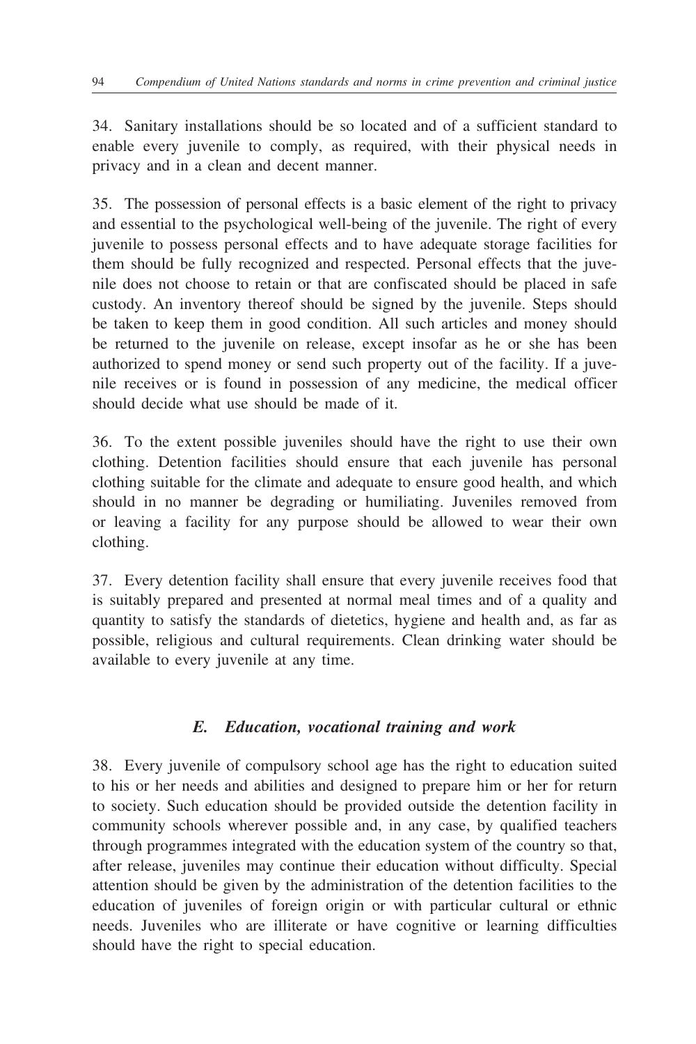34. Sanitary installations should be so located and of a sufficient standard to enable every juvenile to comply, as required, with their physical needs in privacy and in a clean and decent manner.

35. The possession of personal effects is a basic element of the right to privacy and essential to the psychological well-being of the juvenile. The right of every juvenile to possess personal effects and to have adequate storage facilities for them should be fully recognized and respected. Personal effects that the juvenile does not choose to retain or that are confiscated should be placed in safe custody. An inventory thereof should be signed by the juvenile. Steps should be taken to keep them in good condition. All such articles and money should be returned to the juvenile on release, except insofar as he or she has been authorized to spend money or send such property out of the facility. If a juvenile receives or is found in possession of any medicine, the medical officer should decide what use should be made of it.

36. To the extent possible juveniles should have the right to use their own clothing. Detention facilities should ensure that each juvenile has personal clothing suitable for the climate and adequate to ensure good health, and which should in no manner be degrading or humiliating. Juveniles removed from or leaving a facility for any purpose should be allowed to wear their own clothing.

37. Every detention facility shall ensure that every juvenile receives food that is suitably prepared and presented at normal meal times and of a quality and quantity to satisfy the standards of dietetics, hygiene and health and, as far as possible, religious and cultural requirements. Clean drinking water should be available to every juvenile at any time.

### *E. Education, vocational training and work*

38. Every juvenile of compulsory school age has the right to education suited to his or her needs and abilities and designed to prepare him or her for return to society. Such education should be provided outside the detention facility in community schools wherever possible and, in any case, by qualified teachers through programmes integrated with the education system of the country so that, after release, juveniles may continue their education without difficulty. Special attention should be given by the administration of the detention facilities to the education of juveniles of foreign origin or with particular cultural or ethnic needs. Juveniles who are illiterate or have cognitive or learning difficulties should have the right to special education.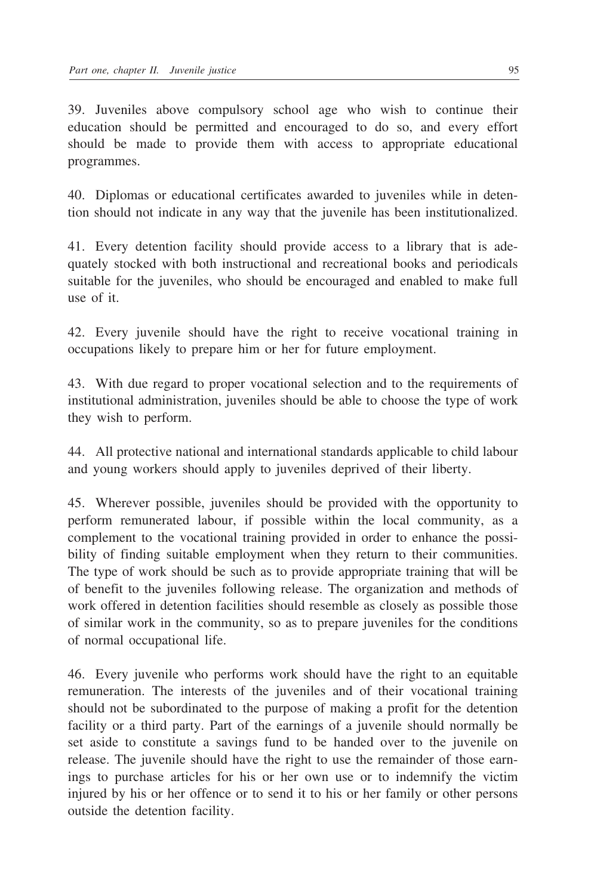39. Juveniles above compulsory school age who wish to continue their education should be permitted and encouraged to do so, and every effort should be made to provide them with access to appropriate educational programmes.

40. Diplomas or educational certificates awarded to juveniles while in detention should not indicate in any way that the juvenile has been institutionalized.

41. Every detention facility should provide access to a library that is adequately stocked with both instructional and recreational books and periodicals suitable for the juveniles, who should be encouraged and enabled to make full use of it.

42. Every juvenile should have the right to receive vocational training in occupations likely to prepare him or her for future employment.

43. With due regard to proper vocational selection and to the requirements of institutional administration, juveniles should be able to choose the type of work they wish to perform.

44. All protective national and international standards applicable to child labour and young workers should apply to juveniles deprived of their liberty.

45. Wherever possible, juveniles should be provided with the opportunity to perform remunerated labour, if possible within the local community, as a complement to the vocational training provided in order to enhance the possibility of finding suitable employment when they return to their communities. The type of work should be such as to provide appropriate training that will be of benefit to the juveniles following release. The organization and methods of work offered in detention facilities should resemble as closely as possible those of similar work in the community, so as to prepare juveniles for the conditions of normal occupational life.

46. Every juvenile who performs work should have the right to an equitable remuneration. The interests of the juveniles and of their vocational training should not be subordinated to the purpose of making a profit for the detention facility or a third party. Part of the earnings of a juvenile should normally be set aside to constitute a savings fund to be handed over to the juvenile on release. The juvenile should have the right to use the remainder of those earnings to purchase articles for his or her own use or to indemnify the victim injured by his or her offence or to send it to his or her family or other persons outside the detention facility.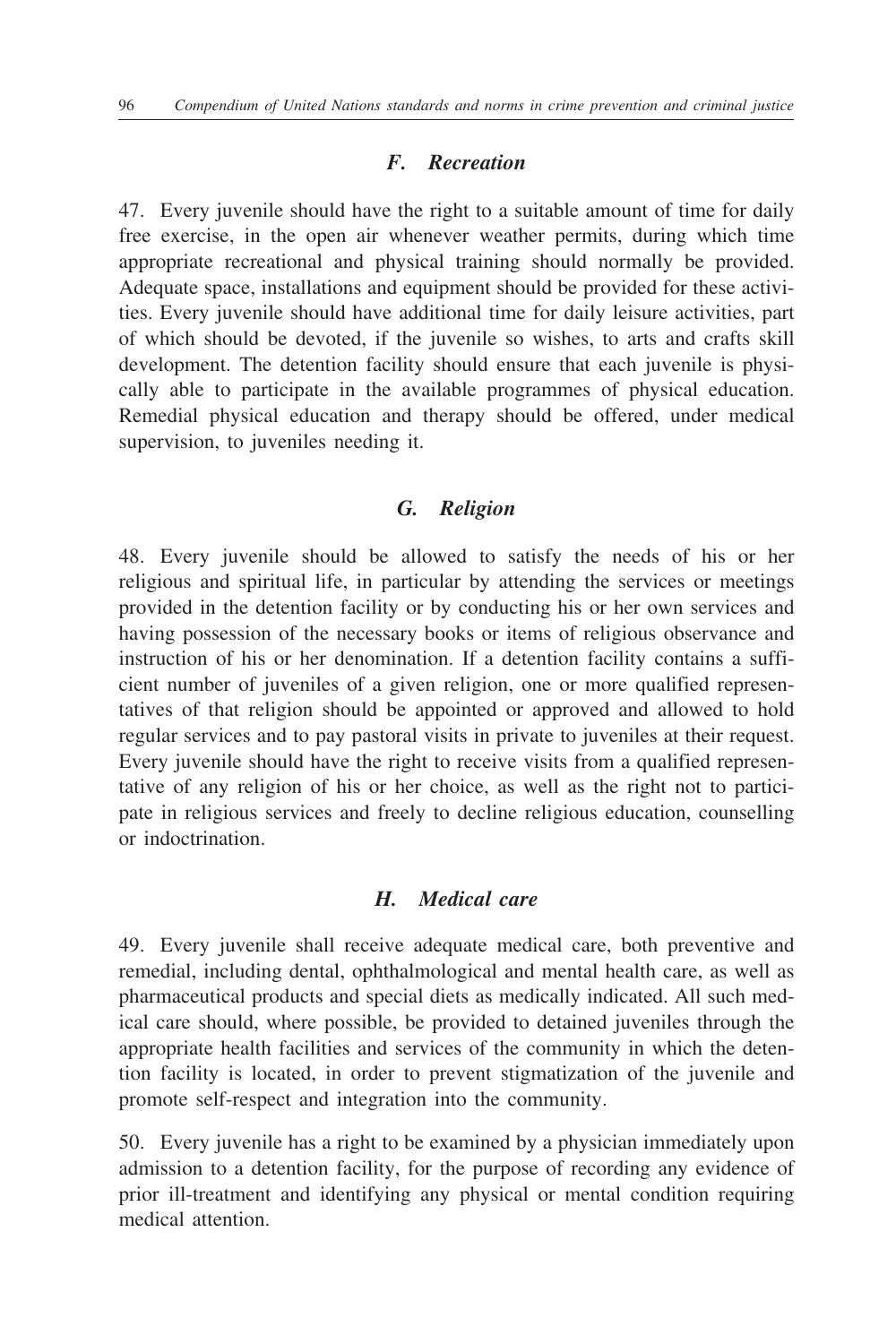### *F. Recreation*

47. Every juvenile should have the right to a suitable amount of time for daily free exercise, in the open air whenever weather permits, during which time appropriate recreational and physical training should normally be provided. Adequate space, installations and equipment should be provided for these activities. Every juvenile should have additional time for daily leisure activities, part of which should be devoted, if the juvenile so wishes, to arts and crafts skill development. The detention facility should ensure that each juvenile is physically able to participate in the available programmes of physical education. Remedial physical education and therapy should be offered, under medical supervision, to juveniles needing it.

### *G. Religion*

48. Every juvenile should be allowed to satisfy the needs of his or her religious and spiritual life, in particular by attending the services or meetings provided in the detention facility or by conducting his or her own services and having possession of the necessary books or items of religious observance and instruction of his or her denomination. If a detention facility contains a sufficient number of juveniles of a given religion, one or more qualified representatives of that religion should be appointed or approved and allowed to hold regular services and to pay pastoral visits in private to juveniles at their request. Every juvenile should have the right to receive visits from a qualified representative of any religion of his or her choice, as well as the right not to participate in religious services and freely to decline religious education, counselling or indoctrination.

### *H. Medical care*

49. Every juvenile shall receive adequate medical care, both preventive and remedial, including dental, ophthalmological and mental health care, as well as pharmaceutical products and special diets as medically indicated. All such medical care should, where possible, be provided to detained juveniles through the appropriate health facilities and services of the community in which the detention facility is located, in order to prevent stigmatization of the juvenile and promote self-respect and integration into the community.

50. Every juvenile has a right to be examined by a physician immediately upon admission to a detention facility, for the purpose of recording any evidence of prior ill-treatment and identifying any physical or mental condition requiring medical attention.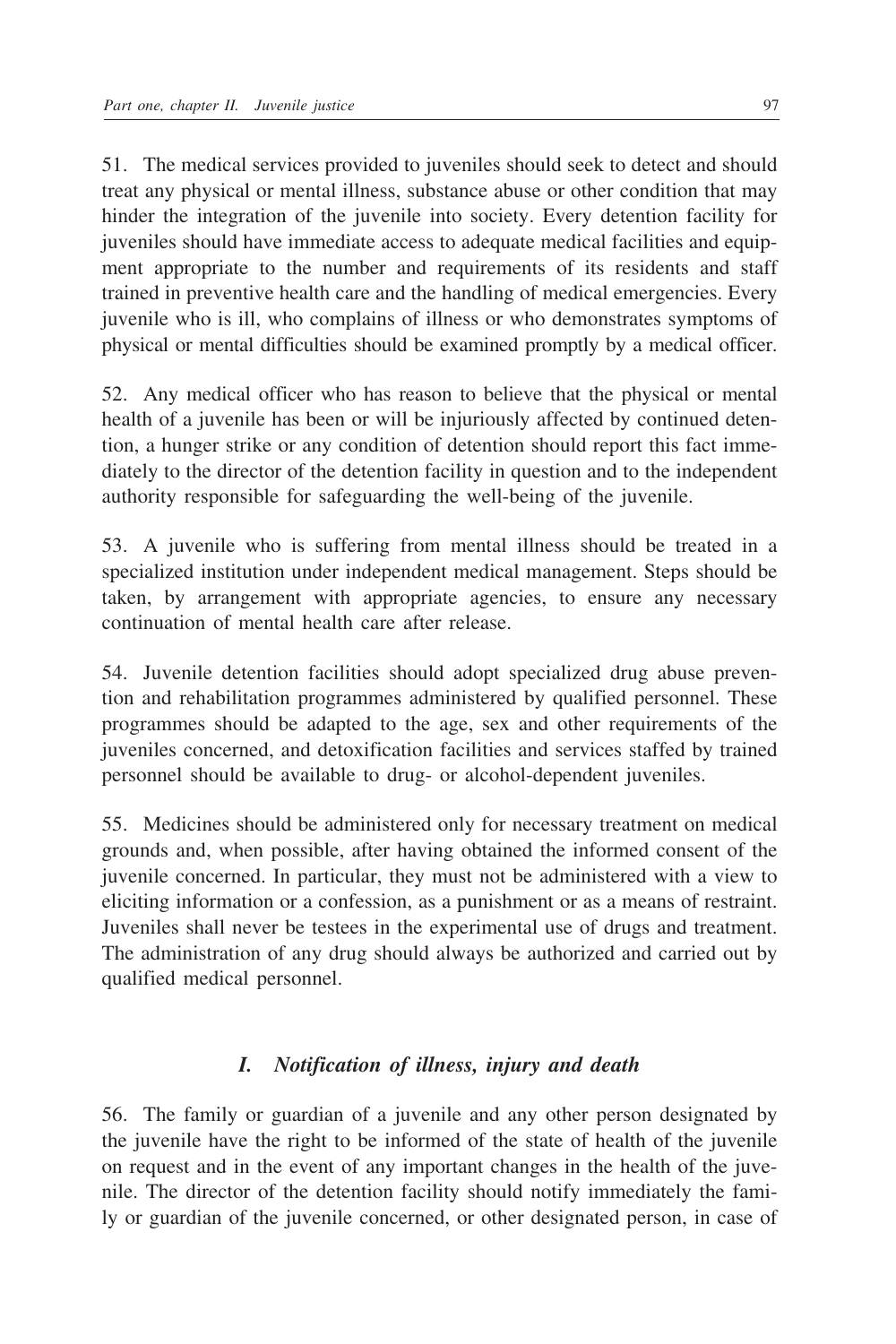51. The medical services provided to juveniles should seek to detect and should treat any physical or mental illness, substance abuse or other condition that may hinder the integration of the juvenile into society. Every detention facility for juveniles should have immediate access to adequate medical facilities and equipment appropriate to the number and requirements of its residents and staff trained in preventive health care and the handling of medical emergencies. Every juvenile who is ill, who complains of illness or who demonstrates symptoms of physical or mental difficulties should be examined promptly by a medical officer.

52. Any medical officer who has reason to believe that the physical or mental health of a juvenile has been or will be injuriously affected by continued detention, a hunger strike or any condition of detention should report this fact immediately to the director of the detention facility in question and to the independent authority responsible for safeguarding the well-being of the juvenile.

53. A juvenile who is suffering from mental illness should be treated in a specialized institution under independent medical management. Steps should be taken, by arrangement with appropriate agencies, to ensure any necessary continuation of mental health care after release.

54. Juvenile detention facilities should adopt specialized drug abuse prevention and rehabilitation programmes administered by qualified personnel. These programmes should be adapted to the age, sex and other requirements of the juveniles concerned, and detoxification facilities and services staffed by trained personnel should be available to drug- or alcohol-dependent juveniles.

55. Medicines should be administered only for necessary treatment on medical grounds and, when possible, after having obtained the informed consent of the juvenile concerned. In particular, they must not be administered with a view to eliciting information or a confession, as a punishment or as a means of restraint. Juveniles shall never be testees in the experimental use of drugs and treatment. The administration of any drug should always be authorized and carried out by qualified medical personnel.

### *I. Notification of illness, injury and death*

56. The family or guardian of a juvenile and any other person designated by the juvenile have the right to be informed of the state of health of the juvenile on request and in the event of any important changes in the health of the juvenile. The director of the detention facility should notify immediately the family or guardian of the juvenile concerned, or other designated person, in case of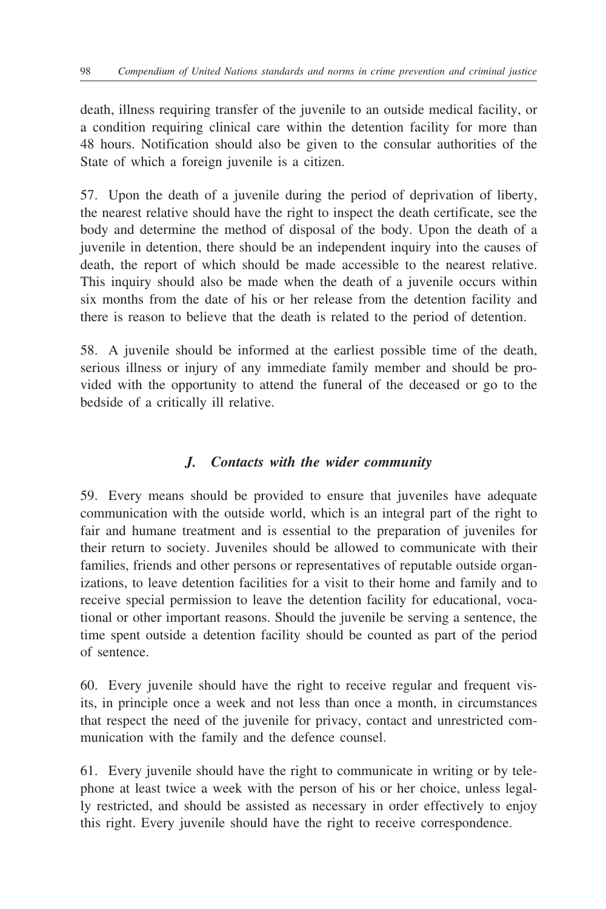death, illness requiring transfer of the juvenile to an outside medical facility, or a condition requiring clinical care within the detention facility for more than 48 hours. Notification should also be given to the consular authorities of the State of which a foreign juvenile is a citizen.

57. Upon the death of a juvenile during the period of deprivation of liberty, the nearest relative should have the right to inspect the death certificate, see the body and determine the method of disposal of the body. Upon the death of a juvenile in detention, there should be an independent inquiry into the causes of death, the report of which should be made accessible to the nearest relative. This inquiry should also be made when the death of a juvenile occurs within six months from the date of his or her release from the detention facility and there is reason to believe that the death is related to the period of detention.

58. A juvenile should be informed at the earliest possible time of the death, serious illness or injury of any immediate family member and should be provided with the opportunity to attend the funeral of the deceased or go to the bedside of a critically ill relative.

### *J. Contacts with the wider community*

59. Every means should be provided to ensure that juveniles have adequate communication with the outside world, which is an integral part of the right to fair and humane treatment and is essential to the preparation of juveniles for their return to society. Juveniles should be allowed to communicate with their families, friends and other persons or representatives of reputable outside organizations, to leave detention facilities for a visit to their home and family and to receive special permission to leave the detention facility for educational, vocational or other important reasons. Should the juvenile be serving a sentence, the time spent outside a detention facility should be counted as part of the period of sentence.

60. Every juvenile should have the right to receive regular and frequent visits, in principle once a week and not less than once a month, in circumstances that respect the need of the juvenile for privacy, contact and unrestricted communication with the family and the defence counsel.

61. Every juvenile should have the right to communicate in writing or by telephone at least twice a week with the person of his or her choice, unless legally restricted, and should be assisted as necessary in order effectively to enjoy this right. Every juvenile should have the right to receive correspondence.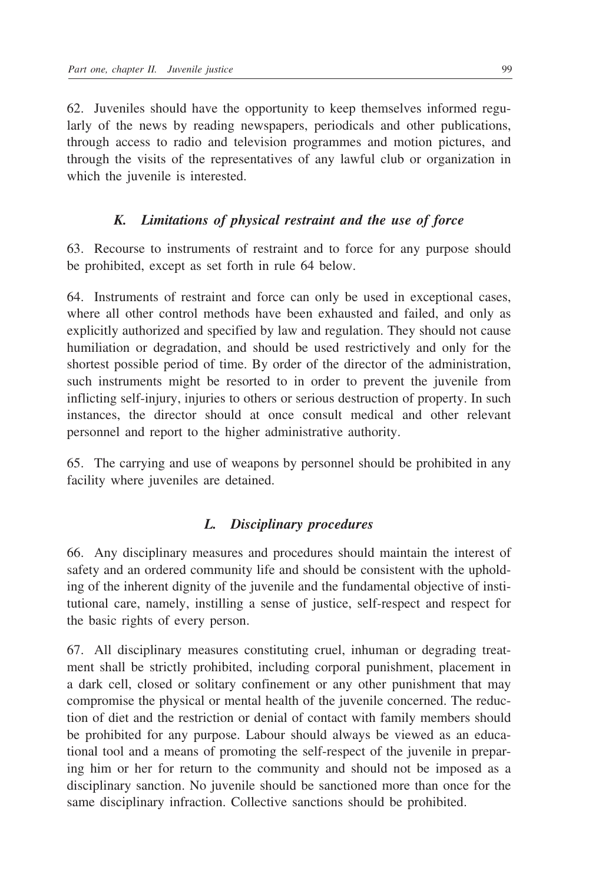62. Juveniles should have the opportunity to keep themselves informed regularly of the news by reading newspapers, periodicals and other publications, through access to radio and television programmes and motion pictures, and through the visits of the representatives of any lawful club or organization in which the juvenile is interested.

### *K. Limitations of physical restraint and the use of force*

63. Recourse to instruments of restraint and to force for any purpose should be prohibited, except as set forth in rule 64 below.

64. Instruments of restraint and force can only be used in exceptional cases, where all other control methods have been exhausted and failed, and only as explicitly authorized and specified by law and regulation. They should not cause humiliation or degradation, and should be used restrictively and only for the shortest possible period of time. By order of the director of the administration, such instruments might be resorted to in order to prevent the juvenile from inflicting self-injury, injuries to others or serious destruction of property. In such instances, the director should at once consult medical and other relevant personnel and report to the higher administrative authority.

65. The carrying and use of weapons by personnel should be prohibited in any facility where juveniles are detained.

### *L. Disciplinary procedures*

66. Any disciplinary measures and procedures should maintain the interest of safety and an ordered community life and should be consistent with the upholding of the inherent dignity of the juvenile and the fundamental objective of institutional care, namely, instilling a sense of justice, self-respect and respect for the basic rights of every person.

67. All disciplinary measures constituting cruel, inhuman or degrading treatment shall be strictly prohibited, including corporal punishment, placement in a dark cell, closed or solitary confinement or any other punishment that may compromise the physical or mental health of the juvenile concerned. The reduction of diet and the restriction or denial of contact with family members should be prohibited for any purpose. Labour should always be viewed as an educational tool and a means of promoting the self-respect of the juvenile in preparing him or her for return to the community and should not be imposed as a disciplinary sanction. No juvenile should be sanctioned more than once for the same disciplinary infraction. Collective sanctions should be prohibited.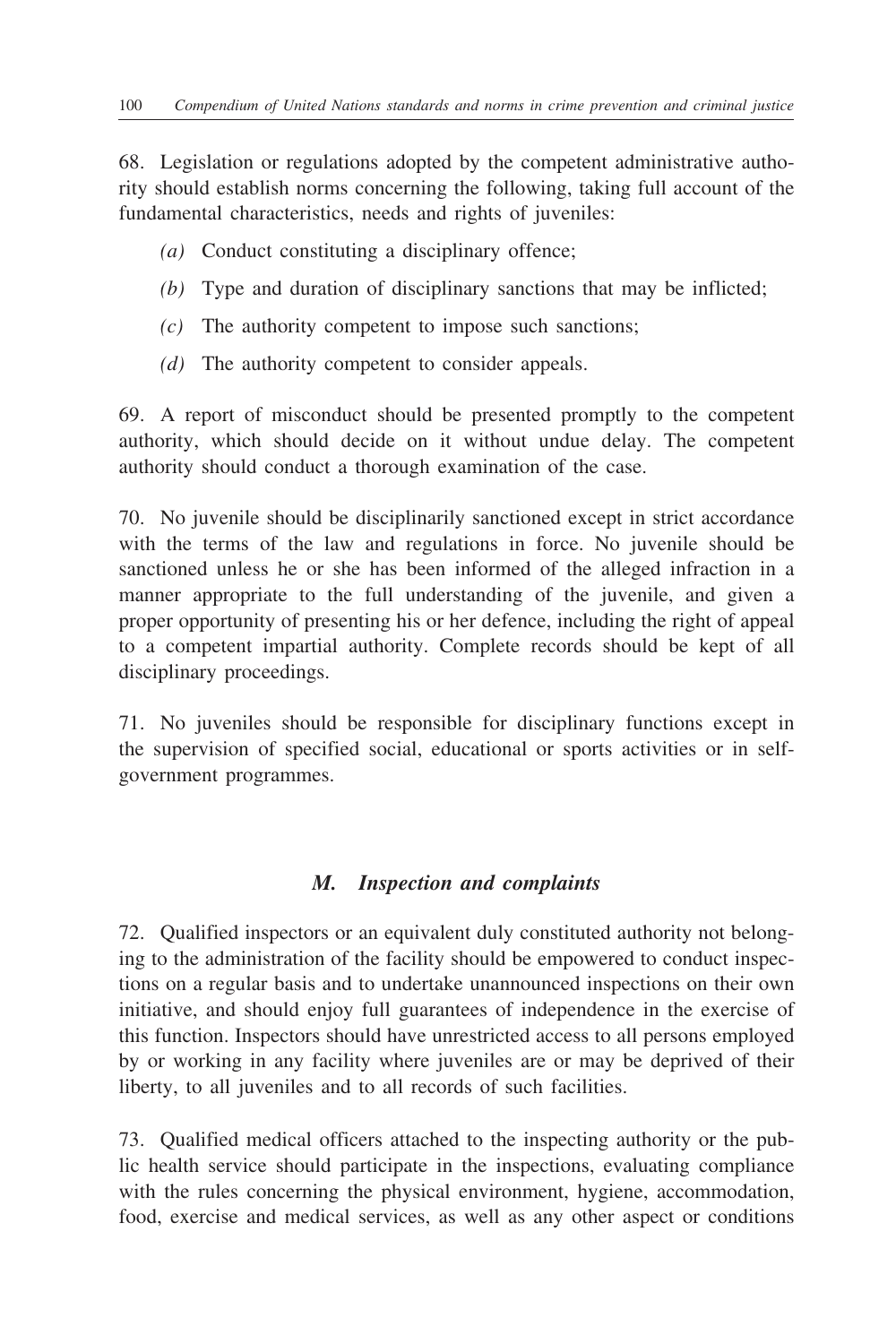68. Legislation or regulations adopted by the competent administrative authority should establish norms concerning the following, taking full account of the fundamental characteristics, needs and rights of juveniles:

*(a)* Conduct constituting a disciplinary offence;

*(b)* Type and duration of disciplinary sanctions that may be inflicted;

*(c)* The authority competent to impose such sanctions;

*(d)* The authority competent to consider appeals.

69. A report of misconduct should be presented promptly to the competent authority, which should decide on it without undue delay. The competent authority should conduct a thorough examination of the case.

70. No juvenile should be disciplinarily sanctioned except in strict accordance with the terms of the law and regulations in force. No juvenile should be sanctioned unless he or she has been informed of the alleged infraction in a manner appropriate to the full understanding of the juvenile, and given a proper opportunity of presenting his or her defence, including the right of appeal to a competent impartial authority. Complete records should be kept of all disciplinary proceedings.

71. No juveniles should be responsible for disciplinary functions except in the supervision of specified social, educational or sports activities or in self-government programmes.

### *M. Inspection and complaints*

72. Qualified inspectors or an equivalent duly constituted authority not belonging to the administration of the facility should be empowered to conduct inspections on a regular basis and to undertake unannounced inspections on their own initiative, and should enjoy full guarantees of independence in the exercise of this function. Inspectors should have unrestricted access to all persons employed by or working in any facility where juveniles are or may be deprived of their liberty, to all juveniles and to all records of such facilities.

73. Qualified medical officers attached to the inspecting authority or the public health service should participate in the inspections, evaluating compliance with the rules concerning the physical environment, hygiene, accommodation, food, exercise and medical services, as well as any other aspect or conditions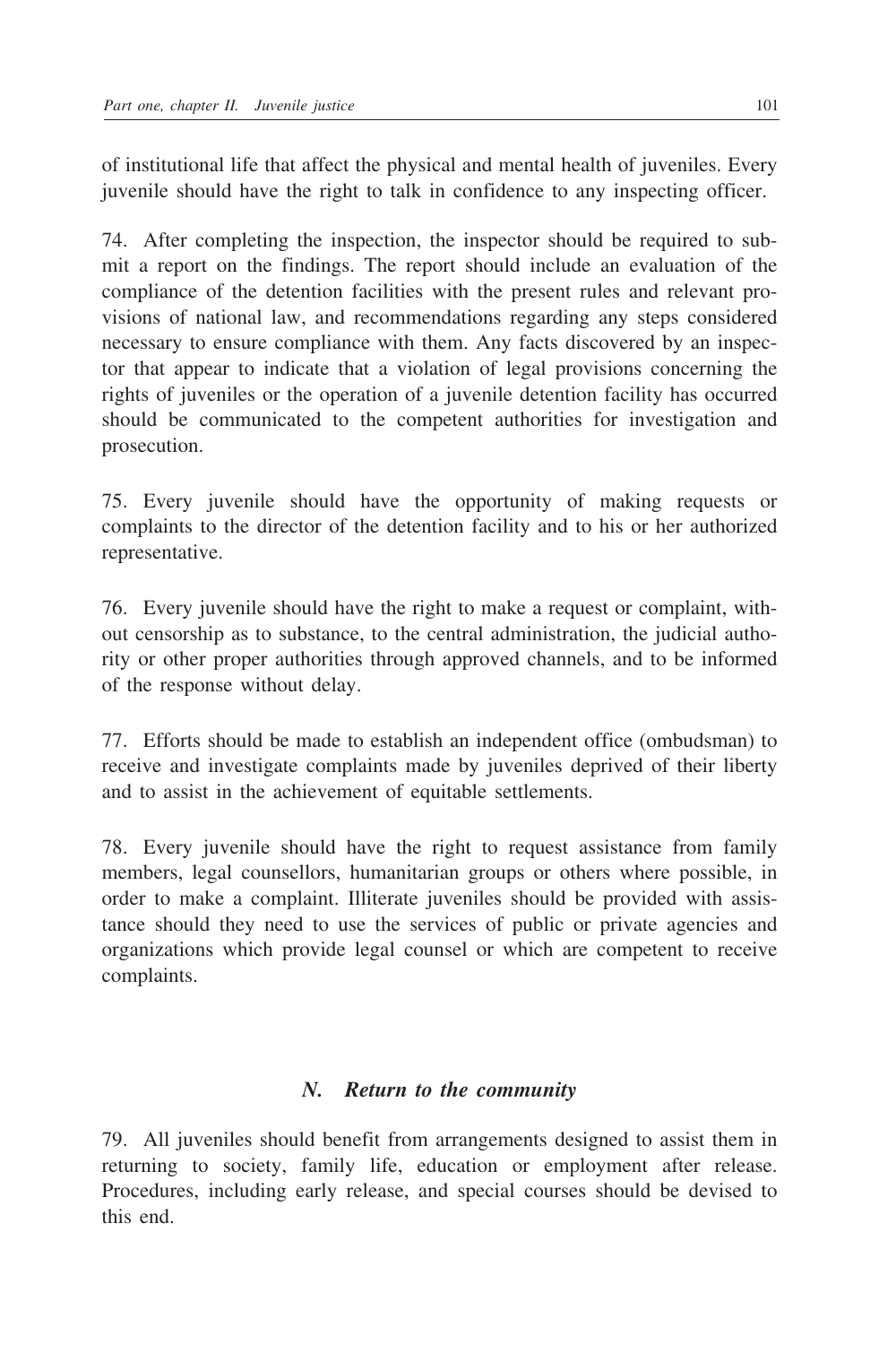of institutional life that affect the physical and mental health of juveniles. Every juvenile should have the right to talk in confidence to any inspecting officer.

74. After completing the inspection, the inspector should be required to submit a report on the findings. The report should include an evaluation of the compliance of the detention facilities with the present rules and relevant provisions of national law, and recommendations regarding any steps considered necessary to ensure compliance with them. Any facts discovered by an inspector that appear to indicate that a violation of legal provisions concerning the rights of juveniles or the operation of a juvenile detention facility has occurred should be communicated to the competent authorities for investigation and prosecution.

75. Every juvenile should have the opportunity of making requests or complaints to the director of the detention facility and to his or her authorized representative.

76. Every juvenile should have the right to make a request or complaint, without censorship as to substance, to the central administration, the judicial authority or other proper authorities through approved channels, and to be informed of the response without delay.

77. Efforts should be made to establish an independent office (ombudsman) to receive and investigate complaints made by juveniles deprived of their liberty and to assist in the achievement of equitable settlements.

78. Every juvenile should have the right to request assistance from family members, legal counsellors, humanitarian groups or others where possible, in order to make a complaint. Illiterate juveniles should be provided with assistance should they need to use the services of public or private agencies and organizations which provide legal counsel or which are competent to receive complaints.

### *N. Return to the community*

79. All juveniles should benefit from arrangements designed to assist them in returning to society, family life, education or employment after release. Procedures, including early release, and special courses should be devised to this end.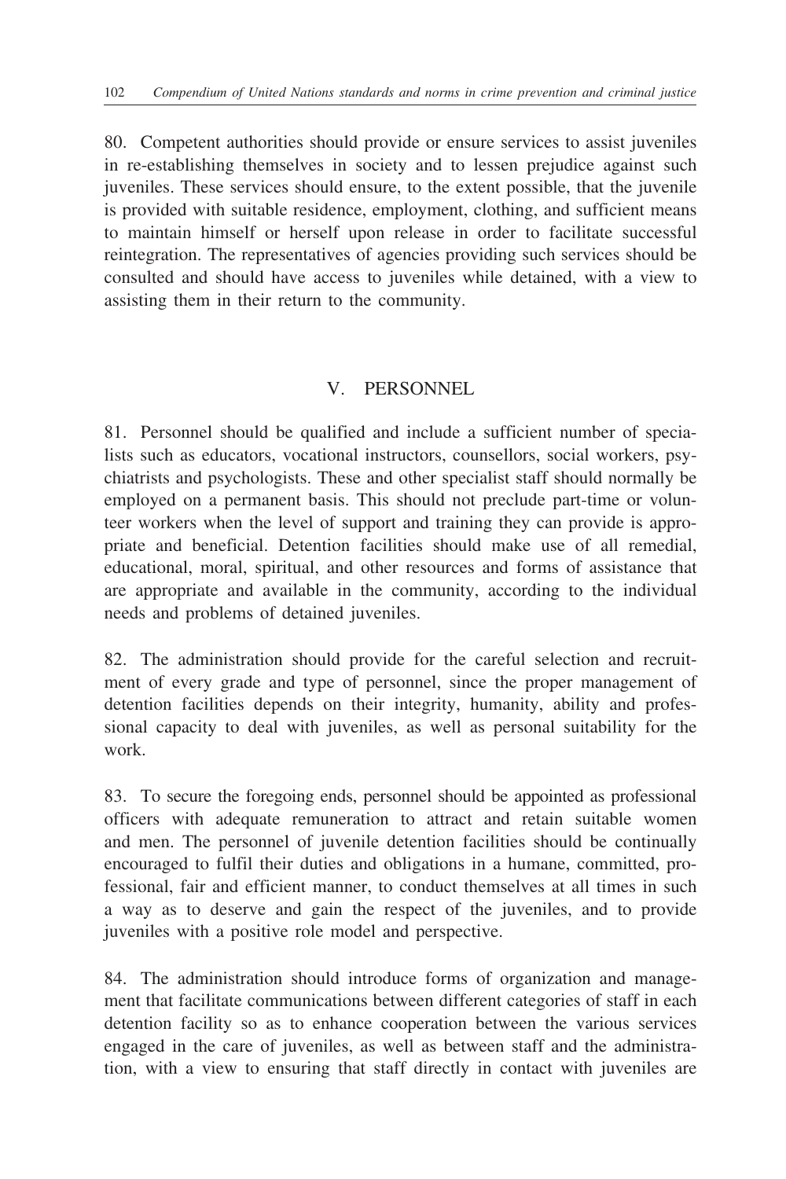80. Competent authorities should provide or ensure services to assist juveniles in re-establishing themselves in society and to lessen prejudice against such juveniles. These services should ensure, to the extent possible, that the juvenile is provided with suitable residence, employment, clothing, and sufficient means to maintain himself or herself upon release in order to facilitate successful reintegration. The representatives of agencies providing such services should be consulted and should have access to juveniles while detained, with a view to assisting them in their return to the community.

## V. PERSONNEL

81. Personnel should be qualified and include a sufficient number of specialists such as educators, vocational instructors, counsellors, social workers, psychiatrists and psychologists. These and other specialist staff should normally be employed on a permanent basis. This should not preclude part-time or volunteer workers when the level of support and training they can provide is appropriate and beneficial. Detention facilities should make use of all remedial, educational, moral, spiritual, and other resources and forms of assistance that are appropriate and available in the community, according to the individual needs and problems of detained juveniles.

82. The administration should provide for the careful selection and recruitment of every grade and type of personnel, since the proper management of detention facilities depends on their integrity, humanity, ability and professional capacity to deal with juveniles, as well as personal suitability for the work.

83. To secure the foregoing ends, personnel should be appointed as professional officers with adequate remuneration to attract and retain suitable women and men. The personnel of juvenile detention facilities should be continually encouraged to fulfil their duties and obligations in a humane, committed, professional, fair and efficient manner, to conduct themselves at all times in such a way as to deserve and gain the respect of the juveniles, and to provide juveniles with a positive role model and perspective.

84. The administration should introduce forms of organization and management that facilitate communications between different categories of staff in each detention facility so as to enhance cooperation between the various services engaged in the care of juveniles, as well as between staff and the administration, with a view to ensuring that staff directly in contact with juveniles are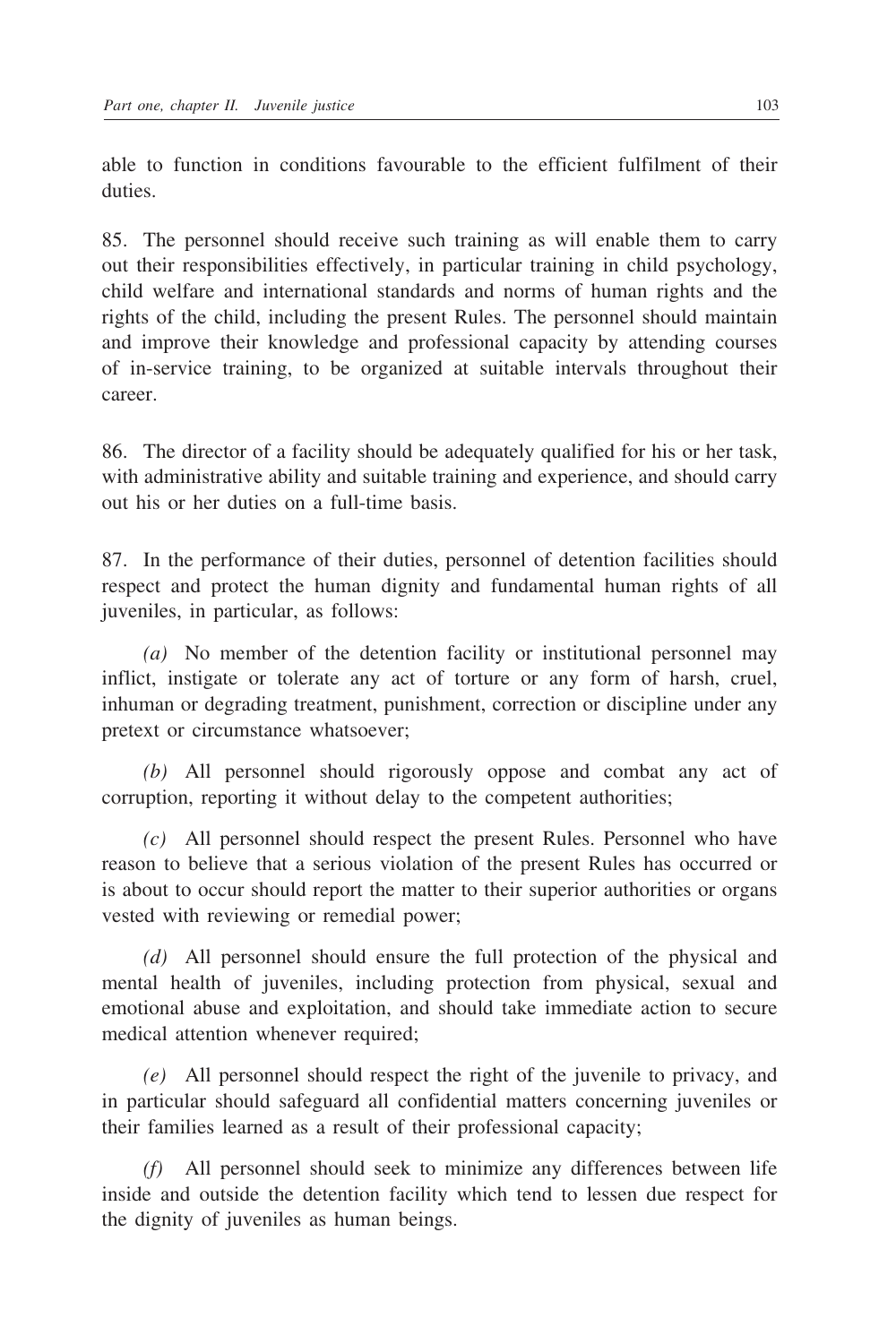able to function in conditions favourable to the efficient fulfilment of their duties.

85. The personnel should receive such training as will enable them to carry out their responsibilities effectively, in particular training in child psychology, child welfare and international standards and norms of human rights and the rights of the child, including the present Rules. The personnel should maintain and improve their knowledge and professional capacity by attending courses of in-service training, to be organized at suitable intervals throughout their career.

86. The director of a facility should be adequately qualified for his or her task, with administrative ability and suitable training and experience, and should carry out his or her duties on a full-time basis.

87. In the performance of their duties, personnel of detention facilities should respect and protect the human dignity and fundamental human rights of all juveniles, in particular, as follows:

*(a)* No member of the detention facility or institutional personnel may inflict, instigate or tolerate any act of torture or any form of harsh, cruel, inhuman or degrading treatment, punishment, correction or discipline under any pretext or circumstance whatsoever;

*(b)* All personnel should rigorously oppose and combat any act of corruption, reporting it without delay to the competent authorities;

*(c)* All personnel should respect the present Rules. Personnel who have reason to believe that a serious violation of the present Rules has occurred or is about to occur should report the matter to their superior authorities or organs vested with reviewing or remedial power;

*(d)* All personnel should ensure the full protection of the physical and mental health of juveniles, including protection from physical, sexual and emotional abuse and exploitation, and should take immediate action to secure medical attention whenever required;

*(e)* All personnel should respect the right of the juvenile to privacy, and in particular should safeguard all confidential matters concerning juveniles or their families learned as a result of their professional capacity;

*(f)* All personnel should seek to minimize any differences between life inside and outside the detention facility which tend to lessen due respect for the dignity of juveniles as human beings.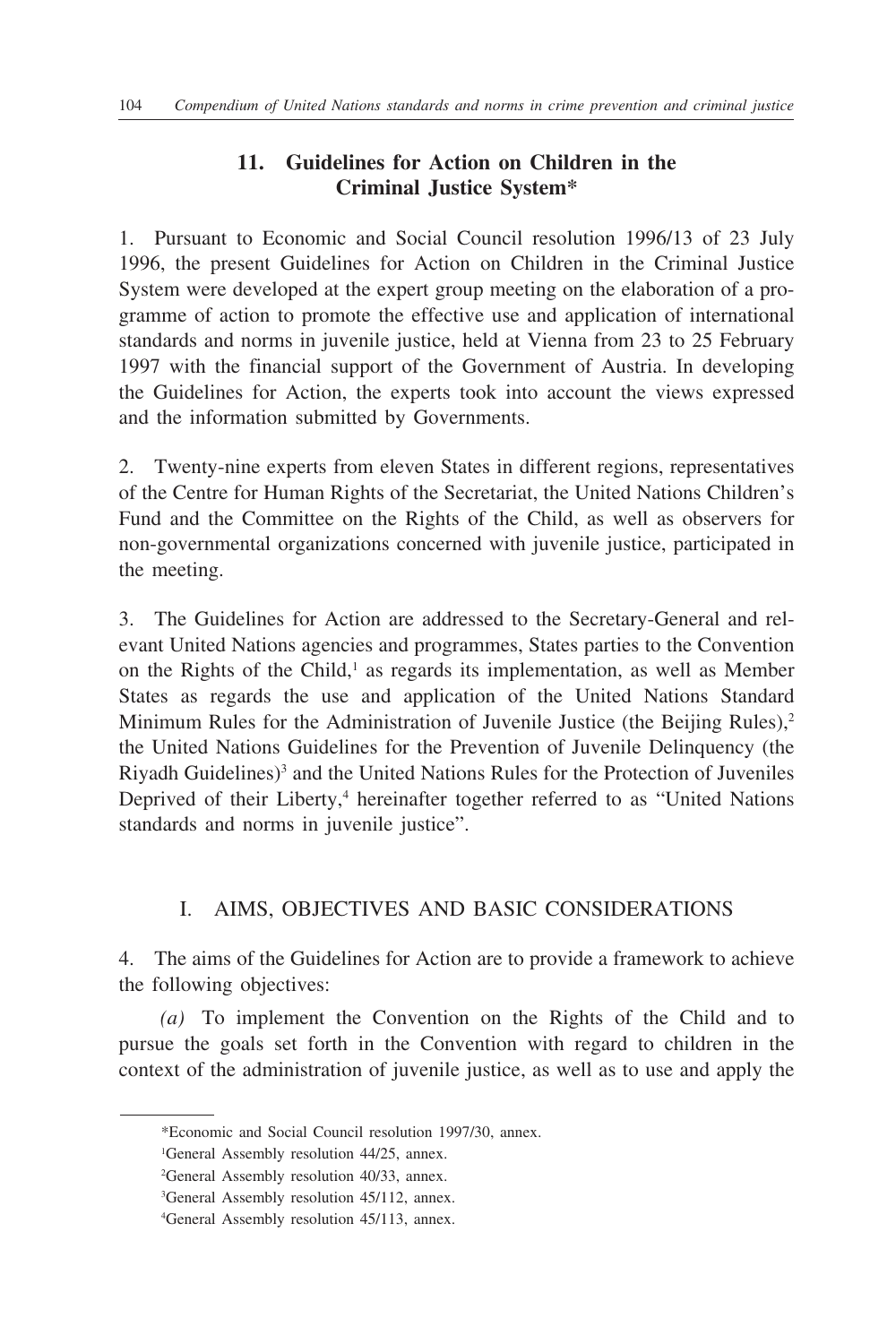## 11. Guidelines for Action on Children in the Criminal Justice System*

1. Pursuant to Economic and Social Council resolution 1996/13 of 23 July 1996, the present Guidelines for Action on Children in the Criminal Justice System were developed at the expert group meeting on the elaboration of a programme of action to promote the effective use and application of international standards and norms in juvenile justice, held at Vienna from 23 to 25 February 1997 with the financial support of the Government of Austria. In developing the Guidelines for Action, the experts took into account the views expressed and the information submitted by Governments.

2. Twenty-nine experts from eleven States in different regions, representatives of the Centre for Human Rights of the Secretariat, the United Nations Children's Fund and the Committee on the Rights of the Child, as well as observers for non-governmental organizations concerned with juvenile justice, participated in the meeting.

3. The Guidelines for Action are addressed to the Secretary-General and relevant United Nations agencies and programmes, States parties to the Convention on the Rights of the Child,[1] as regards its implementation, as well as Member States as regards the use and application of the United Nations Standard Minimum Rules for the Administration of Juvenile Justice (the Beijing Rules),[2] the United Nations Guidelines for the Prevention of Juvenile Delinquency (the Riyadh Guidelines)[3] and the United Nations Rules for the Protection of Juveniles Deprived of their Liberty,[4] hereinafter together referred to as "United Nations standards and norms in juvenile justice".

### I. AIMS, OBJECTIVES AND BASIC CONSIDERATIONS

4. The aims of the Guidelines for Action are to provide a framework to achieve the following objectives:

*(a)* To implement the Convention on the Rights of the Child and to pursue the goals set forth in the Convention with regard to children in the context of the administration of juvenile justice, as well as to use and apply the

---

*Economic and Social Council resolution 1997/30, annex.

[1]General Assembly resolution 44/25, annex.

[2]General Assembly resolution 40/33, annex.

[3]General Assembly resolution 45/112, annex.

[4]General Assembly resolution 45/113, annex.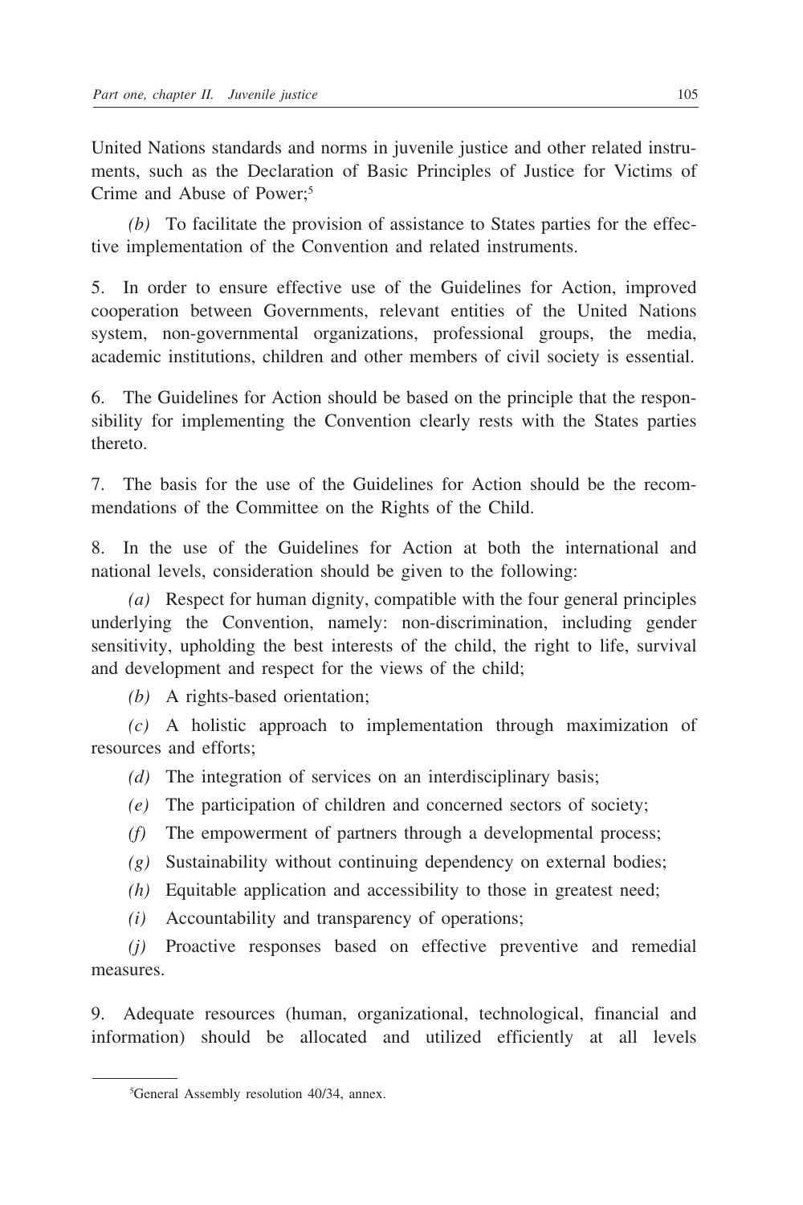United Nations standards and norms in juvenile justice and other related instruments, such as the Declaration of Basic Principles of Justice for Victims of Crime and Abuse of Power;[5]

*(b)* To facilitate the provision of assistance to States parties for the effective implementation of the Convention and related instruments.

5. In order to ensure effective use of the Guidelines for Action, improved cooperation between Governments, relevant entities of the United Nations system, non-governmental organizations, professional groups, the media, academic institutions, children and other members of civil society is essential.

6. The Guidelines for Action should be based on the principle that the responsibility for implementing the Convention clearly rests with the States parties thereto.

7. The basis for the use of the Guidelines for Action should be the recommendations of the Committee on the Rights of the Child.

8. In the use of the Guidelines for Action at both the international and national levels, consideration should be given to the following:

*(a)* Respect for human dignity, compatible with the four general principles underlying the Convention, namely: non-discrimination, including gender sensitivity, upholding the best interests of the child, the right to life, survival and development and respect for the views of the child;

*(b)* A rights-based orientation;

*(c)* A holistic approach to implementation through maximization of resources and efforts;

*(d)* The integration of services on an interdisciplinary basis;

*(e)* The participation of children and concerned sectors of society;

*(f)* The empowerment of partners through a developmental process;

*(g)* Sustainability without continuing dependency on external bodies;

*(h)* Equitable application and accessibility to those in greatest need;

*(i)* Accountability and transparency of operations;

*(j)* Proactive responses based on effective preventive and remedial measures.

9. Adequate resources (human, organizational, technological, financial and information) should be allocated and utilized efficiently at all levels

[5] General Assembly resolution 40/34, annex.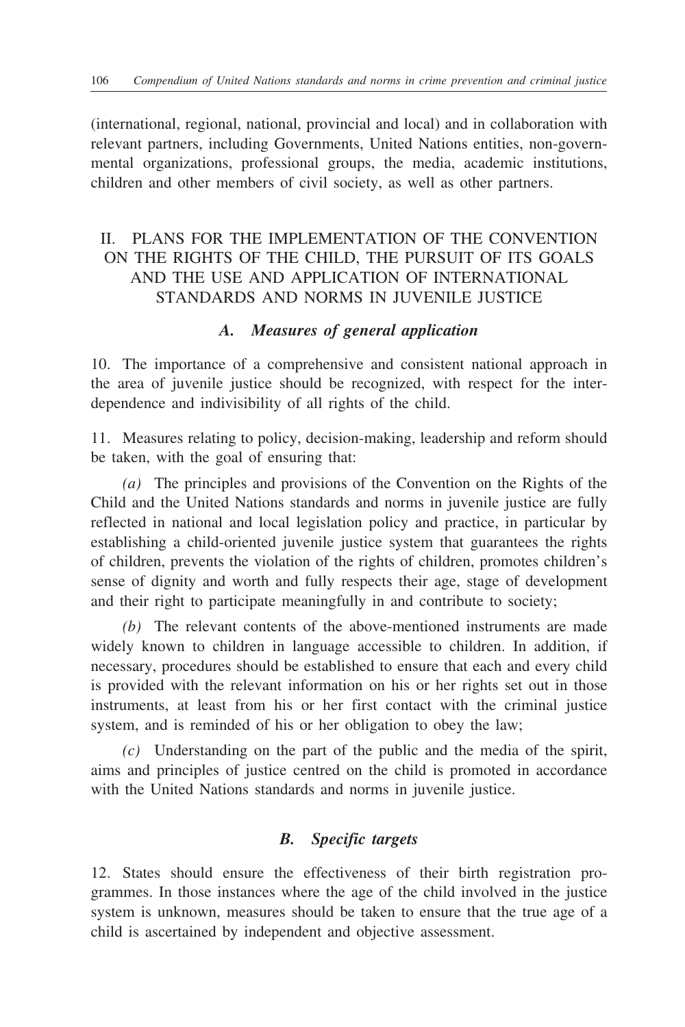(international, regional, national, provincial and local) and in collaboration with relevant partners, including Governments, United Nations entities, non-governmental organizations, professional groups, the media, academic institutions, children and other members of civil society, as well as other partners.

## II. PLANS FOR THE IMPLEMENTATION OF THE CONVENTION ON THE RIGHTS OF THE CHILD, THE PURSUIT OF ITS GOALS AND THE USE AND APPLICATION OF INTERNATIONAL STANDARDS AND NORMS IN JUVENILE JUSTICE

### *A. Measures of general application*

10. The importance of a comprehensive and consistent national approach in the area of juvenile justice should be recognized, with respect for the interdependence and indivisibility of all rights of the child.

11. Measures relating to policy, decision-making, leadership and reform should be taken, with the goal of ensuring that:

*(a)* The principles and provisions of the Convention on the Rights of the Child and the United Nations standards and norms in juvenile justice are fully reflected in national and local legislation policy and practice, in particular by establishing a child-oriented juvenile justice system that guarantees the rights of children, prevents the violation of the rights of children, promotes children's sense of dignity and worth and fully respects their age, stage of development and their right to participate meaningfully in and contribute to society;

*(b)* The relevant contents of the above-mentioned instruments are made widely known to children in language accessible to children. In addition, if necessary, procedures should be established to ensure that each and every child is provided with the relevant information on his or her rights set out in those instruments, at least from his or her first contact with the criminal justice system, and is reminded of his or her obligation to obey the law;

*(c)* Understanding on the part of the public and the media of the spirit, aims and principles of justice centred on the child is promoted in accordance with the United Nations standards and norms in juvenile justice.

### *B. Specific targets*

12. States should ensure the effectiveness of their birth registration programmes. In those instances where the age of the child involved in the justice system is unknown, measures should be taken to ensure that the true age of a child is ascertained by independent and objective assessment.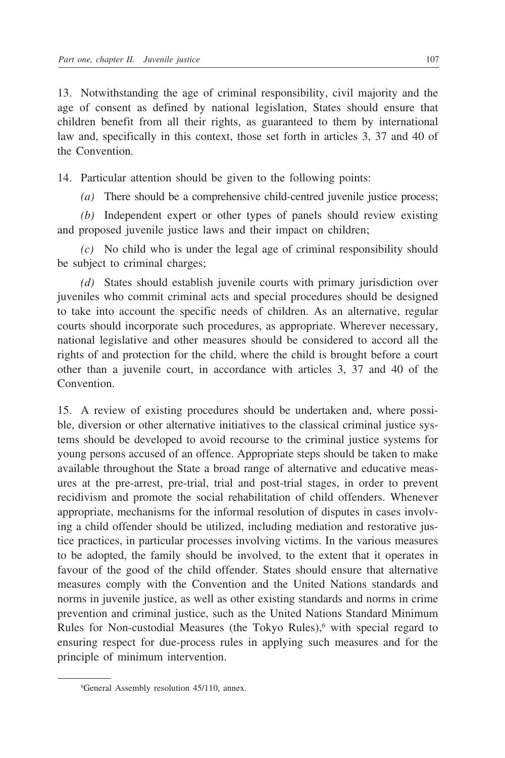13. Notwithstanding the age of criminal responsibility, civil majority and the age of consent as defined by national legislation, States should ensure that children benefit from all their rights, as guaranteed to them by international law and, specifically in this context, those set forth in articles 3, 37 and 40 of the Convention.

14. Particular attention should be given to the following points:

*(a)* There should be a comprehensive child-centred juvenile justice process;

*(b)* Independent expert or other types of panels should review existing and proposed juvenile justice laws and their impact on children;

*(c)* No child who is under the legal age of criminal responsibility should be subject to criminal charges;

*(d)* States should establish juvenile courts with primary jurisdiction over juveniles who commit criminal acts and special procedures should be designed to take into account the specific needs of children. As an alternative, regular courts should incorporate such procedures, as appropriate. Wherever necessary, national legislative and other measures should be considered to accord all the rights of and protection for the child, where the child is brought before a court other than a juvenile court, in accordance with articles 3, 37 and 40 of the Convention.

15. A review of existing procedures should be undertaken and, where possible, diversion or other alternative initiatives to the classical criminal justice systems should be developed to avoid recourse to the criminal justice systems for young persons accused of an offence. Appropriate steps should be taken to make available throughout the State a broad range of alternative and educative measures at the pre-arrest, pre-trial, trial and post-trial stages, in order to prevent recidivism and promote the social rehabilitation of child offenders. Whenever appropriate, mechanisms for the informal resolution of disputes in cases involving a child offender should be utilized, including mediation and restorative justice practices, in particular processes involving victims. In the various measures to be adopted, the family should be involved, to the extent that it operates in favour of the good of the child offender. States should ensure that alternative measures comply with the Convention and the United Nations standards and norms in juvenile justice, as well as other existing standards and norms in crime prevention and criminal justice, such as the United Nations Standard Minimum Rules for Non-custodial Measures (the Tokyo Rules),[6] with special regard to ensuring respect for due-process rules in applying such measures and for the principle of minimum intervention.

[6] General Assembly resolution 45/110, annex.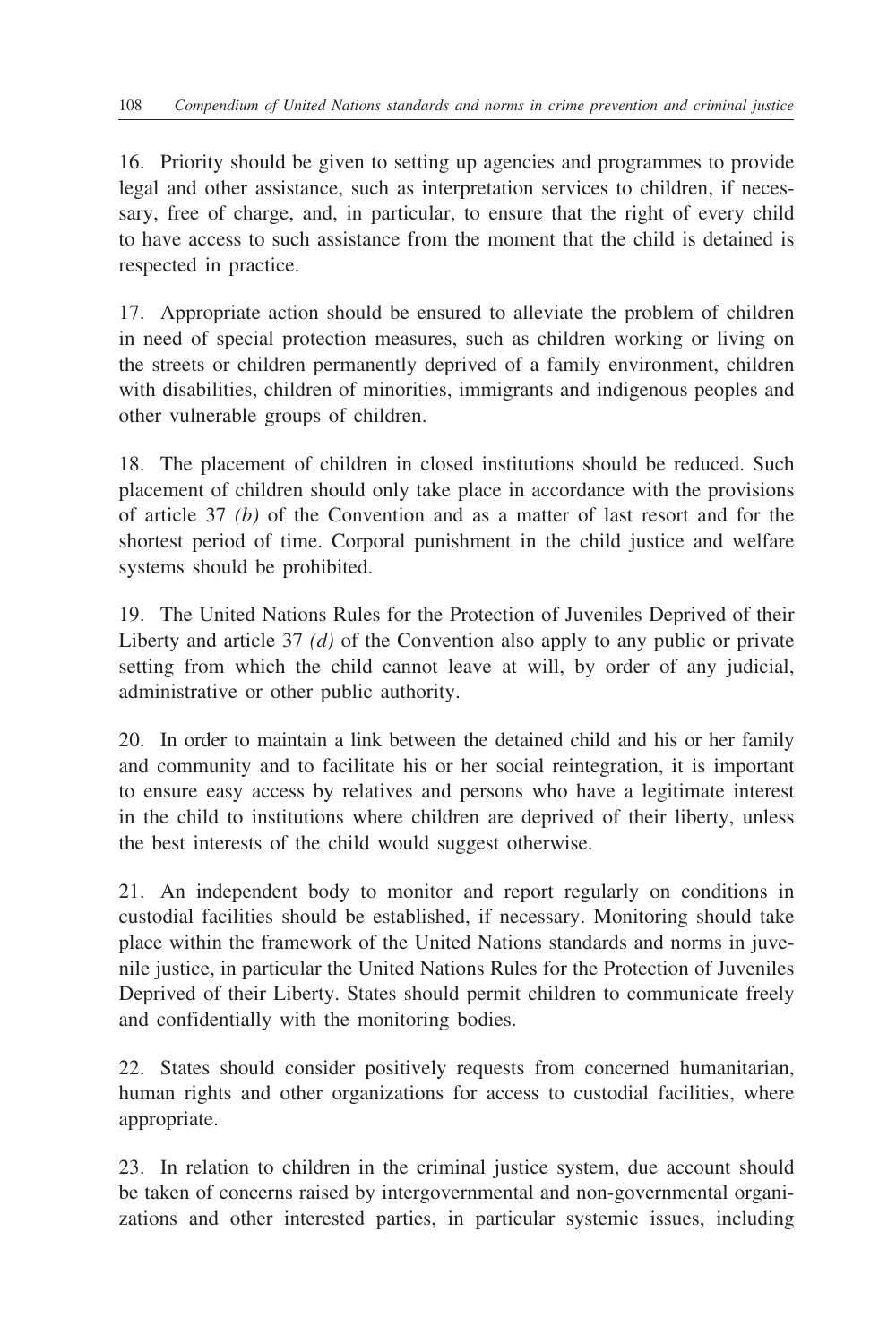16. Priority should be given to setting up agencies and programmes to provide legal and other assistance, such as interpretation services to children, if necessary, free of charge, and, in particular, to ensure that the right of every child to have access to such assistance from the moment that the child is detained is respected in practice.

17. Appropriate action should be ensured to alleviate the problem of children in need of special protection measures, such as children working or living on the streets or children permanently deprived of a family environment, children with disabilities, children of minorities, immigrants and indigenous peoples and other vulnerable groups of children.

18. The placement of children in closed institutions should be reduced. Such placement of children should only take place in accordance with the provisions of article 37 *(b)* of the Convention and as a matter of last resort and for the shortest period of time. Corporal punishment in the child justice and welfare systems should be prohibited.

19. The United Nations Rules for the Protection of Juveniles Deprived of their Liberty and article 37 *(d)* of the Convention also apply to any public or private setting from which the child cannot leave at will, by order of any judicial, administrative or other public authority.

20. In order to maintain a link between the detained child and his or her family and community and to facilitate his or her social reintegration, it is important to ensure easy access by relatives and persons who have a legitimate interest in the child to institutions where children are deprived of their liberty, unless the best interests of the child would suggest otherwise.

21. An independent body to monitor and report regularly on conditions in custodial facilities should be established, if necessary. Monitoring should take place within the framework of the United Nations standards and norms in juvenile justice, in particular the United Nations Rules for the Protection of Juveniles Deprived of their Liberty. States should permit children to communicate freely and confidentially with the monitoring bodies.

22. States should consider positively requests from concerned humanitarian, human rights and other organizations for access to custodial facilities, where appropriate.

23. In relation to children in the criminal justice system, due account should be taken of concerns raised by intergovernmental and non-governmental organizations and other interested parties, in particular systemic issues, including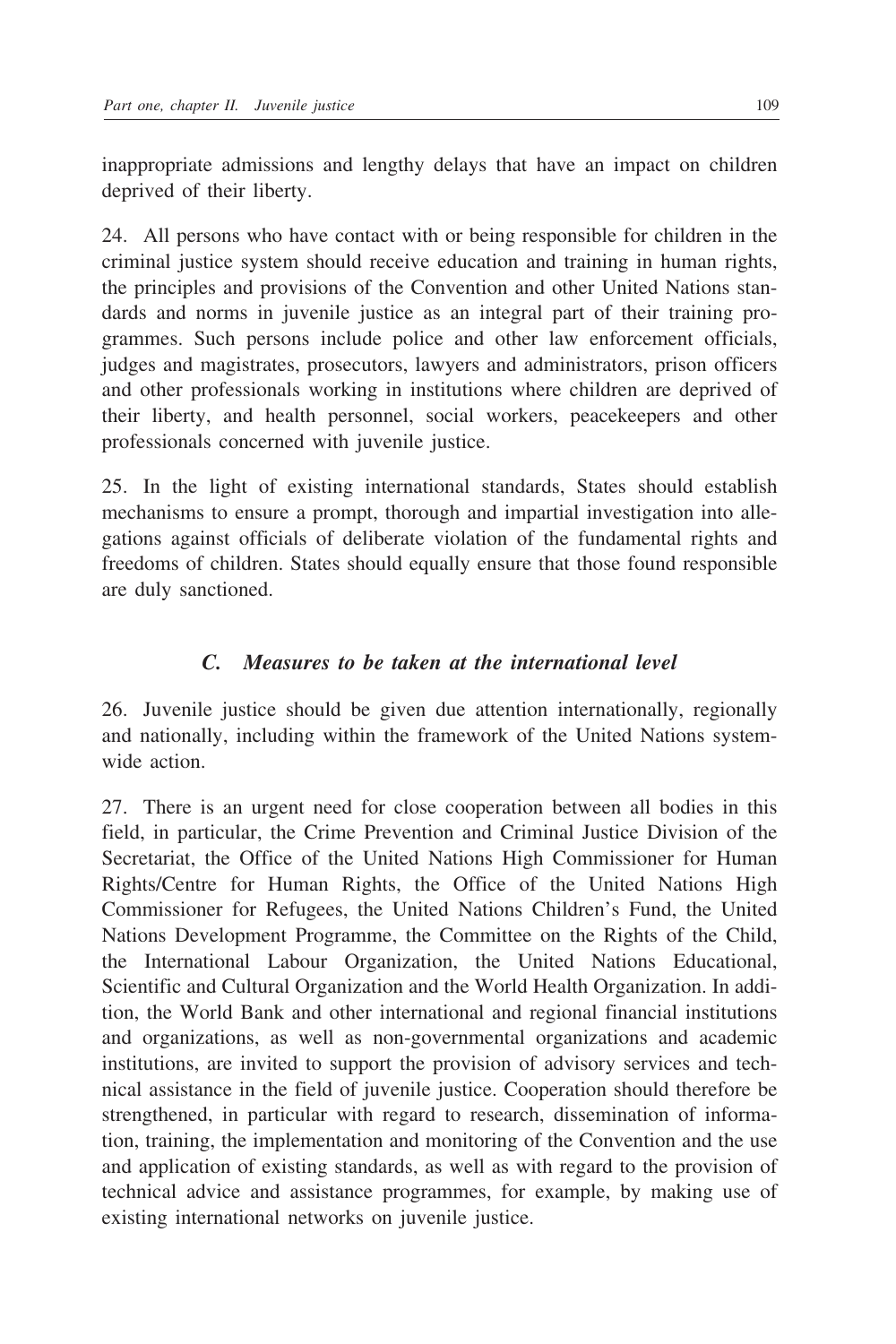inappropriate admissions and lengthy delays that have an impact on children deprived of their liberty.

24. All persons who have contact with or being responsible for children in the criminal justice system should receive education and training in human rights, the principles and provisions of the Convention and other United Nations standards and norms in juvenile justice as an integral part of their training programmes. Such persons include police and other law enforcement officials, judges and magistrates, prosecutors, lawyers and administrators, prison officers and other professionals working in institutions where children are deprived of their liberty, and health personnel, social workers, peacekeepers and other professionals concerned with juvenile justice.

25. In the light of existing international standards, States should establish mechanisms to ensure a prompt, thorough and impartial investigation into allegations against officials of deliberate violation of the fundamental rights and freedoms of children. States should equally ensure that those found responsible are duly sanctioned.

### *C. Measures to be taken at the international level*

26. Juvenile justice should be given due attention internationally, regionally and nationally, including within the framework of the United Nations system-wide action.

27. There is an urgent need for close cooperation between all bodies in this field, in particular, the Crime Prevention and Criminal Justice Division of the Secretariat, the Office of the United Nations High Commissioner for Human Rights/Centre for Human Rights, the Office of the United Nations High Commissioner for Refugees, the United Nations Children's Fund, the United Nations Development Programme, the Committee on the Rights of the Child, the International Labour Organization, the United Nations Educational, Scientific and Cultural Organization and the World Health Organization. In addition, the World Bank and other international and regional financial institutions and organizations, as well as non-governmental organizations and academic institutions, are invited to support the provision of advisory services and technical assistance in the field of juvenile justice. Cooperation should therefore be strengthened, in particular with regard to research, dissemination of information, training, the implementation and monitoring of the Convention and the use and application of existing standards, as well as with regard to the provision of technical advice and assistance programmes, for example, by making use of existing international networks on juvenile justice.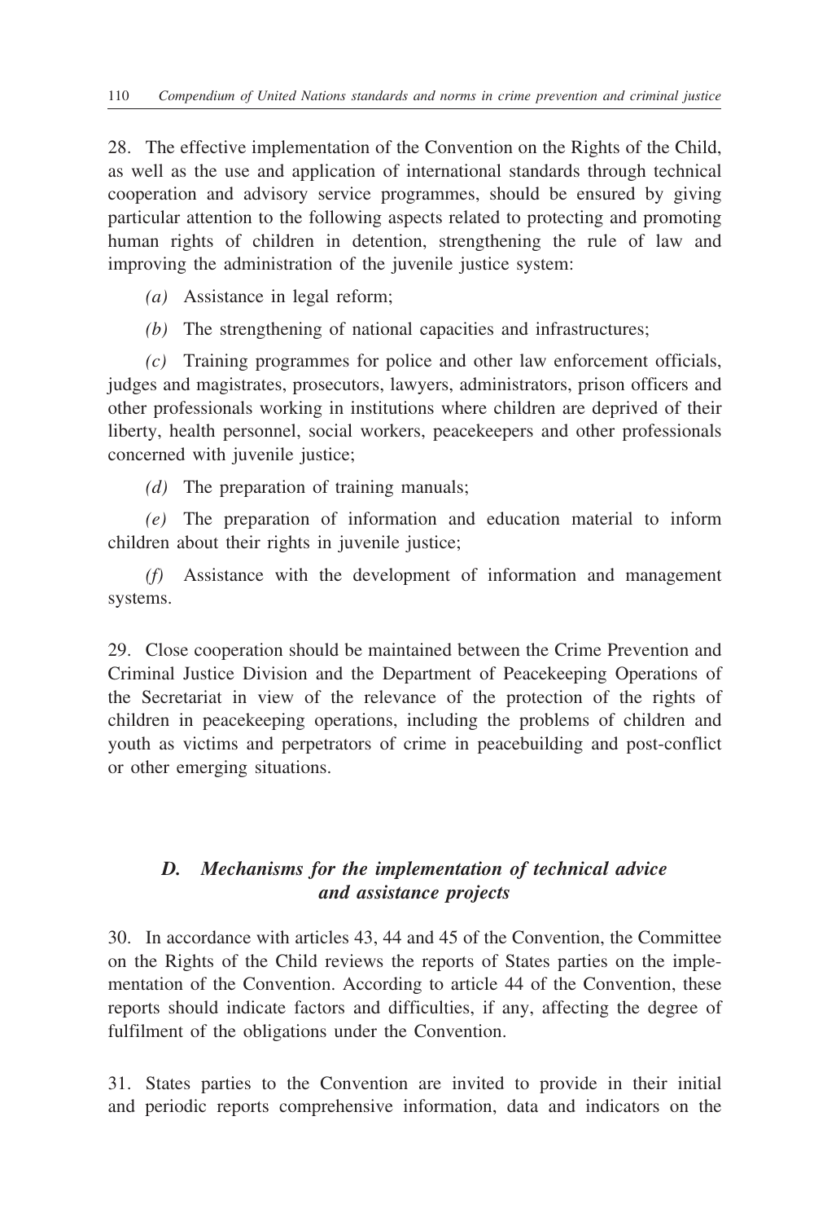28. The effective implementation of the Convention on the Rights of the Child, as well as the use and application of international standards through technical cooperation and advisory service programmes, should be ensured by giving particular attention to the following aspects related to protecting and promoting human rights of children in detention, strengthening the rule of law and improving the administration of the juvenile justice system:

*(a)* Assistance in legal reform;

*(b)* The strengthening of national capacities and infrastructures;

*(c)* Training programmes for police and other law enforcement officials, judges and magistrates, prosecutors, lawyers, administrators, prison officers and other professionals working in institutions where children are deprived of their liberty, health personnel, social workers, peacekeepers and other professionals concerned with juvenile justice;

*(d)* The preparation of training manuals;

*(e)* The preparation of information and education material to inform children about their rights in juvenile justice;

*(f)* Assistance with the development of information and management systems.

29. Close cooperation should be maintained between the Crime Prevention and Criminal Justice Division and the Department of Peacekeeping Operations of the Secretariat in view of the relevance of the protection of the rights of children in peacekeeping operations, including the problems of children and youth as victims and perpetrators of crime in peacebuilding and post-conflict or other emerging situations.

### *D. Mechanisms for the implementation of technical advice and assistance projects*

30. In accordance with articles 43, 44 and 45 of the Convention, the Committee on the Rights of the Child reviews the reports of States parties on the implementation of the Convention. According to article 44 of the Convention, these reports should indicate factors and difficulties, if any, affecting the degree of fulfilment of the obligations under the Convention.

31. States parties to the Convention are invited to provide in their initial and periodic reports comprehensive information, data and indicators on the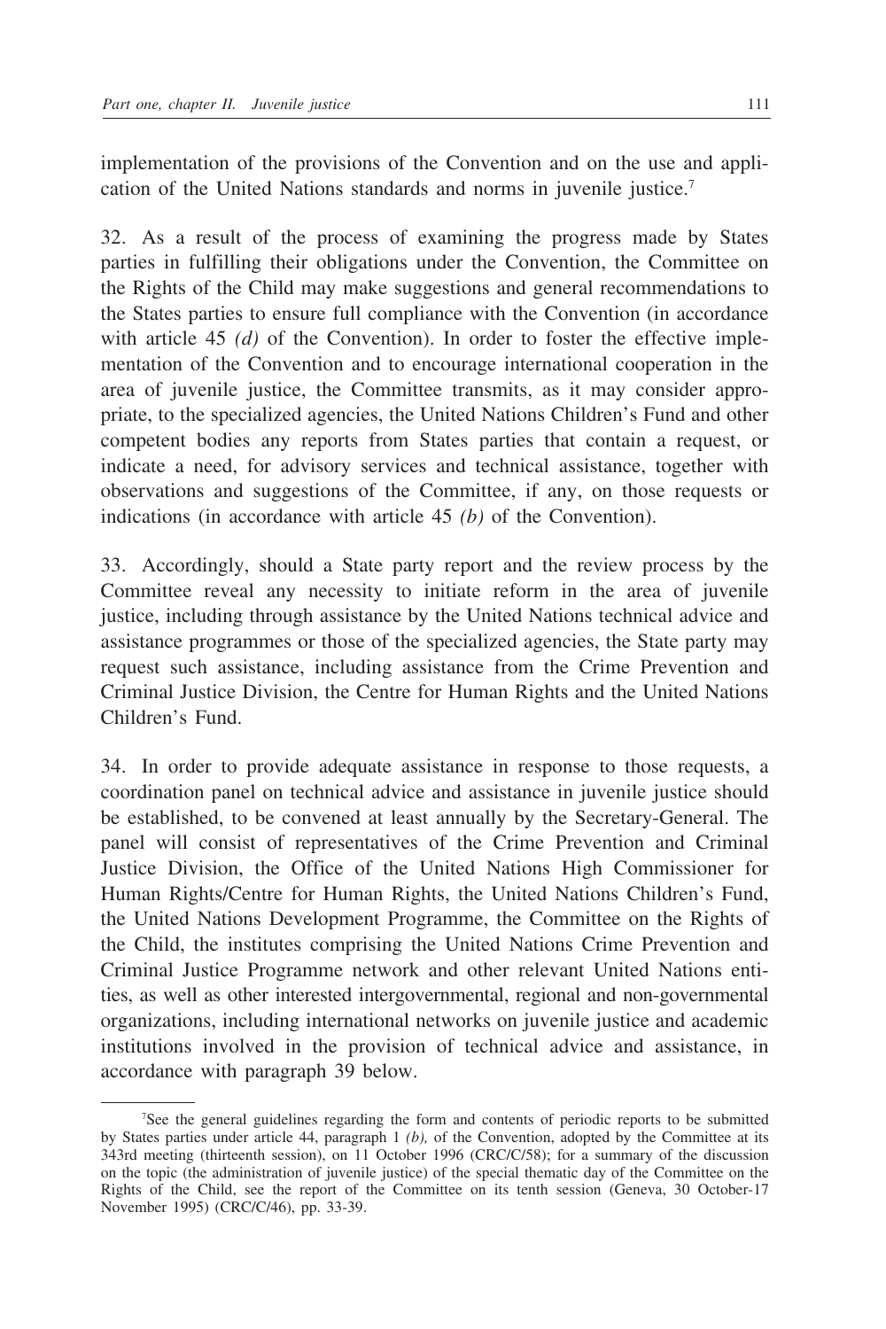implementation of the provisions of the Convention and on the use and application of the United Nations standards and norms in juvenile justice.[7]

32. As a result of the process of examining the progress made by States parties in fulfilling their obligations under the Convention, the Committee on the Rights of the Child may make suggestions and general recommendations to the States parties to ensure full compliance with the Convention (in accordance with article 45 *(d)* of the Convention). In order to foster the effective implementation of the Convention and to encourage international cooperation in the area of juvenile justice, the Committee transmits, as it may consider appropriate, to the specialized agencies, the United Nations Children's Fund and other competent bodies any reports from States parties that contain a request, or indicate a need, for advisory services and technical assistance, together with observations and suggestions of the Committee, if any, on those requests or indications (in accordance with article 45 *(b)* of the Convention).

33. Accordingly, should a State party report and the review process by the Committee reveal any necessity to initiate reform in the area of juvenile justice, including through assistance by the United Nations technical advice and assistance programmes or those of the specialized agencies, the State party may request such assistance, including assistance from the Crime Prevention and Criminal Justice Division, the Centre for Human Rights and the United Nations Children's Fund.

34. In order to provide adequate assistance in response to those requests, a coordination panel on technical advice and assistance in juvenile justice should be established, to be convened at least annually by the Secretary-General. The panel will consist of representatives of the Crime Prevention and Criminal Justice Division, the Office of the United Nations High Commissioner for Human Rights/Centre for Human Rights, the United Nations Children's Fund, the United Nations Development Programme, the Committee on the Rights of the Child, the institutes comprising the United Nations Crime Prevention and Criminal Justice Programme network and other relevant United Nations entities, as well as other interested intergovernmental, regional and non-governmental organizations, including international networks on juvenile justice and academic institutions involved in the provision of technical advice and assistance, in accordance with paragraph 39 below.

---

[7]See the general guidelines regarding the form and contents of periodic reports to be submitted by States parties under article 44, paragraph 1 *(b),* of the Convention, adopted by the Committee at its 343rd meeting (thirteenth session), on 11 October 1996 (CRC/C/58); for a summary of the discussion on the topic (the administration of juvenile justice) of the special thematic day of the Committee on the Rights of the Child, see the report of the Committee on its tenth session (Geneva, 30 October-17 November 1995) (CRC/C/46), pp. 33-39.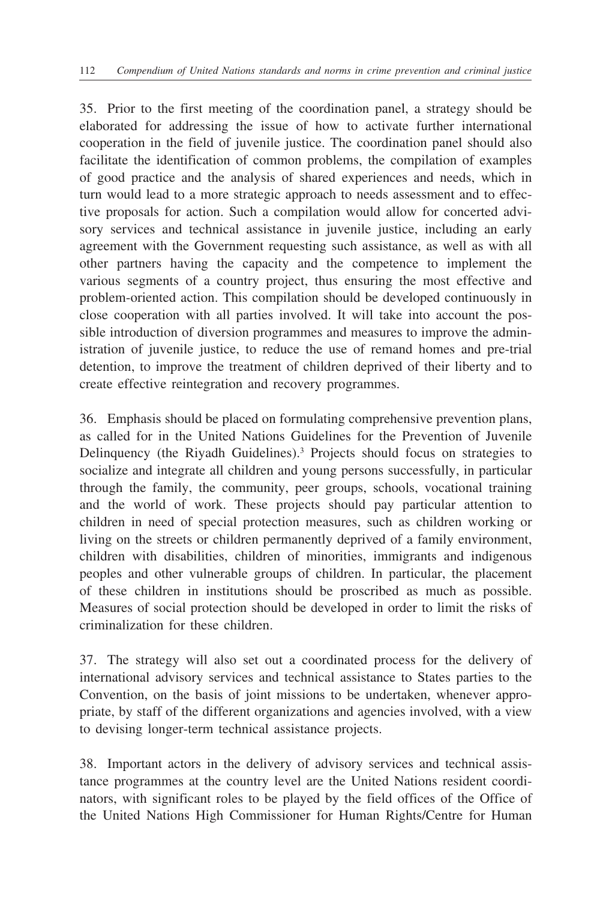35. Prior to the first meeting of the coordination panel, a strategy should be elaborated for addressing the issue of how to activate further international cooperation in the field of juvenile justice. The coordination panel should also facilitate the identification of common problems, the compilation of examples of good practice and the analysis of shared experiences and needs, which in turn would lead to a more strategic approach to needs assessment and to effective proposals for action. Such a compilation would allow for concerted advisory services and technical assistance in juvenile justice, including an early agreement with the Government requesting such assistance, as well as with all other partners having the capacity and the competence to implement the various segments of a country project, thus ensuring the most effective and problem-oriented action. This compilation should be developed continuously in close cooperation with all parties involved. It will take into account the possible introduction of diversion programmes and measures to improve the administration of juvenile justice, to reduce the use of remand homes and pre-trial detention, to improve the treatment of children deprived of their liberty and to create effective reintegration and recovery programmes.

36. Emphasis should be placed on formulating comprehensive prevention plans, as called for in the United Nations Guidelines for the Prevention of Juvenile Delinquency (the Riyadh Guidelines).[3] Projects should focus on strategies to socialize and integrate all children and young persons successfully, in particular through the family, the community, peer groups, schools, vocational training and the world of work. These projects should pay particular attention to children in need of special protection measures, such as children working or living on the streets or children permanently deprived of a family environment, children with disabilities, children of minorities, immigrants and indigenous peoples and other vulnerable groups of children. In particular, the placement of these children in institutions should be proscribed as much as possible. Measures of social protection should be developed in order to limit the risks of criminalization for these children.

37. The strategy will also set out a coordinated process for the delivery of international advisory services and technical assistance to States parties to the Convention, on the basis of joint missions to be undertaken, whenever appropriate, by staff of the different organizations and agencies involved, with a view to devising longer-term technical assistance projects.

38. Important actors in the delivery of advisory services and technical assistance programmes at the country level are the United Nations resident coordinators, with significant roles to be played by the field offices of the Office of the United Nations High Commissioner for Human Rights/Centre for Human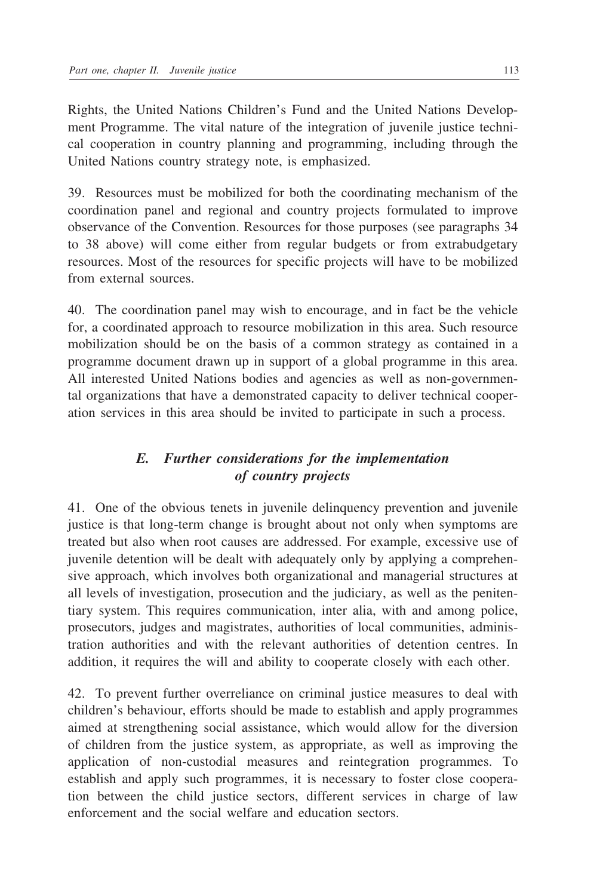Rights, the United Nations Children's Fund and the United Nations Development Programme. The vital nature of the integration of juvenile justice technical cooperation in country planning and programming, including through the United Nations country strategy note, is emphasized.

39. Resources must be mobilized for both the coordinating mechanism of the coordination panel and regional and country projects formulated to improve observance of the Convention. Resources for those purposes (see paragraphs 34 to 38 above) will come either from regular budgets or from extrabudgetary resources. Most of the resources for specific projects will have to be mobilized from external sources.

40. The coordination panel may wish to encourage, and in fact be the vehicle for, a coordinated approach to resource mobilization in this area. Such resource mobilization should be on the basis of a common strategy as contained in a programme document drawn up in support of a global programme in this area. All interested United Nations bodies and agencies as well as non-governmental organizations that have a demonstrated capacity to deliver technical cooperation services in this area should be invited to participate in such a process.

### *E. Further considerations for the implementation of country projects*

41. One of the obvious tenets in juvenile delinquency prevention and juvenile justice is that long-term change is brought about not only when symptoms are treated but also when root causes are addressed. For example, excessive use of juvenile detention will be dealt with adequately only by applying a comprehensive approach, which involves both organizational and managerial structures at all levels of investigation, prosecution and the judiciary, as well as the penitentiary system. This requires communication, inter alia, with and among police, prosecutors, judges and magistrates, authorities of local communities, administration authorities and with the relevant authorities of detention centres. In addition, it requires the will and ability to cooperate closely with each other.

42. To prevent further overreliance on criminal justice measures to deal with children's behaviour, efforts should be made to establish and apply programmes aimed at strengthening social assistance, which would allow for the diversion of children from the justice system, as appropriate, as well as improving the application of non-custodial measures and reintegration programmes. To establish and apply such programmes, it is necessary to foster close cooperation between the child justice sectors, different services in charge of law enforcement and the social welfare and education sectors.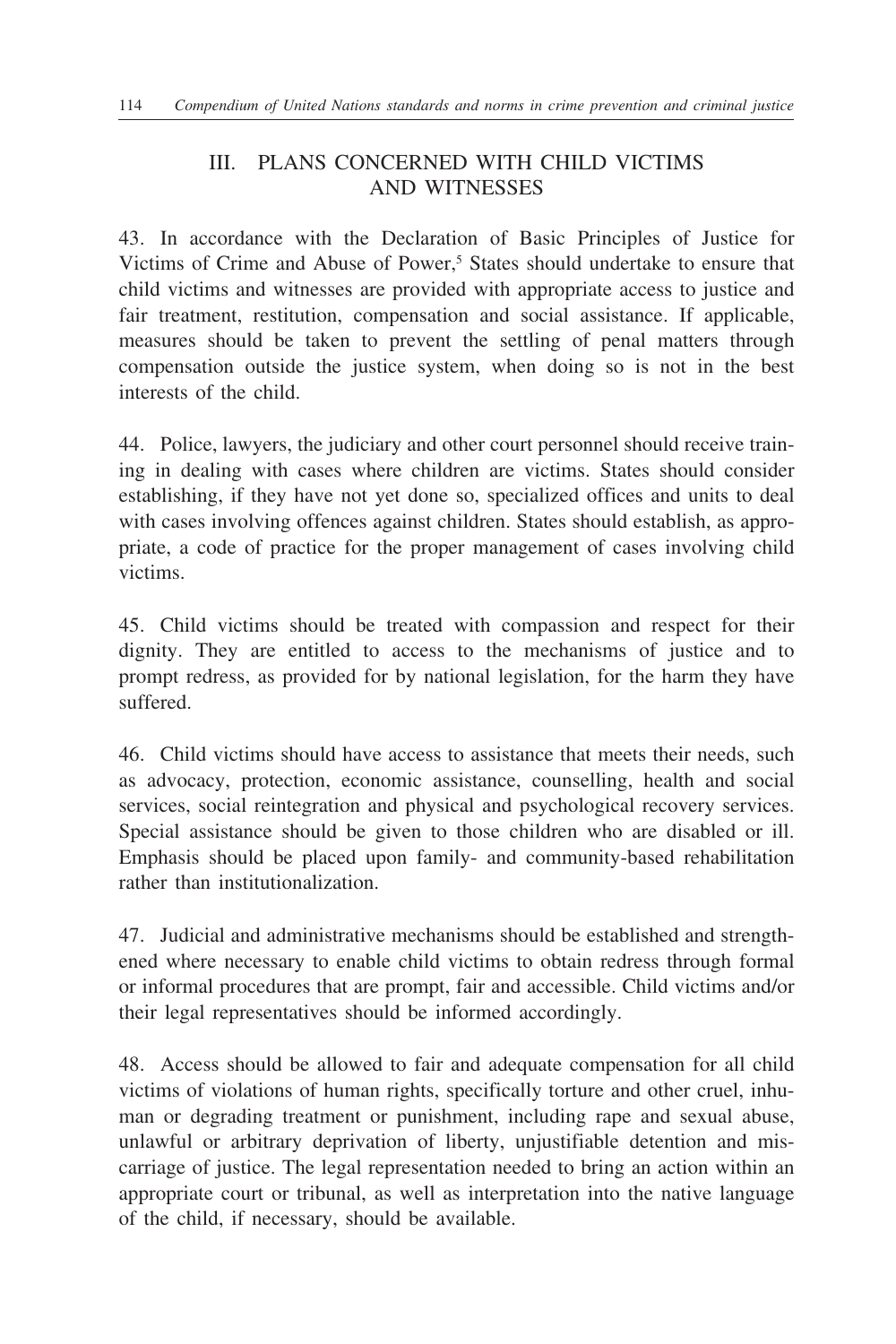## III. PLANS CONCERNED WITH CHILD VICTIMS AND WITNESSES

43. In accordance with the Declaration of Basic Principles of Justice for Victims of Crime and Abuse of Power,[5] States should undertake to ensure that child victims and witnesses are provided with appropriate access to justice and fair treatment, restitution, compensation and social assistance. If applicable, measures should be taken to prevent the settling of penal matters through compensation outside the justice system, when doing so is not in the best interests of the child.

44. Police, lawyers, the judiciary and other court personnel should receive training in dealing with cases where children are victims. States should consider establishing, if they have not yet done so, specialized offices and units to deal with cases involving offences against children. States should establish, as appropriate, a code of practice for the proper management of cases involving child victims.

45. Child victims should be treated with compassion and respect for their dignity. They are entitled to access to the mechanisms of justice and to prompt redress, as provided for by national legislation, for the harm they have suffered.

46. Child victims should have access to assistance that meets their needs, such as advocacy, protection, economic assistance, counselling, health and social services, social reintegration and physical and psychological recovery services. Special assistance should be given to those children who are disabled or ill. Emphasis should be placed upon family- and community-based rehabilitation rather than institutionalization.

47. Judicial and administrative mechanisms should be established and strengthened where necessary to enable child victims to obtain redress through formal or informal procedures that are prompt, fair and accessible. Child victims and/or their legal representatives should be informed accordingly.

48. Access should be allowed to fair and adequate compensation for all child victims of violations of human rights, specifically torture and other cruel, inhuman or degrading treatment or punishment, including rape and sexual abuse, unlawful or arbitrary deprivation of liberty, unjustifiable detention and miscarriage of justice. The legal representation needed to bring an action within an appropriate court or tribunal, as well as interpretation into the native language of the child, if necessary, should be available.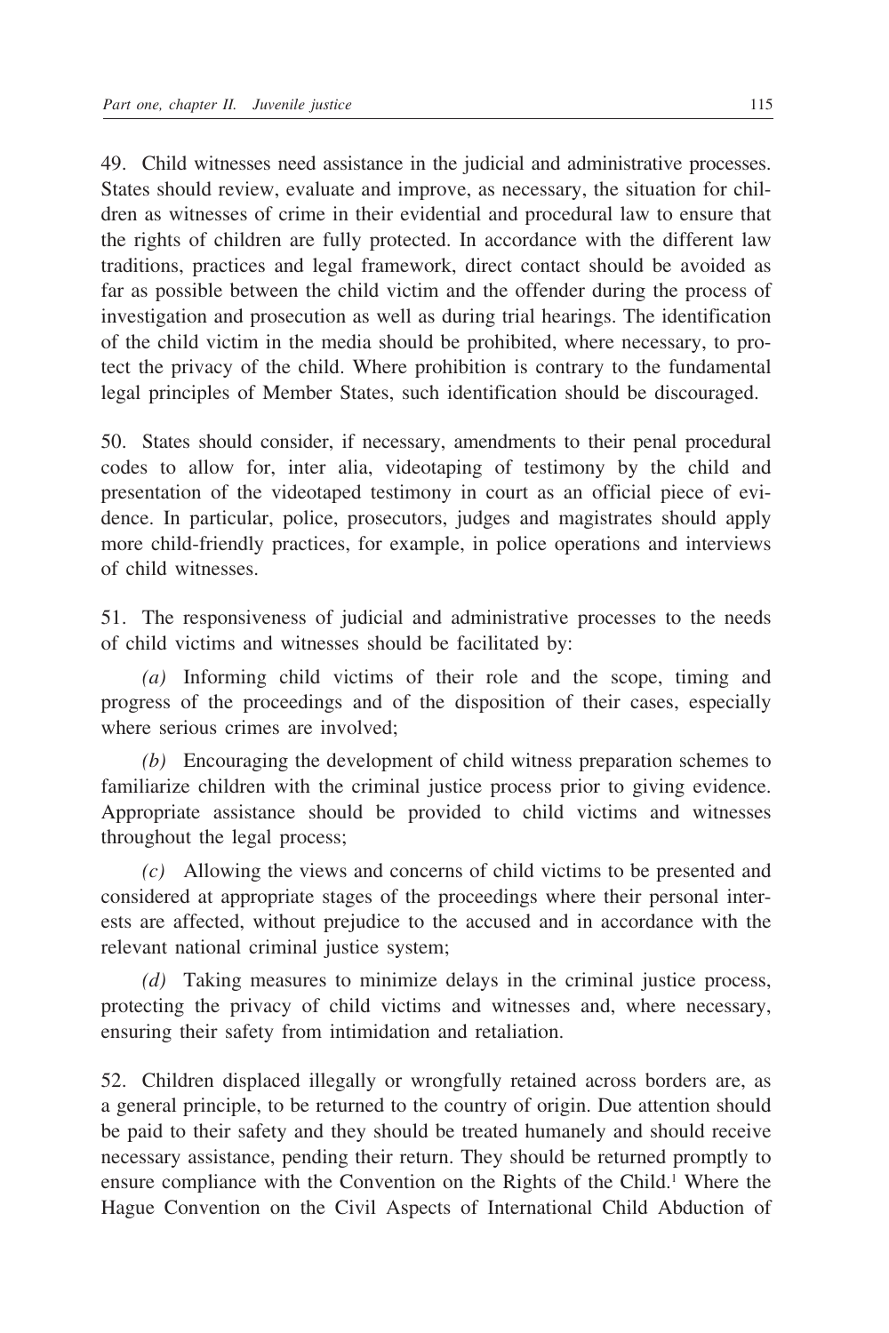49. Child witnesses need assistance in the judicial and administrative processes. States should review, evaluate and improve, as necessary, the situation for children as witnesses of crime in their evidential and procedural law to ensure that the rights of children are fully protected. In accordance with the different law traditions, practices and legal framework, direct contact should be avoided as far as possible between the child victim and the offender during the process of investigation and prosecution as well as during trial hearings. The identification of the child victim in the media should be prohibited, where necessary, to protect the privacy of the child. Where prohibition is contrary to the fundamental legal principles of Member States, such identification should be discouraged.

50. States should consider, if necessary, amendments to their penal procedural codes to allow for, inter alia, videotaping of testimony by the child and presentation of the videotaped testimony in court as an official piece of evidence. In particular, police, prosecutors, judges and magistrates should apply more child-friendly practices, for example, in police operations and interviews of child witnesses.

51. The responsiveness of judicial and administrative processes to the needs of child victims and witnesses should be facilitated by:

*(a)* Informing child victims of their role and the scope, timing and progress of the proceedings and of the disposition of their cases, especially where serious crimes are involved;

*(b)* Encouraging the development of child witness preparation schemes to familiarize children with the criminal justice process prior to giving evidence. Appropriate assistance should be provided to child victims and witnesses throughout the legal process;

*(c)* Allowing the views and concerns of child victims to be presented and considered at appropriate stages of the proceedings where their personal interests are affected, without prejudice to the accused and in accordance with the relevant national criminal justice system;

*(d)* Taking measures to minimize delays in the criminal justice process, protecting the privacy of child victims and witnesses and, where necessary, ensuring their safety from intimidation and retaliation.

52. Children displaced illegally or wrongfully retained across borders are, as a general principle, to be returned to the country of origin. Due attention should be paid to their safety and they should be treated humanely and should receive necessary assistance, pending their return. They should be returned promptly to ensure compliance with the Convention on the Rights of the Child.[1] Where the Hague Convention on the Civil Aspects of International Child Abduction of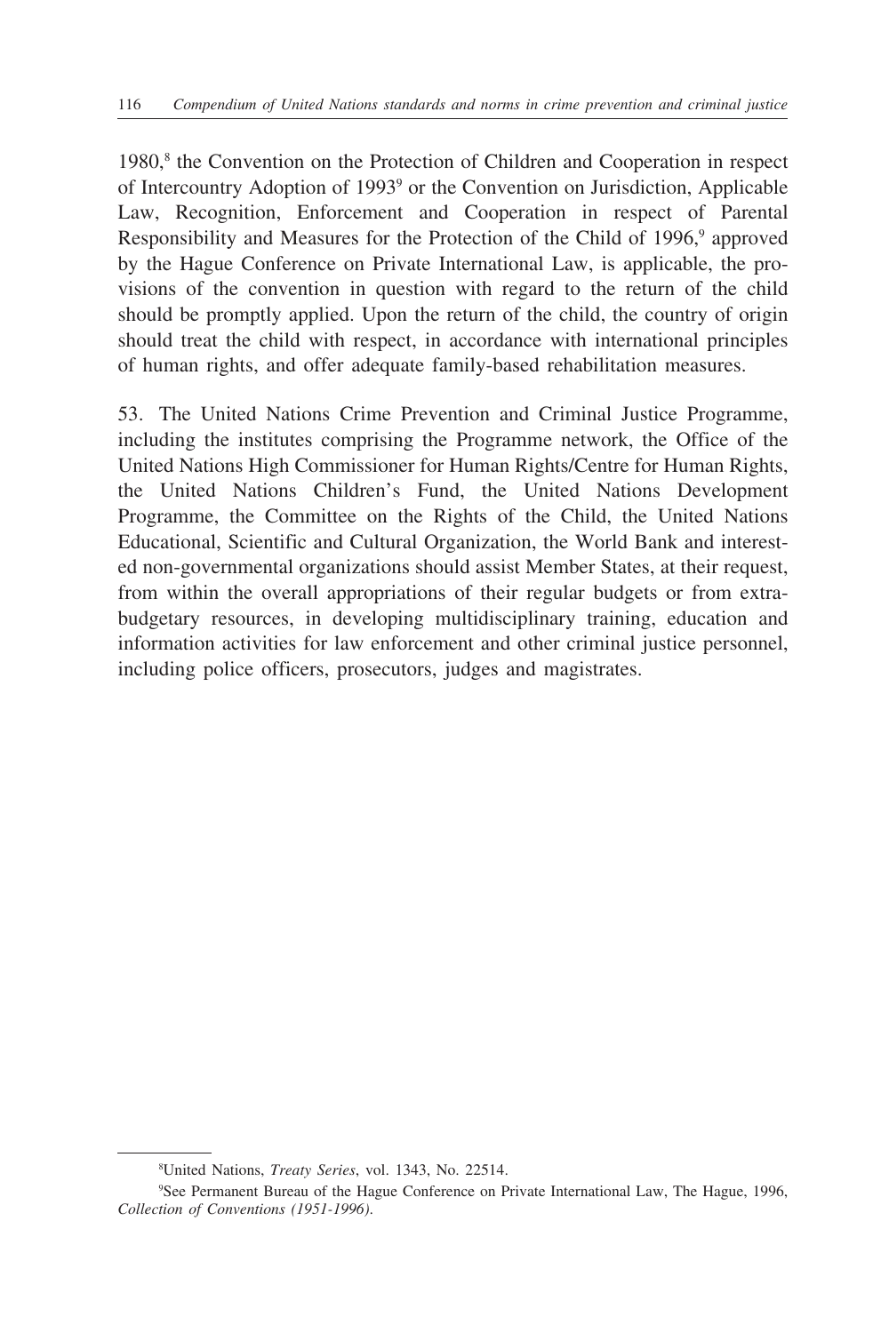1980,[8] the Convention on the Protection of Children and Cooperation in respect of Intercountry Adoption of 1993[9] or the Convention on Jurisdiction, Applicable Law, Recognition, Enforcement and Cooperation in respect of Parental Responsibility and Measures for the Protection of the Child of 1996,[9] approved by the Hague Conference on Private International Law, is applicable, the provisions of the convention in question with regard to the return of the child should be promptly applied. Upon the return of the child, the country of origin should treat the child with respect, in accordance with international principles of human rights, and offer adequate family-based rehabilitation measures.

53. The United Nations Crime Prevention and Criminal Justice Programme, including the institutes comprising the Programme network, the Office of the United Nations High Commissioner for Human Rights/Centre for Human Rights, the United Nations Children's Fund, the United Nations Development Programme, the Committee on the Rights of the Child, the United Nations Educational, Scientific and Cultural Organization, the World Bank and interested non-governmental organizations should assist Member States, at their request, from within the overall appropriations of their regular budgets or from extrabudgetary resources, in developing multidisciplinary training, education and information activities for law enforcement and other criminal justice personnel, including police officers, prosecutors, judges and magistrates.

---

[8]United Nations, *Treaty Series*, vol. 1343, No. 22514.

[9]See Permanent Bureau of the Hague Conference on Private International Law, The Hague, 1996, *Collection of Conventions (1951-1996).*